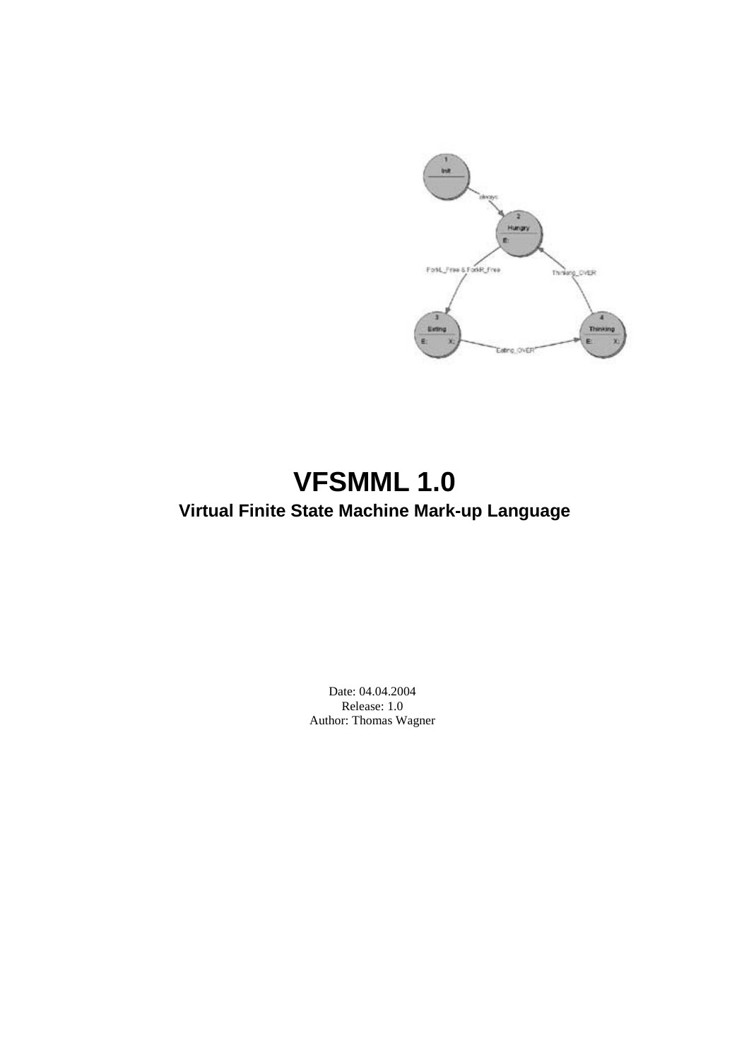# VFSMML 1.0

## Virtual Finite State Machine Mark-up Language

Date: 04.04.2004

Release: 1.0

Author: Thomas Wagner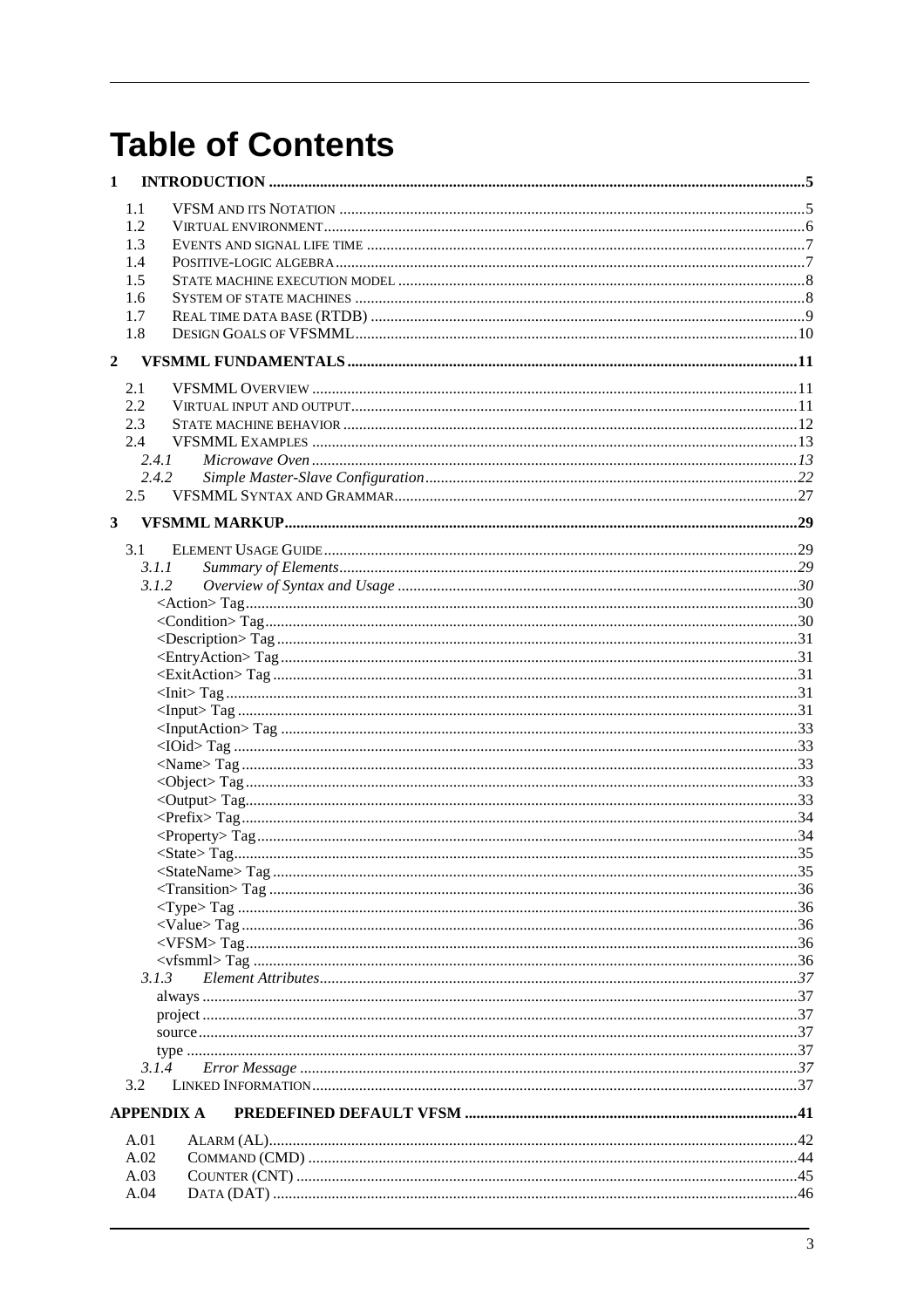# Table of Contents

- 1 INTRODUCTION ..... 5
  - 1.1 VFSM AND ITS NOTATION ..... 5
  - 1.2 VIRTUAL ENVIRONMENT ..... 6
  - 1.3 EVENTS AND SIGNAL LIFE TIME ..... 7
  - 1.4 POSITIVE-LOGIC ALGEBRA ..... 7
  - 1.5 STATE MACHINE EXECUTION MODEL ..... 8
  - 1.6 SYSTEM OF STATE MACHINES ..... 8
  - 1.7 REAL TIME DATA BASE (RTDB) ..... 9
  - 1.8 DESIGN GOALS OF VFSMML ..... 10
- 2 VFSMML FUNDAMENTALS ..... 11
  - 2.1 VFSMML OVERVIEW ..... 11
  - 2.2 VIRTUAL INPUT AND OUTPUT ..... 11
  - 2.3 STATE MACHINE BEHAVIOR ..... 12
  - 2.4 VFSMML EXAMPLES ..... 13
    - *2.4.1 Microwave Oven ..... 13*
    - *2.4.2 Simple Master-Slave Configuration ..... 22*
  - 2.5 VFSMML SYNTAX AND GRAMMAR ..... 27
- 3 VFSMML MARKUP ..... 29
  - 3.1 ELEMENT USAGE GUIDE ..... 29
    - *3.1.1 Summary of Elements ..... 29*
    - *3.1.2 Overview of Syntax and Usage ..... 30*
      - <Action> Tag ..... 30
      - <Condition> Tag ..... 30
      - <Description> Tag ..... 31
      - <EntryAction> Tag ..... 31
      - <ExitAction> Tag ..... 31
      - <Init> Tag ..... 31
      - <Input> Tag ..... 31
      - <InputAction> Tag ..... 33
      - <IOid> Tag ..... 33
      - <Name> Tag ..... 33
      - <Object> Tag ..... 33
      - <Output> Tag ..... 33
      - <Prefix> Tag ..... 34
      - <Property> Tag ..... 34
      - <State> Tag ..... 35
      - <StateName> Tag ..... 35
      - <Transition> Tag ..... 36
      - <Type> Tag ..... 36
      - <Value> Tag ..... 36
      - <VFSM> Tag ..... 36
      - <vfsmml> Tag ..... 36
    - *3.1.3 Element Attributes ..... 37*
      - always ..... 37
      - project ..... 37
      - source ..... 37
      - type ..... 37
    - *3.1.4 Error Message ..... 37*
  - 3.2 LINKED INFORMATION ..... 37
- APPENDIX A PREDEFINED DEFAULT VFSM ..... 41
  - A.01 ALARM (AL) ..... 42
  - A.02 COMMAND (CMD) ..... 44
  - A.03 COUNTER (CNT) ..... 45
  - A.04 DATA (DAT) ..... 46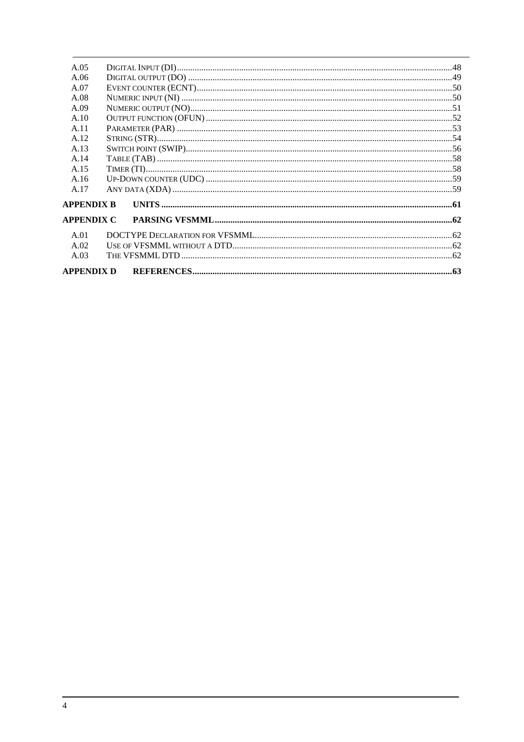| | | |
|---|---|---|
| A.05 | Digital Input (DI) | 48 |
| A.06 | Digital output (DO) | 49 |
| A.07 | Event counter (ECNT) | 50 |
| A.08 | Numeric input (NI) | 50 |
| A.09 | Numeric output (NO) | 51 |
| A.10 | Output function (OFUN) | 52 |
| A.11 | Parameter (PAR) | 53 |
| A.12 | String (STR) | 54 |
| A.13 | Switch point (SWIP) | 56 |
| A.14 | Table (TAB) | 58 |
| A.15 | Timer (TI) | 58 |
| A.16 | Up-Down counter (UDC) | 59 |
| A.17 | Any data (XDA) | 59 |
| **APPENDIX B** | **UNITS** | **61** |
| **APPENDIX C** | **PARSING VFSMML** | **62** |
| A.01 | DOCTYPE Declaration for VFSMML | 62 |
| A.02 | Use of VFSMML without a DTD | 62 |
| A.03 | The VFSMML DTD | 62 |
| **APPENDIX D** | **REFERENCES** | **63** |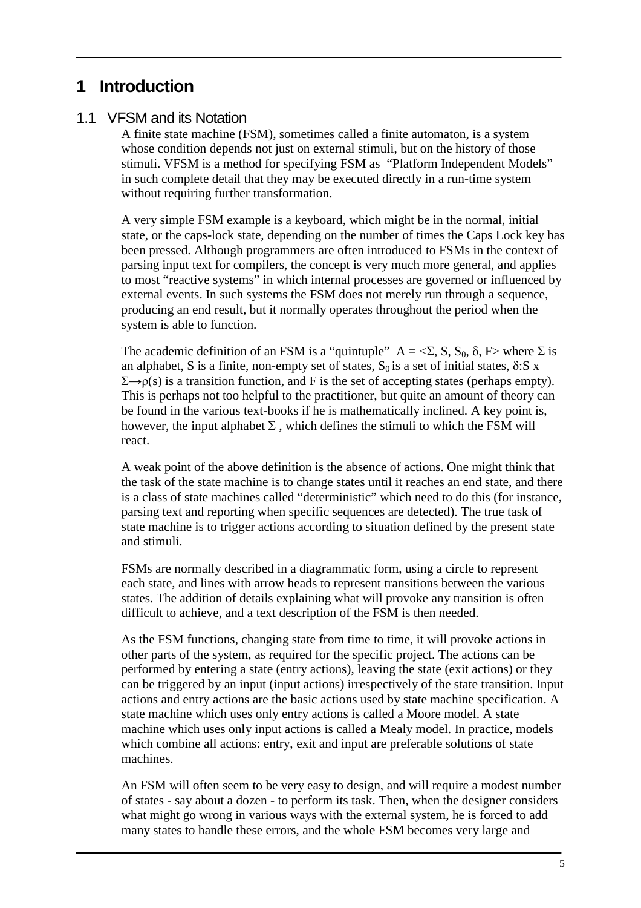# 1 Introduction

## 1.1 VFSM and its Notation

A finite state machine (FSM), sometimes called a finite automaton, is a system whose condition depends not just on external stimuli, but on the history of those stimuli. VFSM is a method for specifying FSM as "Platform Independent Models" in such complete detail that they may be executed directly in a run-time system without requiring further transformation.

A very simple FSM example is a keyboard, which might be in the normal, initial state, or the caps-lock state, depending on the number of times the Caps Lock key has been pressed. Although programmers are often introduced to FSMs in the context of parsing input text for compilers, the concept is very much more general, and applies to most "reactive systems" in which internal processes are governed or influenced by external events. In such systems the FSM does not merely run through a sequence, producing an end result, but it normally operates throughout the period when the system is able to function.

The academic definition of an FSM is a "quintuple" $A = <\Sigma, S, S_0, \delta, F>$ where $\Sigma$ is an alphabet, S is a finite, non-empty set of states, $S_0$ is a set of initial states, $\delta: S \times \Sigma \rightarrow \rho(s)$ is a transition function, and F is the set of accepting states (perhaps empty). This is perhaps not too helpful to the practitioner, but quite an amount of theory can be found in the various text-books if he is mathematically inclined. A key point is, however, the input alphabet $\Sigma$ , which defines the stimuli to which the FSM will react.

A weak point of the above definition is the absence of actions. One might think that the task of the state machine is to change states until it reaches an end state, and there is a class of state machines called "deterministic" which need to do this (for instance, parsing text and reporting when specific sequences are detected). The true task of state machine is to trigger actions according to situation defined by the present state and stimuli.

FSMs are normally described in a diagrammatic form, using a circle to represent each state, and lines with arrow heads to represent transitions between the various states. The addition of details explaining what will provoke any transition is often difficult to achieve, and a text description of the FSM is then needed.

As the FSM functions, changing state from time to time, it will provoke actions in other parts of the system, as required for the specific project. The actions can be performed by entering a state (entry actions), leaving the state (exit actions) or they can be triggered by an input (input actions) irrespectively of the state transition. Input actions and entry actions are the basic actions used by state machine specification. A state machine which uses only entry actions is called a Moore model. A state machine which uses only input actions is called a Mealy model. In practice, models which combine all actions: entry, exit and input are preferable solutions of state machines.

An FSM will often seem to be very easy to design, and will require a modest number of states - say about a dozen - to perform its task. Then, when the designer considers what might go wrong in various ways with the external system, he is forced to add many states to handle these errors, and the whole FSM becomes very large and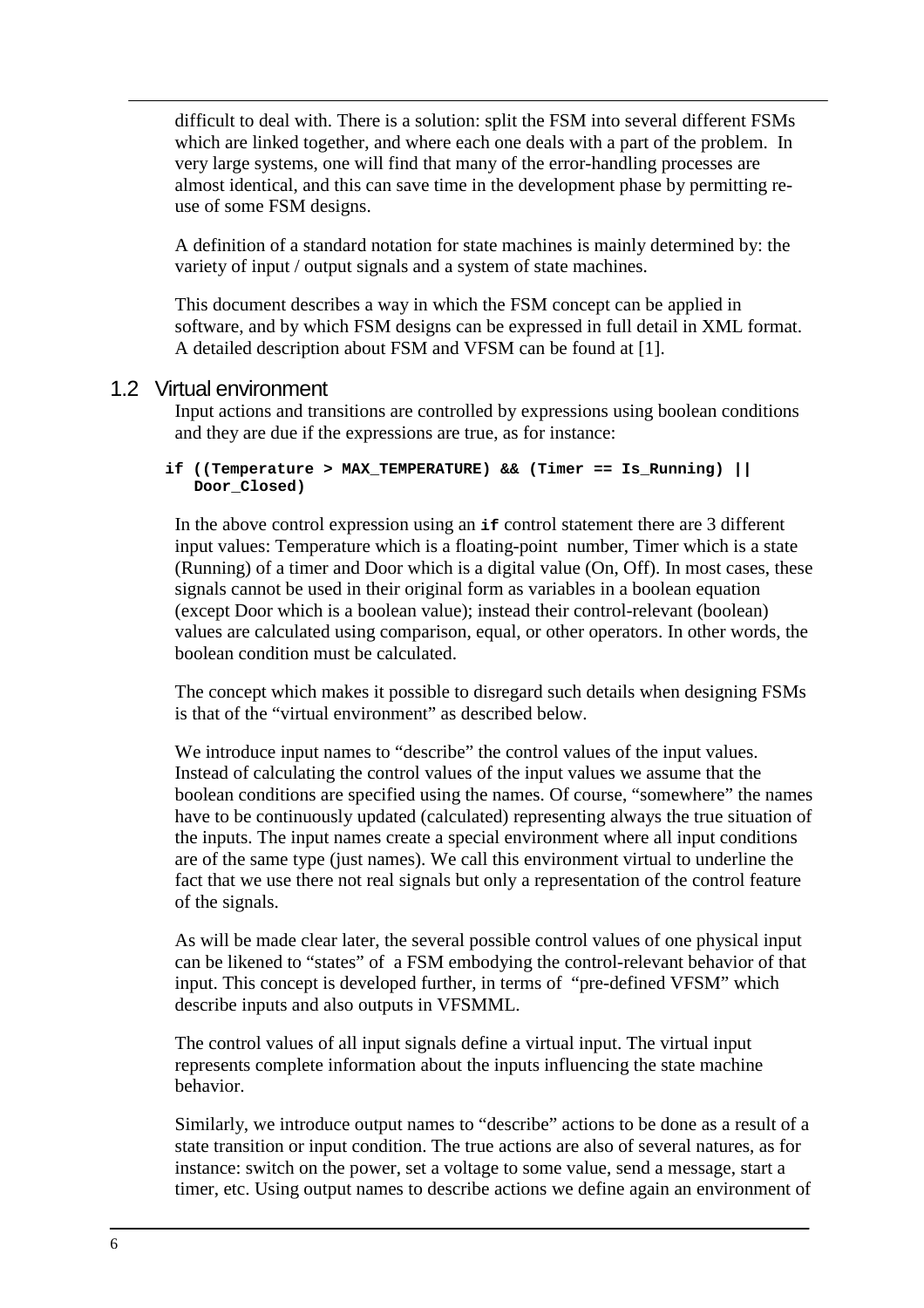difficult to deal with. There is a solution: split the FSM into several different FSMs which are linked together, and where each one deals with a part of the problem. In very large systems, one will find that many of the error-handling processes are almost identical, and this can save time in the development phase by permitting re-use of some FSM designs.

A definition of a standard notation for state machines is mainly determined by: the variety of input / output signals and a system of state machines.

This document describes a way in which the FSM concept can be applied in software, and by which FSM designs can be expressed in full detail in XML format. A detailed description about FSM and VFSM can be found at [1].

## 1.2 Virtual environment

Input actions and transitions are controlled by expressions using boolean conditions and they are due if the expressions are true, as for instance:

```
if ((Temperature > MAX_TEMPERATURE) && (Timer == Is_Running) ||
   Door_Closed)
```

In the above control expression using an **if** control statement there are 3 different input values: Temperature which is a floating-point number, Timer which is a state (Running) of a timer and Door which is a digital value (On, Off). In most cases, these signals cannot be used in their original form as variables in a boolean equation (except Door which is a boolean value); instead their control-relevant (boolean) values are calculated using comparison, equal, or other operators. In other words, the boolean condition must be calculated.

The concept which makes it possible to disregard such details when designing FSMs is that of the "virtual environment" as described below.

We introduce input names to "describe" the control values of the input values. Instead of calculating the control values of the input values we assume that the boolean conditions are specified using the names. Of course, "somewhere" the names have to be continuously updated (calculated) representing always the true situation of the inputs. The input names create a special environment where all input conditions are of the same type (just names). We call this environment virtual to underline the fact that we use there not real signals but only a representation of the control feature of the signals.

As will be made clear later, the several possible control values of one physical input can be likened to "states" of a FSM embodying the control-relevant behavior of that input. This concept is developed further, in terms of "pre-defined VFSM" which describe inputs and also outputs in VFSMML.

The control values of all input signals define a virtual input. The virtual input represents complete information about the inputs influencing the state machine behavior.

Similarly, we introduce output names to "describe" actions to be done as a result of a state transition or input condition. The true actions are also of several natures, as for instance: switch on the power, set a voltage to some value, send a message, start a timer, etc. Using output names to describe actions we define again an environment of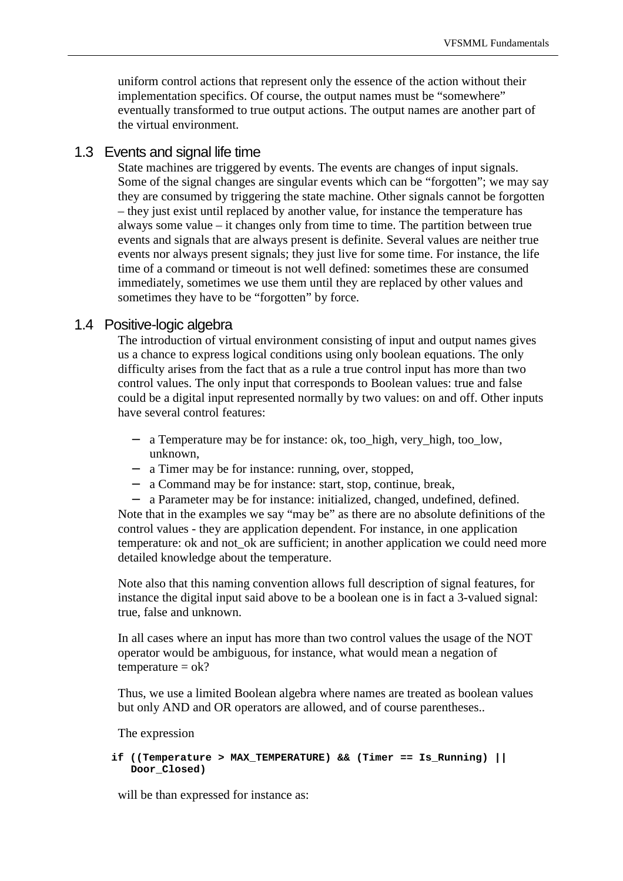uniform control actions that represent only the essence of the action without their implementation specifics. Of course, the output names must be "somewhere" eventually transformed to true output actions. The output names are another part of the virtual environment.

## 1.3 Events and signal life time

State machines are triggered by events. The events are changes of input signals. Some of the signal changes are singular events which can be "forgotten"; we may say they are consumed by triggering the state machine. Other signals cannot be forgotten – they just exist until replaced by another value, for instance the temperature has always some value – it changes only from time to time. The partition between true events and signals that are always present is definite. Several values are neither true events nor always present signals; they just live for some time. For instance, the life time of a command or timeout is not well defined: sometimes these are consumed immediately, sometimes we use them until they are replaced by other values and sometimes they have to be "forgotten" by force.

## 1.4 Positive-logic algebra

The introduction of virtual environment consisting of input and output names gives us a chance to express logical conditions using only boolean equations. The only difficulty arises from the fact that as a rule a true control input has more than two control values. The only input that corresponds to Boolean values: true and false could be a digital input represented normally by two values: on and off. Other inputs have several control features:

- a Temperature may be for instance: ok, too_high, very_high, too_low, unknown,
- a Timer may be for instance: running, over, stopped,
- a Command may be for instance: start, stop, continue, break,
- a Parameter may be for instance: initialized, changed, undefined, defined.

Note that in the examples we say "may be" as there are no absolute definitions of the control values - they are application dependent. For instance, in one application temperature: ok and not_ok are sufficient; in another application we could need more detailed knowledge about the temperature.

Note also that this naming convention allows full description of signal features, for instance the digital input said above to be a boolean one is in fact a 3-valued signal: true, false and unknown.

In all cases where an input has more than two control values the usage of the NOT operator would be ambiguous, for instance, what would mean a negation of temperature = ok?

Thus, we use a limited Boolean algebra where names are treated as boolean values but only AND and OR operators are allowed, and of course parentheses..

The expression

```
if ((Temperature > MAX_TEMPERATURE) && (Timer == Is_Running) ||
   Door_Closed)
```

will be than expressed for instance as: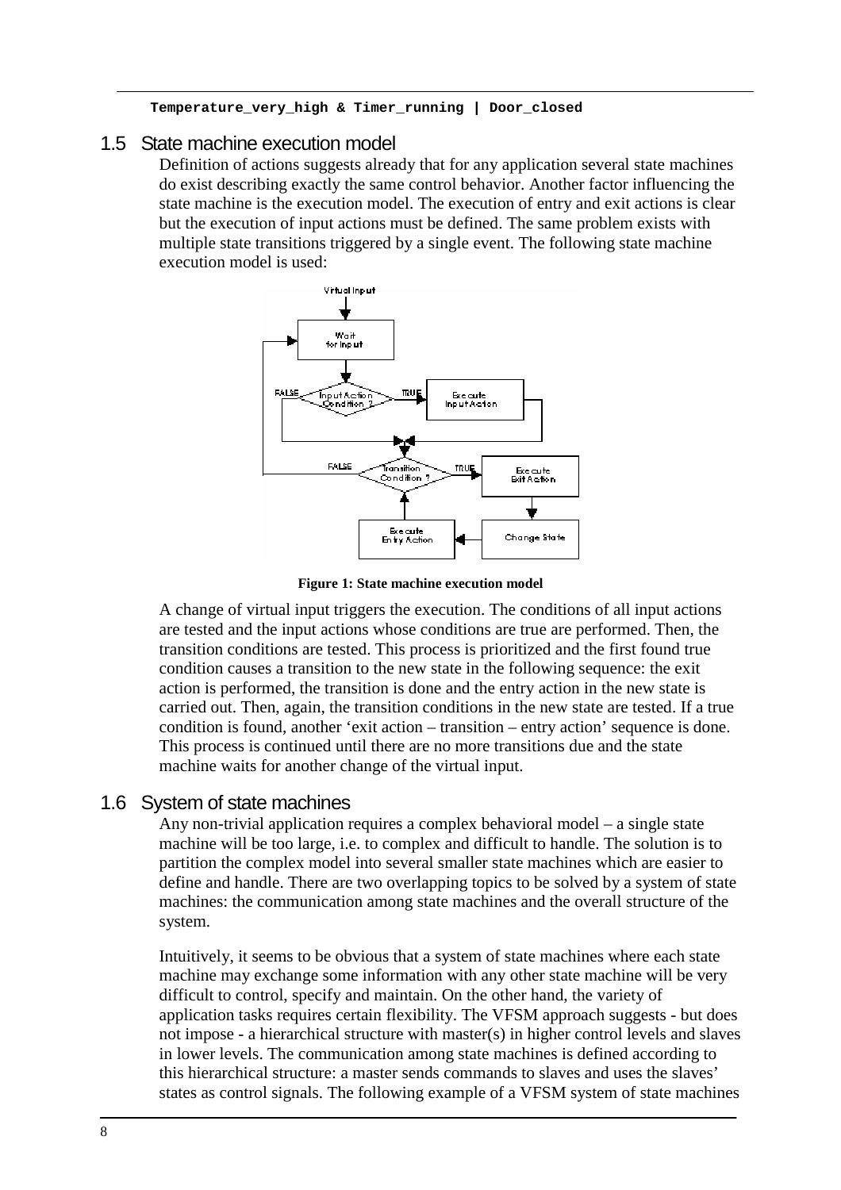```
Temperature_very_high & Timer_running | Door_closed
```

## 1.5 State machine execution model

Definition of actions suggests already that for any application several state machines do exist describing exactly the same control behavior. Another factor influencing the state machine is the execution model. The execution of entry and exit actions is clear but the execution of input actions must be defined. The same problem exists with multiple state transitions triggered by a single event. The following state machine execution model is used:

**Figure 1: State machine execution model**

A change of virtual input triggers the execution. The conditions of all input actions are tested and the input actions whose conditions are true are performed. Then, the transition conditions are tested. This process is prioritized and the first found true condition causes a transition to the new state in the following sequence: the exit action is performed, the transition is done and the entry action in the new state is carried out. Then, again, the transition conditions in the new state are tested. If a true condition is found, another 'exit action – transition – entry action' sequence is done. This process is continued until there are no more transitions due and the state machine waits for another change of the virtual input.

## 1.6 System of state machines

Any non-trivial application requires a complex behavioral model – a single state machine will be too large, i.e. to complex and difficult to handle. The solution is to partition the complex model into several smaller state machines which are easier to define and handle. There are two overlapping topics to be solved by a system of state machines: the communication among state machines and the overall structure of the system.

Intuitively, it seems to be obvious that a system of state machines where each state machine may exchange some information with any other state machine will be very difficult to control, specify and maintain. On the other hand, the variety of application tasks requires certain flexibility. The VFSM approach suggests - but does not impose - a hierarchical structure with master(s) in higher control levels and slaves in lower levels. The communication among state machines is defined according to this hierarchical structure: a master sends commands to slaves and uses the slaves' states as control signals. The following example of a VFSM system of state machines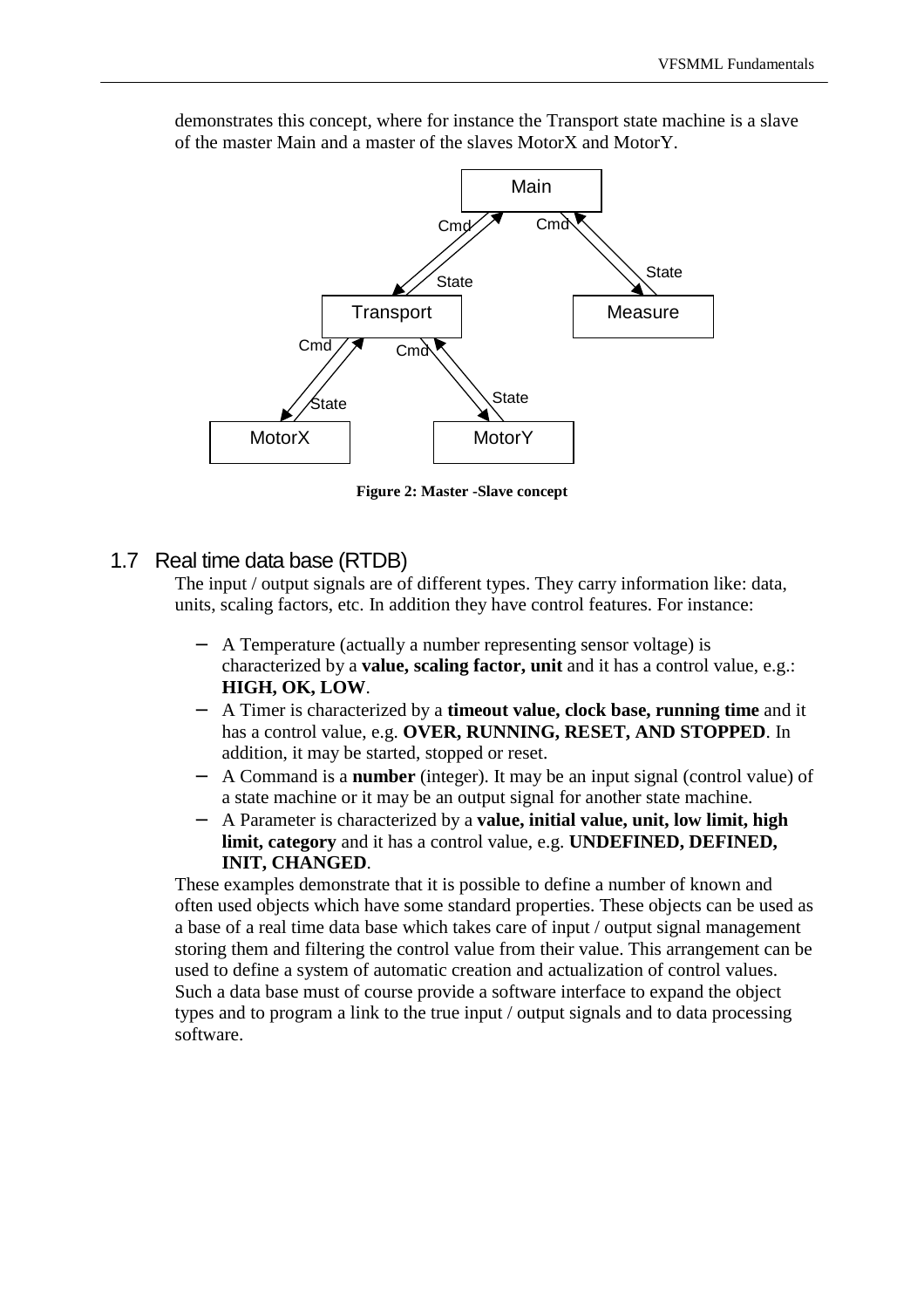demonstrates this concept, where for instance the Transport state machine is a slave of the master Main and a master of the slaves MotorX and MotorY.

**Figure 2: Master -Slave concept**

## 1.7 Real time data base (RTDB)

The input / output signals are of different types. They carry information like: data, units, scaling factors, etc. In addition they have control features. For instance:

- A Temperature (actually a number representing sensor voltage) is characterized by a **value, scaling factor, unit** and it has a control value, e.g.: **HIGH, OK, LOW**.
- A Timer is characterized by a **timeout value, clock base, running time** and it has a control value, e.g. **OVER, RUNNING, RESET, AND STOPPED**. In addition, it may be started, stopped or reset.
- A Command is a **number** (integer). It may be an input signal (control value) of a state machine or it may be an output signal for another state machine.
- A Parameter is characterized by a **value, initial value, unit, low limit, high limit, category** and it has a control value, e.g. **UNDEFINED, DEFINED, INIT, CHANGED**.

These examples demonstrate that it is possible to define a number of known and often used objects which have some standard properties. These objects can be used as a base of a real time data base which takes care of input / output signal management storing them and filtering the control value from their value. This arrangement can be used to define a system of automatic creation and actualization of control values. Such a data base must of course provide a software interface to expand the object types and to program a link to the true input / output signals and to data processing software.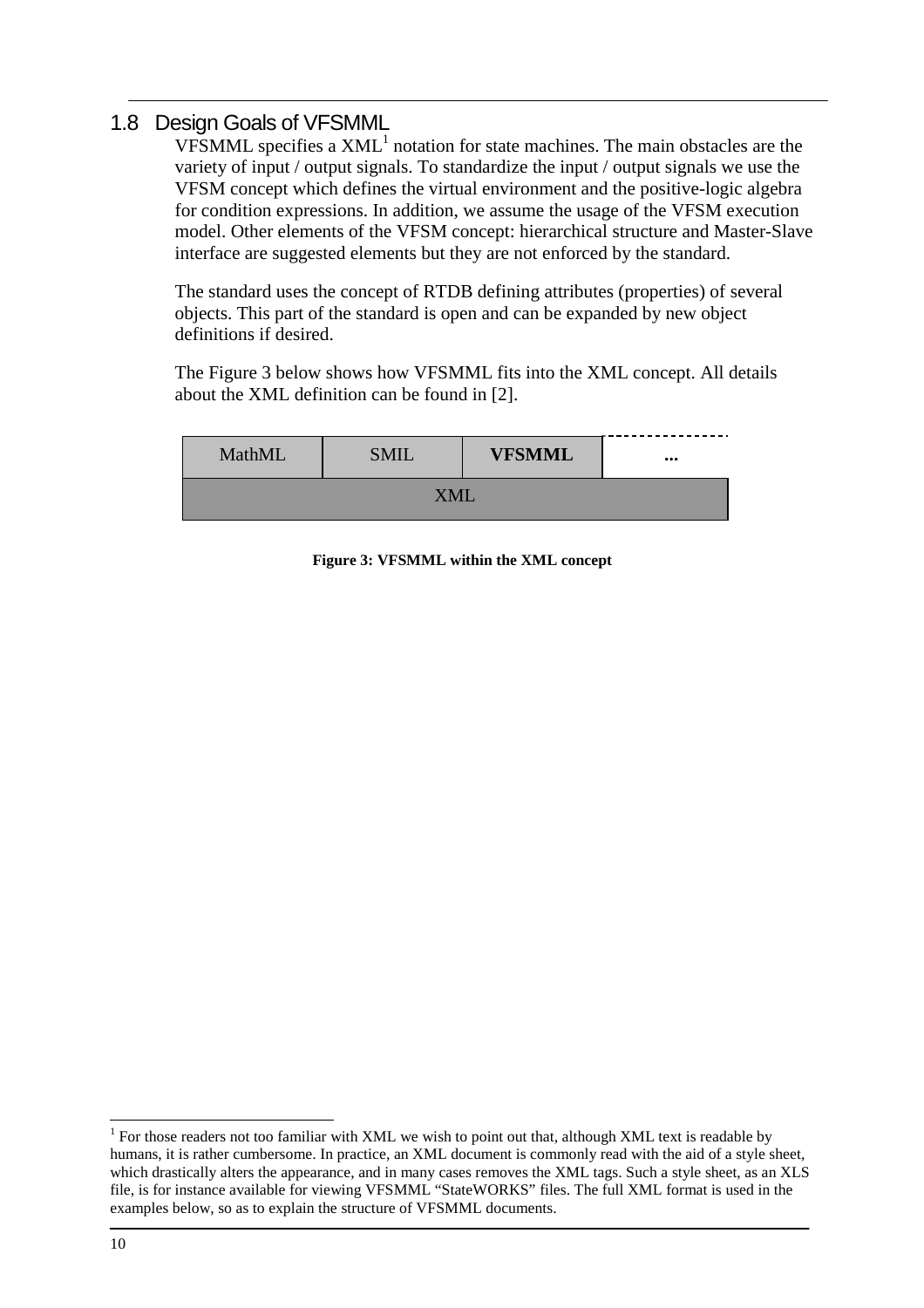## 1.8 Design Goals of VFSMML

VFSMML specifies a XML[1] notation for state machines. The main obstacles are the variety of input / output signals. To standardize the input / output signals we use the VFSM concept which defines the virtual environment and the positive-logic algebra for condition expressions. In addition, we assume the usage of the VFSM execution model. Other elements of the VFSM concept: hierarchical structure and Master-Slave interface are suggested elements but they are not enforced by the standard.

The standard uses the concept of RTDB defining attributes (properties) of several objects. This part of the standard is open and can be expanded by new object definitions if desired.

The Figure 3 below shows how VFSMML fits into the XML concept. All details about the XML definition can be found in [2].

| MathML | SMIL | **VFSMML** | ... |
|---|---|---|---|
| XML | | | |

**Figure 3: VFSMML within the XML concept**

---

[1] For those readers not too familiar with XML we wish to point out that, although XML text is readable by humans, it is rather cumbersome. In practice, an XML document is commonly read with the aid of a style sheet, which drastically alters the appearance, and in many cases removes the XML tags. Such a style sheet, as an XLS file, is for instance available for viewing VFSMML "StateWORKS" files. The full XML format is used in the examples below, so as to explain the structure of VFSMML documents.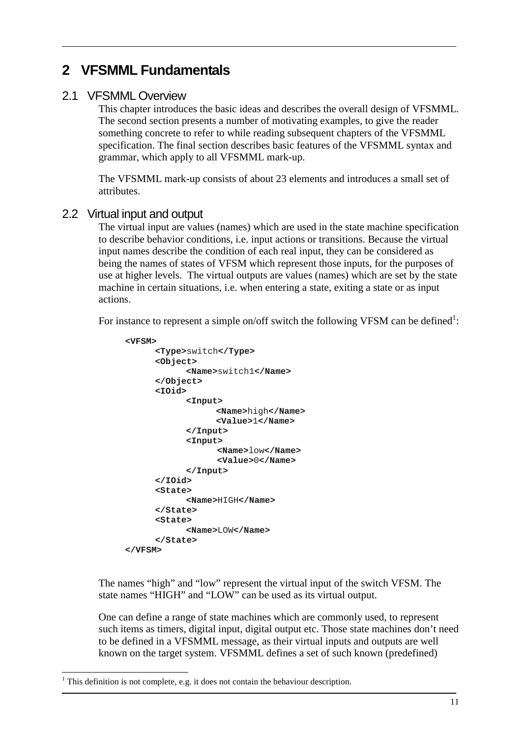# 2 VFSMML Fundamentals

## 2.1 VFSMML Overview

This chapter introduces the basic ideas and describes the overall design of VFSMML. The second section presents a number of motivating examples, to give the reader something concrete to refer to while reading subsequent chapters of the VFSMML specification. The final section describes basic features of the VFSMML syntax and grammar, which apply to all VFSMML mark-up.

The VFSMML mark-up consists of about 23 elements and introduces a small set of attributes.

## 2.2 Virtual input and output

The virtual input are values (names) which are used in the state machine specification to describe behavior conditions, i.e. input actions or transitions. Because the virtual input names describe the condition of each real input, they can be considered as being the names of states of VFSM which represent those inputs, for the purposes of use at higher levels. The virtual outputs are values (names) which are set by the state machine in certain situations, i.e. when entering a state, exiting a state or as input actions.

For instance to represent a simple on/off switch the following VFSM can be defined[1]:

```
<VFSM>
      <Type>switch</Type>
      <Object>
            <Name>switch1</Name>
      </Object>
      <IOid>
            <Input>
                  <Name>high</Name>
                  <Value>1</Name>
            </Input>
            <Input>
                  <Name>low</Name>
                  <Value>0</Name>
            </Input>
      </IOid>
      <State>
            <Name>HIGH</Name>
      </State>
      <State>
            <Name>LOW</Name>
      </State>
</VFSM>
```

The names “high” and “low” represent the virtual input of the switch VFSM. The state names “HIGH” and “LOW” can be used as its virtual output.

One can define a range of state machines which are commonly used, to represent such items as timers, digital input, digital output etc. Those state machines don’t need to be defined in a VFSMML message, as their virtual inputs and outputs are well known on the target system. VFSMML defines a set of such known (predefined)

[1] This definition is not complete, e.g. it does not contain the behaviour description.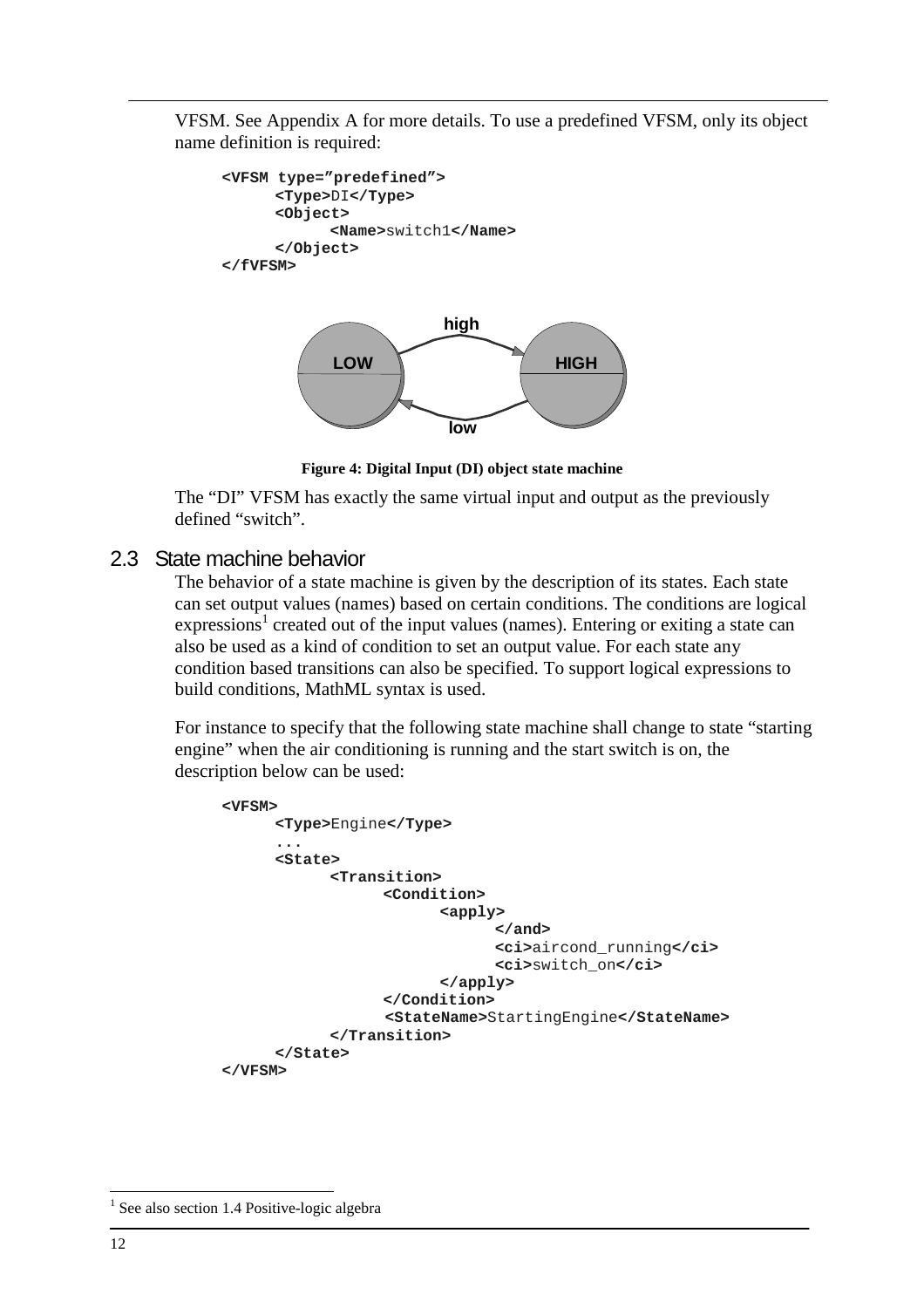VFSM. See Appendix A for more details. To use a predefined VFSM, only its object name definition is required:

```
<VFSM type="predefined">
      <Type>DI</Type>
      <Object>
            <Name>switch1</Name>
      </Object>
</fVFSM>
```

Figure 4: Digital Input (DI) object state machine

The "DI" VFSM has exactly the same virtual input and output as the previously defined "switch".

## 2.3 State machine behavior

The behavior of a state machine is given by the description of its states. Each state can set output values (names) based on certain conditions. The conditions are logical expressions[1] created out of the input values (names). Entering or exiting a state can also be used as a kind of condition to set an output value. For each state any condition based transitions can also be specified. To support logical expressions to build conditions, MathML syntax is used.

For instance to specify that the following state machine shall change to state "starting engine" when the air conditioning is running and the start switch is on, the description below can be used:

```
<VFSM>
      <Type>Engine</Type>
      ...
      <State>
            <Transition>
                  <Condition>
                        <apply>
                              </and>
                              <ci>aircond_running</ci>
                              <ci>switch_on</ci>
                        </apply>
                  </Condition>
                  <StateName>StartingEngine</StateName>
            </Transition>
      </State>
</VFSM>
```

[1] See also section 1.4 Positive-logic algebra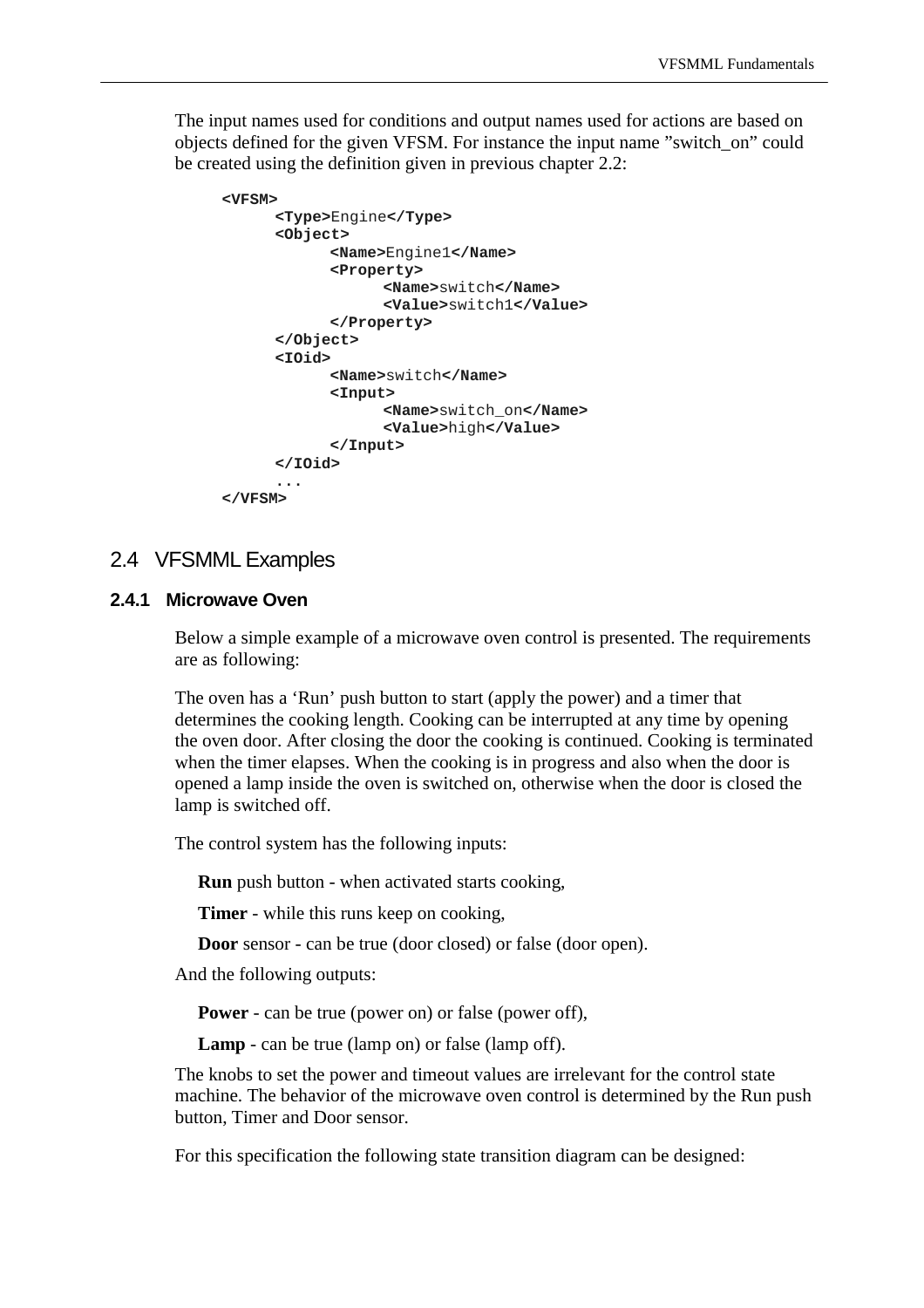The input names used for conditions and output names used for actions are based on objects defined for the given VFSM. For instance the input name ”switch_on” could be created using the definition given in previous chapter 2.2:

```
<VFSM>
      <Type>Engine</Type>
      <Object>
            <Name>Engine1</Name>
            <Property>
                  <Name>switch</Name>
                  <Value>switch1</Value>
            </Property>
      </Object>
      <IOid>
            <Name>switch</Name>
            <Input>
                  <Name>switch_on</Name>
                  <Value>high</Value>
            </Input>
      </IOid>
      ...
</VFSM>
```

## 2.4 VFSMML Examples

### 2.4.1 Microwave Oven

Below a simple example of a microwave oven control is presented. The requirements are as following:

The oven has a ‘Run’ push button to start (apply the power) and a timer that determines the cooking length. Cooking can be interrupted at any time by opening the oven door. After closing the door the cooking is continued. Cooking is terminated when the timer elapses. When the cooking is in progress and also when the door is opened a lamp inside the oven is switched on, otherwise when the door is closed the lamp is switched off.

The control system has the following inputs:

**Run** push button - when activated starts cooking,

**Timer** - while this runs keep on cooking,

**Door** sensor - can be true (door closed) or false (door open).

And the following outputs:

**Power** - can be true (power on) or false (power off),

**Lamp** - can be true (lamp on) or false (lamp off).

The knobs to set the power and timeout values are irrelevant for the control state machine. The behavior of the microwave oven control is determined by the Run push button, Timer and Door sensor.

For this specification the following state transition diagram can be designed: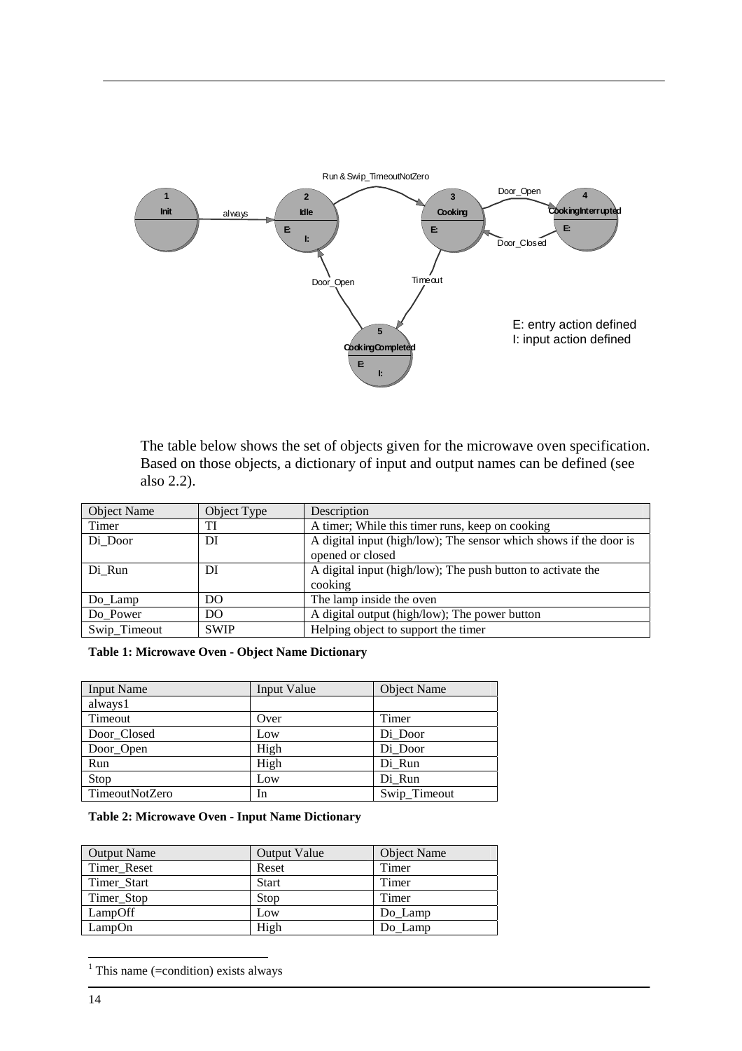The table below shows the set of objects given for the microwave oven specification. Based on those objects, a dictionary of input and output names can be defined (see also 2.2).

| Object Name | Object Type | Description |
|---|---|---|
| Timer | TI | A timer; While this timer runs, keep on cooking |
| Di_Door | DI | A digital input (high/low); The sensor which shows if the door is opened or closed |
| Di_Run | DI | A digital input (high/low); The push button to activate the cooking |
| Do_Lamp | DO | The lamp inside the oven |
| Do_Power | DO | A digital output (high/low); The power button |
| Swip_Timeout | SWIP | Helping object to support the timer |

**Table 1: Microwave Oven - Object Name Dictionary**

| Input Name | Input Value | Object Name |
|---|---|---|
| always[1] | | |
| Timeout | Over | Timer |
| Door_Closed | Low | Di_Door |
| Door_Open | High | Di_Door |
| Run | High | Di_Run |
| Stop | Low | Di_Run |
| TimeoutNotZero | In | Swip_Timeout |

**Table 2: Microwave Oven - Input Name Dictionary**

| Output Name | Output Value | Object Name |
|---|---|---|
| Timer_Reset | Reset | Timer |
| Timer_Start | Start | Timer |
| Timer_Stop | Stop | Timer |
| LampOff | Low | Do_Lamp |
| LampOn | High | Do_Lamp |

[1] This name (=condition) exists always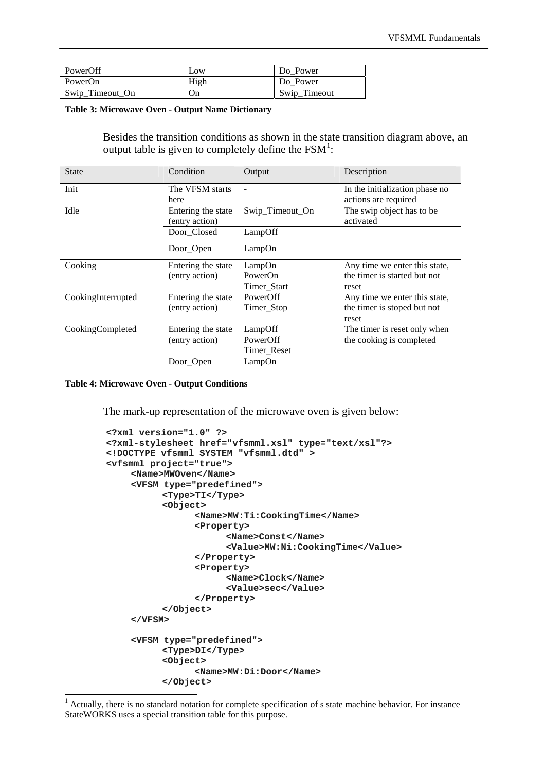| PowerOff | Low | Do_Power |
|---|---|---|
| PowerOn | High | Do_Power |
| Swip_Timeout_On | On | Swip_Timeout |

**Table 3: Microwave Oven - Output Name Dictionary**

Besides the transition conditions as shown in the state transition diagram above, an output table is given to completely define the FSM[1]:

| State | Condition | Output | Description |
|---|---|---|---|
| Init | The VFSM starts here | - | In the initialization phase no actions are required |
| Idle | Entering the state (entry action) | Swip_Timeout_On | The swip object has to be activated |
| | Door_Closed | LampOff | |
| | Door_Open | LampOn | |
| Cooking | Entering the state (entry action) | LampOn<br>PowerOn<br>Timer_Start | Any time we enter this state, the timer is started but not reset |
| CookingInterrupted | Entering the state (entry action) | PowerOff<br>Timer_Stop | Any time we enter this state, the timer is stoped but not reset |
| CookingCompleted | Entering the state (entry action) | LampOff<br>PowerOff<br>Timer_Reset | The timer is reset only when the cooking is completed |
| | Door_Open | LampOn | |

**Table 4: Microwave Oven - Output Conditions**

The mark-up representation of the microwave oven is given below:

```
<?xml version="1.0" ?>
<?xml-stylesheet href="vfsmml.xsl" type="text/xsl"?>
<!DOCTYPE vfsmml SYSTEM "vfsmml.dtd" >
<vfsmml project="true">
    <Name>MWOven</Name>
    <VFSM type="predefined">
        <Type>TI</Type>
        <Object>
            <Name>MW:Ti:CookingTime</Name>
            <Property>
                <Name>Const</Name>
                <Value>MW:Ni:CookingTime</Value>
            </Property>
            <Property>
                <Name>Clock</Name>
                <Value>sec</Value>
            </Property>
        </Object>
    </VFSM>

    <VFSM type="predefined">
        <Type>DI</Type>
        <Object>
            <Name>MW:Di:Door</Name>
        </Object>
```

[1] Actually, there is no standard notation for complete specification of s state machine behavior. For instance StateWORKS uses a special transition table for this purpose.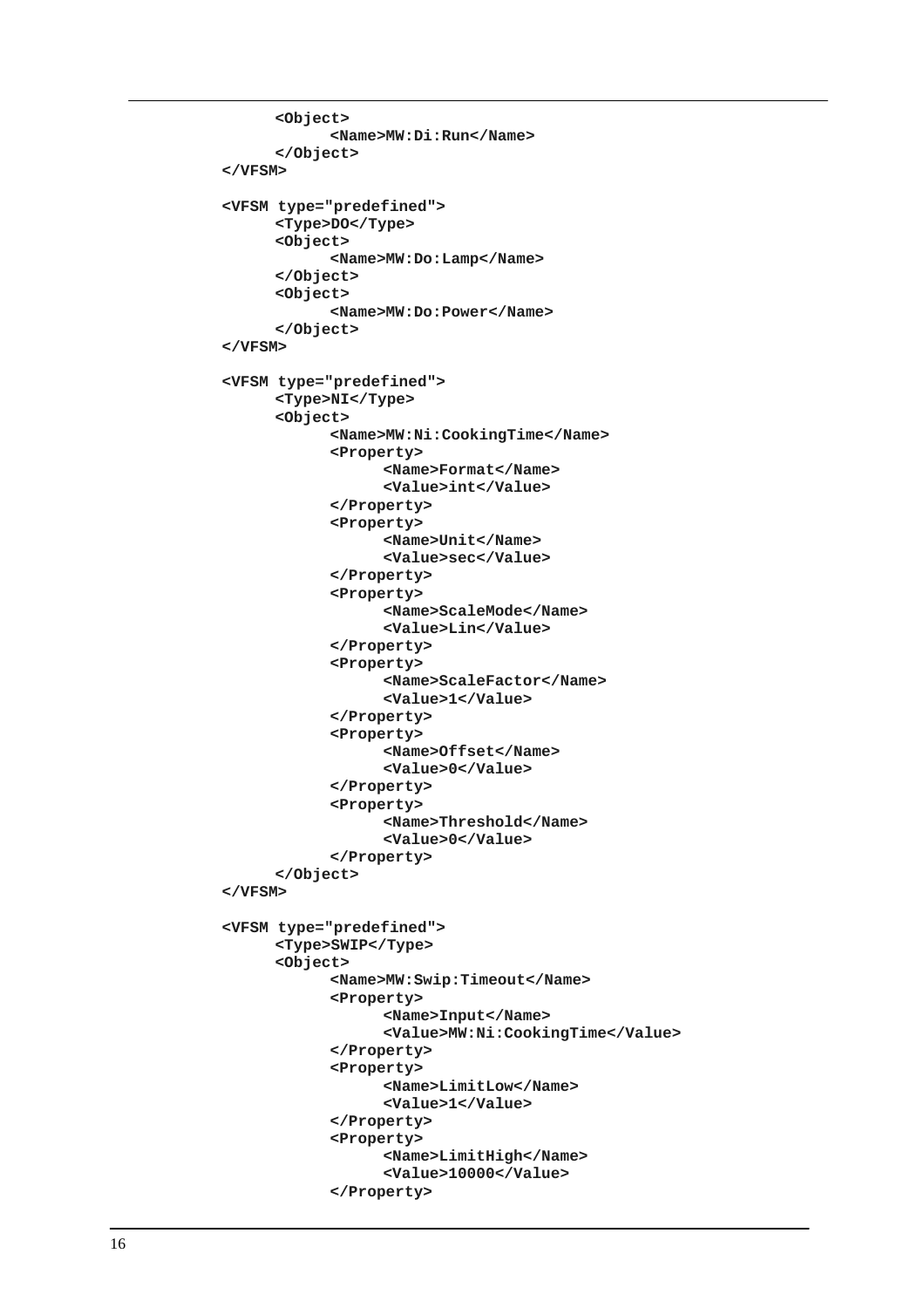```
        <Object>
              <Name>MW:Di:Run</Name>
        </Object>
</VFSM>

<VFSM type="predefined">
        <Type>DO</Type>
        <Object>
              <Name>MW:Do:Lamp</Name>
        </Object>
        <Object>
              <Name>MW:Do:Power</Name>
        </Object>
</VFSM>

<VFSM type="predefined">
        <Type>NI</Type>
        <Object>
              <Name>MW:Ni:CookingTime</Name>
              <Property>
                    <Name>Format</Name>
                    <Value>int</Value>
              </Property>
              <Property>
                    <Name>Unit</Name>
                    <Value>sec</Value>
              </Property>
              <Property>
                    <Name>ScaleMode</Name>
                    <Value>Lin</Value>
              </Property>
              <Property>
                    <Name>ScaleFactor</Name>
                    <Value>1</Value>
              </Property>
              <Property>
                    <Name>Offset</Name>
                    <Value>0</Value>
              </Property>
              <Property>
                    <Name>Threshold</Name>
                    <Value>0</Value>
              </Property>
        </Object>
</VFSM>

<VFSM type="predefined">
        <Type>SWIP</Type>
        <Object>
              <Name>MW:Swip:Timeout</Name>
              <Property>
                    <Name>Input</Name>
                    <Value>MW:Ni:CookingTime</Value>
              </Property>
              <Property>
                    <Name>LimitLow</Name>
                    <Value>1</Value>
              </Property>
              <Property>
                    <Name>LimitHigh</Name>
                    <Value>10000</Value>
              </Property>
```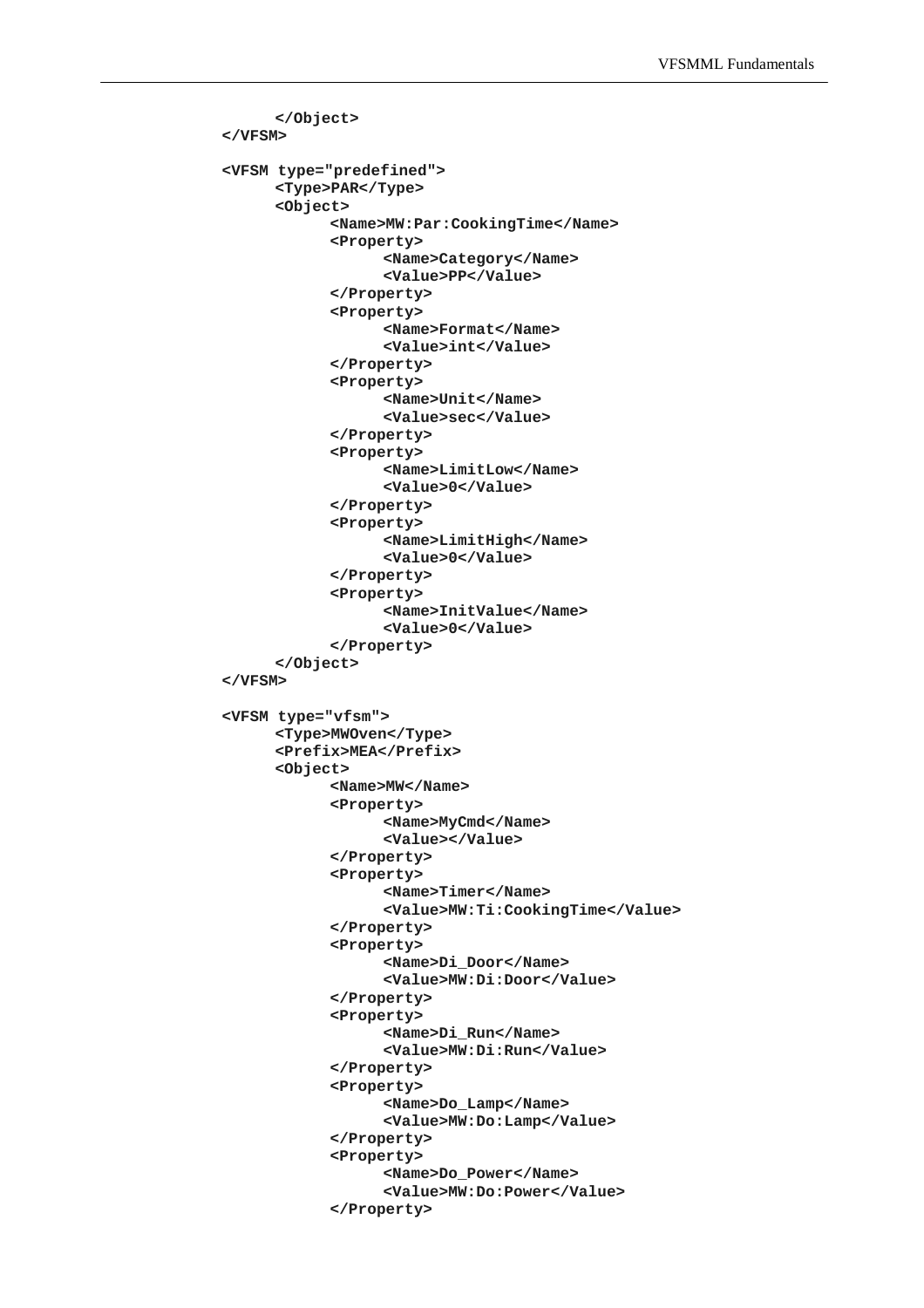```
	</Object>
</VFSM>

<VFSM type="predefined">
	<Type>PAR</Type>
	<Object>
		<Name>MW:Par:CookingTime</Name>
		<Property>
			<Name>Category</Name>
			<Value>PP</Value>
		</Property>
		<Property>
			<Name>Format</Name>
			<Value>int</Value>
		</Property>
		<Property>
			<Name>Unit</Name>
			<Value>sec</Value>
		</Property>
		<Property>
			<Name>LimitLow</Name>
			<Value>0</Value>
		</Property>
		<Property>
			<Name>LimitHigh</Name>
			<Value>0</Value>
		</Property>
		<Property>
			<Name>InitValue</Name>
			<Value>0</Value>
		</Property>
	</Object>
</VFSM>

<VFSM type="vfsm">
	<Type>MWOven</Type>
	<Prefix>MEA</Prefix>
	<Object>
		<Name>MW</Name>
		<Property>
			<Name>MyCmd</Name>
			<Value></Value>
		</Property>
		<Property>
			<Name>Timer</Name>
			<Value>MW:Ti:CookingTime</Value>
		</Property>
		<Property>
			<Name>Di_Door</Name>
			<Value>MW:Di:Door</Value>
		</Property>
		<Property>
			<Name>Di_Run</Name>
			<Value>MW:Di:Run</Value>
		</Property>
		<Property>
			<Name>Do_Lamp</Name>
			<Value>MW:Do:Lamp</Value>
		</Property>
		<Property>
			<Name>Do_Power</Name>
			<Value>MW:Do:Power</Value>
		</Property>
```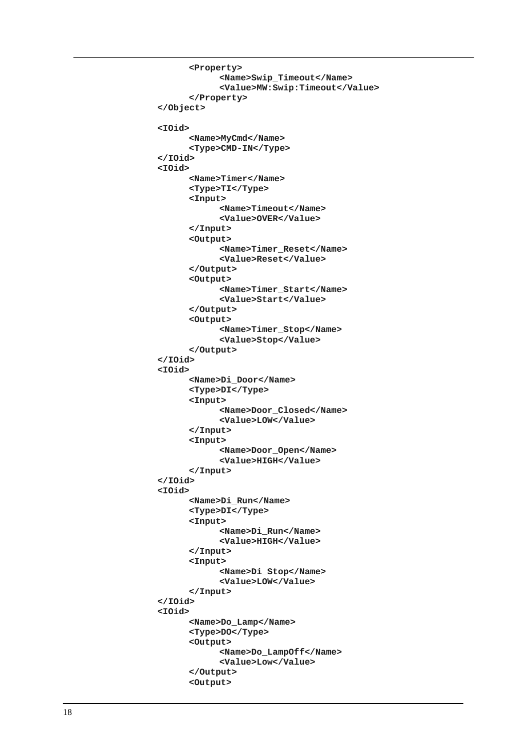```
        <Property>
            <Name>Swip_Timeout</Name>
            <Value>MW:Swip:Timeout</Value>
        </Property>
</Object>

<IOid>
        <Name>MyCmd</Name>
        <Type>CMD-IN</Type>
</IOid>
<IOid>
        <Name>Timer</Name>
        <Type>TI</Type>
        <Input>
            <Name>Timeout</Name>
            <Value>OVER</Value>
        </Input>
        <Output>
            <Name>Timer_Reset</Name>
            <Value>Reset</Value>
        </Output>
        <Output>
            <Name>Timer_Start</Name>
            <Value>Start</Value>
        </Output>
        <Output>
            <Name>Timer_Stop</Name>
            <Value>Stop</Value>
        </Output>
</IOid>
<IOid>
        <Name>Di_Door</Name>
        <Type>DI</Type>
        <Input>
            <Name>Door_Closed</Name>
            <Value>LOW</Value>
        </Input>
        <Input>
            <Name>Door_Open</Name>
            <Value>HIGH</Value>
        </Input>
</IOid>
<IOid>
        <Name>Di_Run</Name>
        <Type>DI</Type>
        <Input>
            <Name>Di_Run</Name>
            <Value>HIGH</Value>
        </Input>
        <Input>
            <Name>Di_Stop</Name>
            <Value>LOW</Value>
        </Input>
</IOid>
<IOid>
        <Name>Do_Lamp</Name>
        <Type>DO</Type>
        <Output>
            <Name>Do_LampOff</Name>
            <Value>Low</Value>
        </Output>
        <Output>
```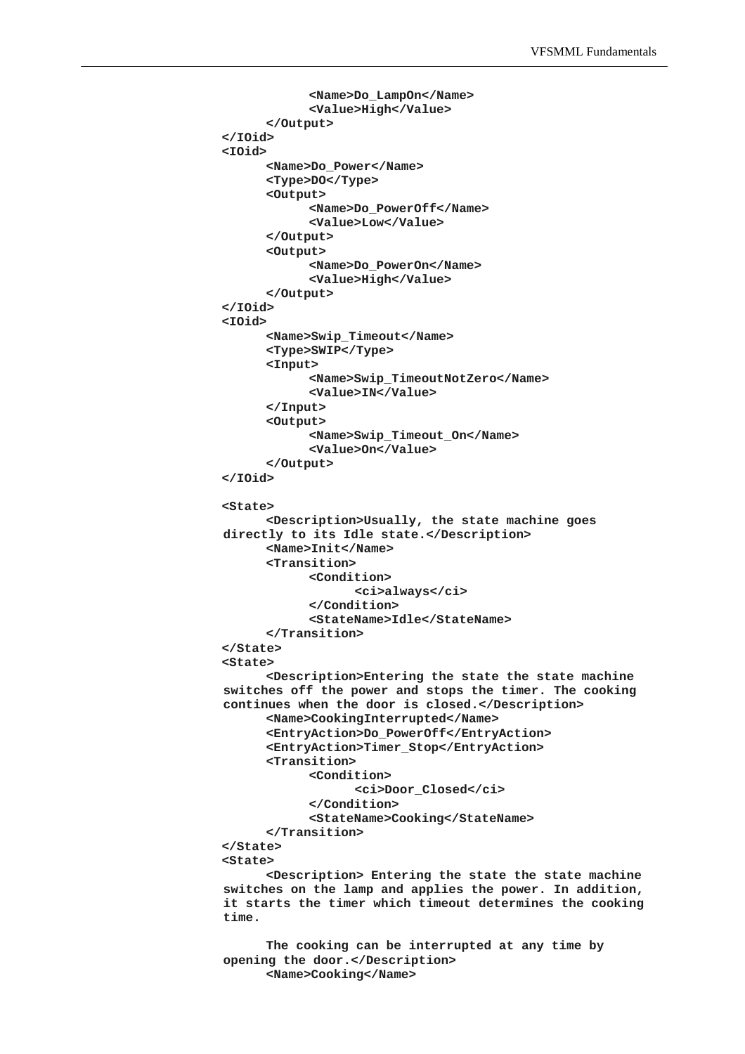```
            <Name>Do_LampOn</Name>
            <Value>High</Value>
        </Output>
    </IOid>
    <IOid>
        <Name>Do_Power</Name>
        <Type>DO</Type>
        <Output>
            <Name>Do_PowerOff</Name>
            <Value>Low</Value>
        </Output>
        <Output>
            <Name>Do_PowerOn</Name>
            <Value>High</Value>
        </Output>
    </IOid>
    <IOid>
        <Name>Swip_Timeout</Name>
        <Type>SWIP</Type>
        <Input>
            <Name>Swip_TimeoutNotZero</Name>
            <Value>IN</Value>
        </Input>
        <Output>
            <Name>Swip_Timeout_On</Name>
            <Value>On</Value>
        </Output>
    </IOid>

    <State>
        <Description>Usually, the state machine goes
    directly to its Idle state.</Description>
        <Name>Init</Name>
        <Transition>
            <Condition>
                <ci>always</ci>
            </Condition>
            <StateName>Idle</StateName>
        </Transition>
    </State>
    <State>
        <Description>Entering the state the state machine
    switches off the power and stops the timer. The cooking
    continues when the door is closed.</Description>
        <Name>CookingInterrupted</Name>
        <EntryAction>Do_PowerOff</EntryAction>
        <EntryAction>Timer_Stop</EntryAction>
        <Transition>
            <Condition>
                <ci>Door_Closed</ci>
            </Condition>
            <StateName>Cooking</StateName>
        </Transition>
    </State>
    <State>
        <Description> Entering the state the state machine
    switches on the lamp and applies the power. In addition,
    it starts the timer which timeout determines the cooking
    time.

        The cooking can be interrupted at any time by
    opening the door.</Description>
        <Name>Cooking</Name>
```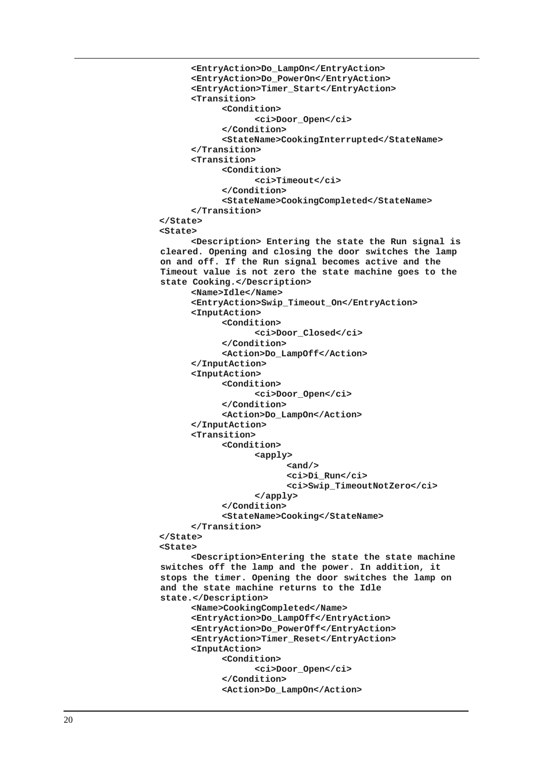```
        <EntryAction>Do_LampOn</EntryAction>
        <EntryAction>Do_PowerOn</EntryAction>
        <EntryAction>Timer_Start</EntryAction>
        <Transition>
              <Condition>
                    <ci>Door_Open</ci>
              </Condition>
              <StateName>CookingInterrupted</StateName>
        </Transition>
        <Transition>
              <Condition>
                    <ci>Timeout</ci>
              </Condition>
              <StateName>CookingCompleted</StateName>
        </Transition>
  </State>
  <State>
        <Description> Entering the state the Run signal is
  cleared. Opening and closing the door switches the lamp
  on and off. If the Run signal becomes active and the
  Timeout value is not zero the state machine goes to the
  state Cooking.</Description>
        <Name>Idle</Name>
        <EntryAction>Swip_Timeout_On</EntryAction>
        <InputAction>
              <Condition>
                    <ci>Door_Closed</ci>
              </Condition>
              <Action>Do_LampOff</Action>
        </InputAction>
        <InputAction>
              <Condition>
                    <ci>Door_Open</ci>
              </Condition>
              <Action>Do_LampOn</Action>
        </InputAction>
        <Transition>
              <Condition>
                    <apply>
                          <and/>
                          <ci>Di_Run</ci>
                          <ci>Swip_TimeoutNotZero</ci>
                    </apply>
              </Condition>
              <StateName>Cooking</StateName>
        </Transition>
  </State>
  <State>
        <Description>Entering the state the state machine
  switches off the lamp and the power. In addition, it
  stops the timer. Opening the door switches the lamp on
  and the state machine returns to the Idle
  state.</Description>
        <Name>CookingCompleted</Name>
        <EntryAction>Do_LampOff</EntryAction>
        <EntryAction>Do_PowerOff</EntryAction>
        <EntryAction>Timer_Reset</EntryAction>
        <InputAction>
              <Condition>
                    <ci>Door_Open</ci>
              </Condition>
              <Action>Do_LampOn</Action>
```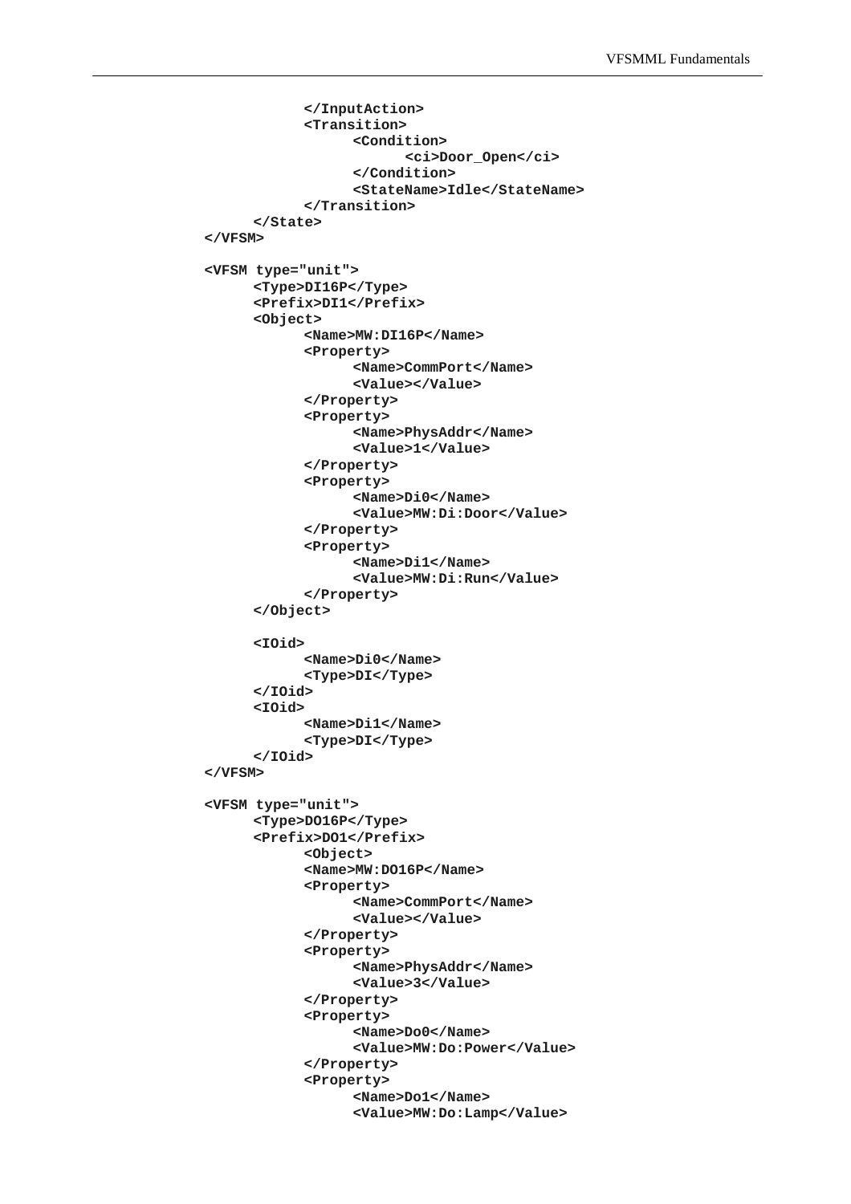```
            </InputAction>
            <Transition>
                  <Condition>
                        <ci>Door_Open</ci>
                  </Condition>
                  <StateName>Idle</StateName>
            </Transition>
      </State>
</VFSM>

<VFSM type="unit">
      <Type>DI16P</Type>
      <Prefix>DI1</Prefix>
      <Object>
            <Name>MW:DI16P</Name>
            <Property>
                  <Name>CommPort</Name>
                  <Value></Value>
            </Property>
            <Property>
                  <Name>PhysAddr</Name>
                  <Value>1</Value>
            </Property>
            <Property>
                  <Name>Di0</Name>
                  <Value>MW:Di:Door</Value>
            </Property>
            <Property>
                  <Name>Di1</Name>
                  <Value>MW:Di:Run</Value>
            </Property>
      </Object>

      <IOid>
            <Name>Di0</Name>
            <Type>DI</Type>
      </IOid>
      <IOid>
            <Name>Di1</Name>
            <Type>DI</Type>
      </IOid>
</VFSM>

<VFSM type="unit">
      <Type>DO16P</Type>
      <Prefix>DO1</Prefix>
            <Object>
            <Name>MW:DO16P</Name>
            <Property>
                  <Name>CommPort</Name>
                  <Value></Value>
            </Property>
            <Property>
                  <Name>PhysAddr</Name>
                  <Value>3</Value>
            </Property>
            <Property>
                  <Name>Do0</Name>
                  <Value>MW:Do:Power</Value>
            </Property>
            <Property>
                  <Name>Do1</Name>
                  <Value>MW:Do:Lamp</Value>
```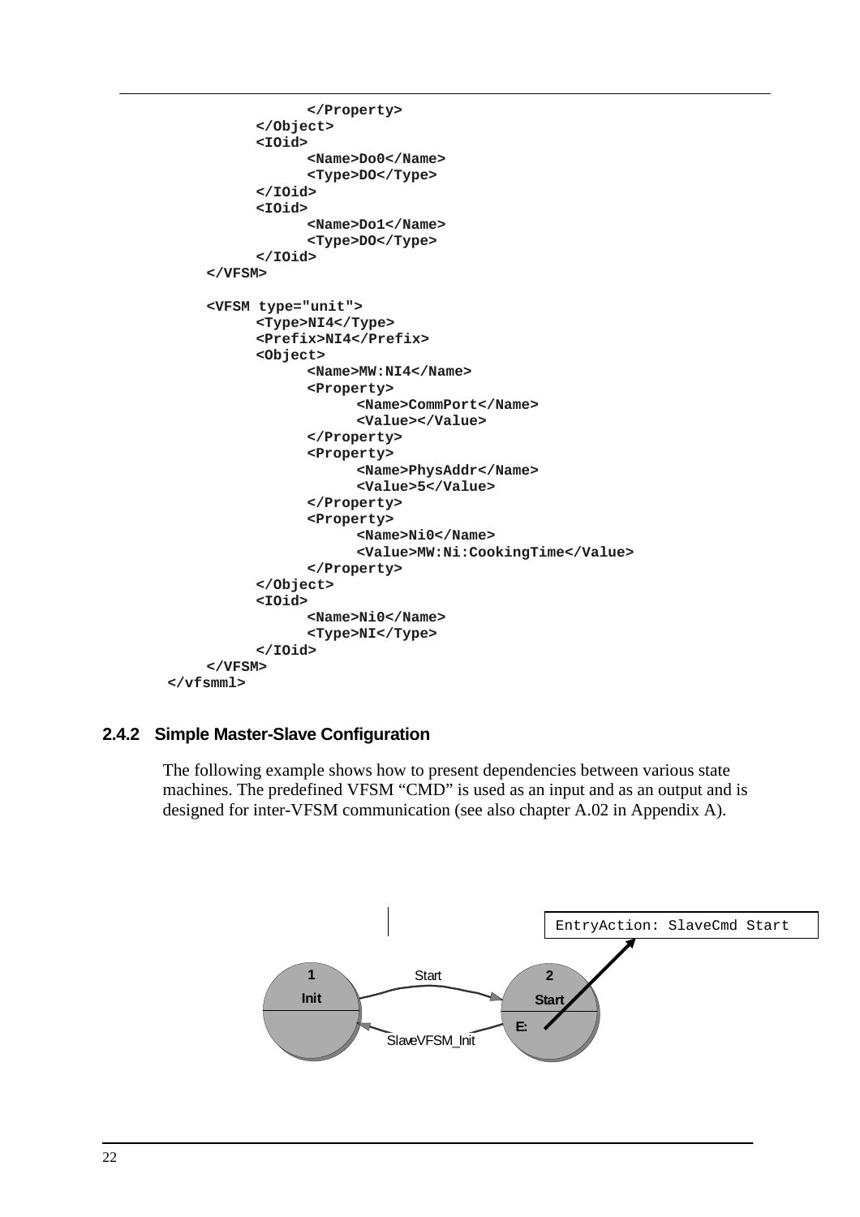```
                </Property>
            </Object>
            <IOid>
                <Name>Do0</Name>
                <Type>DO</Type>
            </IOid>
            <IOid>
                <Name>Do1</Name>
                <Type>DO</Type>
            </IOid>
        </VFSM>

        <VFSM type="unit">
            <Type>NI4</Type>
            <Prefix>NI4</Prefix>
            <Object>
                <Name>MW:NI4</Name>
                <Property>
                    <Name>CommPort</Name>
                    <Value></Value>
                </Property>
                <Property>
                    <Name>PhysAddr</Name>
                    <Value>5</Value>
                </Property>
                <Property>
                    <Name>Ni0</Name>
                    <Value>MW:Ni:CookingTime</Value>
                </Property>
            </Object>
            <IOid>
                <Name>Ni0</Name>
                <Type>NI</Type>
            </IOid>
        </VFSM>
    </vfsmml>
```

### 2.4.2 Simple Master-Slave Configuration

The following example shows how to present dependencies between various state machines. The predefined VFSM “CMD” is used as an input and as an output and is designed for inter-VFSM communication (see also chapter A.02 in Appendix A).

EntryAction: SlaveCmd Start

1 Init

2 Start

E:

Start

SlaveVFSM_Init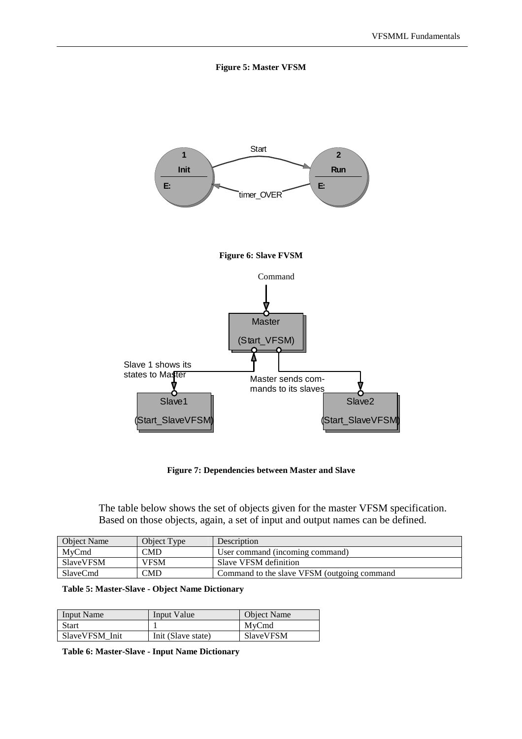**Figure 5: Master VFSM**

**Figure 6: Slave FVSM**

**Figure 7: Dependencies between Master and Slave**

The table below shows the set of objects given for the master VFSM specification. Based on those objects, again, a set of input and output names can be defined.

| Object Name | Object Type | Description |
|---|---|---|
| MyCmd | CMD | User command (incoming command) |
| SlaveVFSM | VFSM | Slave VFSM definition |
| SlaveCmd | CMD | Command to the slave VFSM (outgoing command |

**Table 5: Master-Slave - Object Name Dictionary**

| Input Name | Input Value | Object Name |
|---|---|---|
| Start | 1 | MyCmd |
| SlaveVFSM_Init | Init (Slave state) | SlaveVFSM |

**Table 6: Master-Slave - Input Name Dictionary**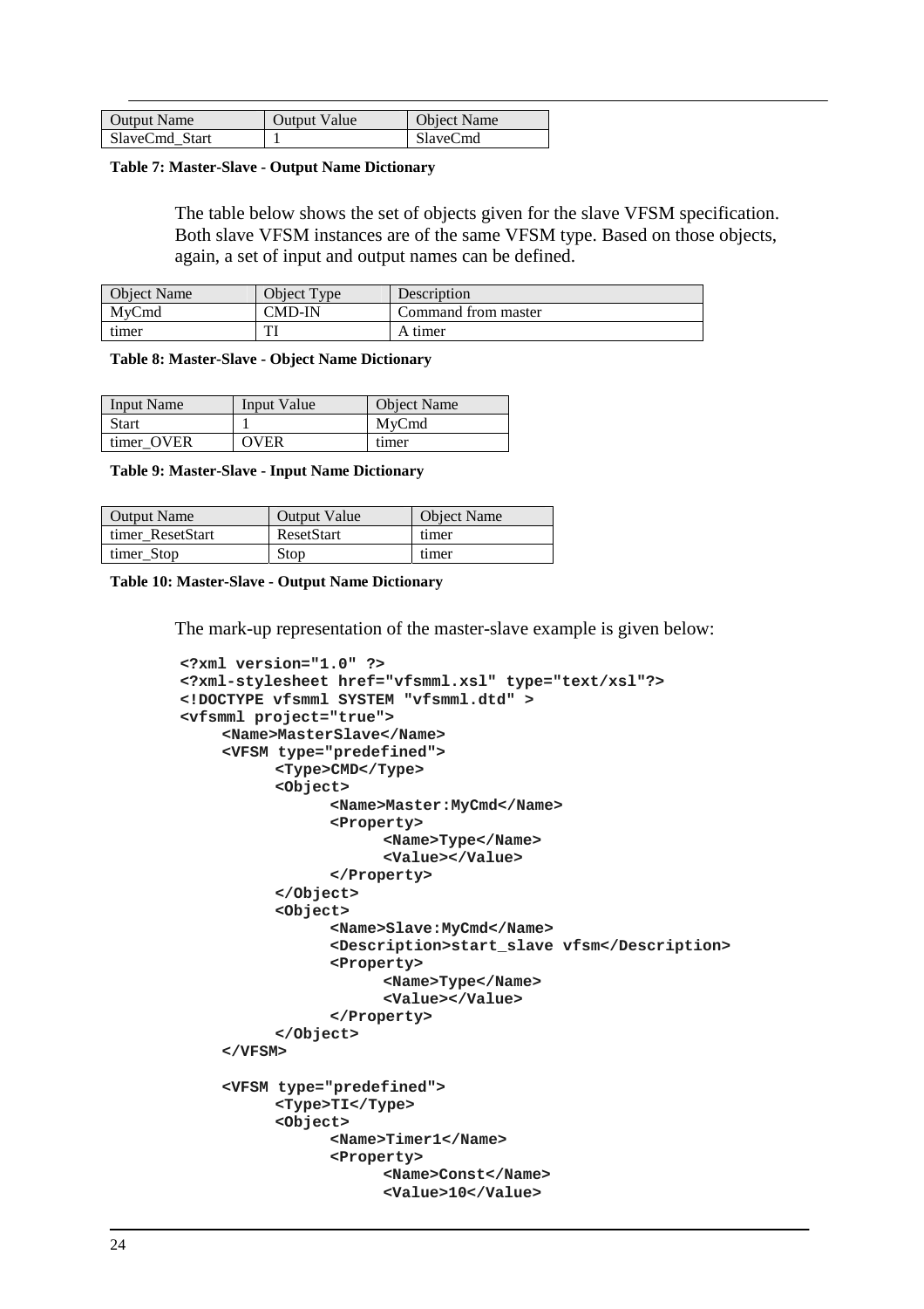| Output Name | Output Value | Object Name |
|---|---|---|
| SlaveCmd_Start | 1 | SlaveCmd |

**Table 7: Master-Slave - Output Name Dictionary**

The table below shows the set of objects given for the slave VFSM specification. Both slave VFSM instances are of the same VFSM type. Based on those objects, again, a set of input and output names can be defined.

| Object Name | Object Type | Description |
|---|---|---|
| MyCmd | CMD-IN | Command from master |
| timer | TI | A timer |

**Table 8: Master-Slave - Object Name Dictionary**

| Input Name | Input Value | Object Name |
|---|---|---|
| Start | 1 | MyCmd |
| timer_OVER | OVER | timer |

**Table 9: Master-Slave - Input Name Dictionary**

| Output Name | Output Value | Object Name |
|---|---|---|
| timer_ResetStart | ResetStart | timer |
| timer_Stop | Stop | timer |

**Table 10: Master-Slave - Output Name Dictionary**

The mark-up representation of the master-slave example is given below:

```
<?xml version="1.0" ?>
<?xml-stylesheet href="vfsmml.xsl" type="text/xsl"?>
<!DOCTYPE vfsmml SYSTEM "vfsmml.dtd" >
<vfsmml project="true">
    <Name>MasterSlave</Name>
    <VFSM type="predefined">
        <Type>CMD</Type>
        <Object>
            <Name>Master:MyCmd</Name>
            <Property>
                <Name>Type</Name>
                <Value></Value>
            </Property>
        </Object>
        <Object>
            <Name>Slave:MyCmd</Name>
            <Description>start_slave vfsm</Description>
            <Property>
                <Name>Type</Name>
                <Value></Value>
            </Property>
        </Object>
    </VFSM>

    <VFSM type="predefined">
        <Type>TI</Type>
        <Object>
            <Name>Timer1</Name>
            <Property>
                <Name>Const</Name>
                <Value>10</Value>
```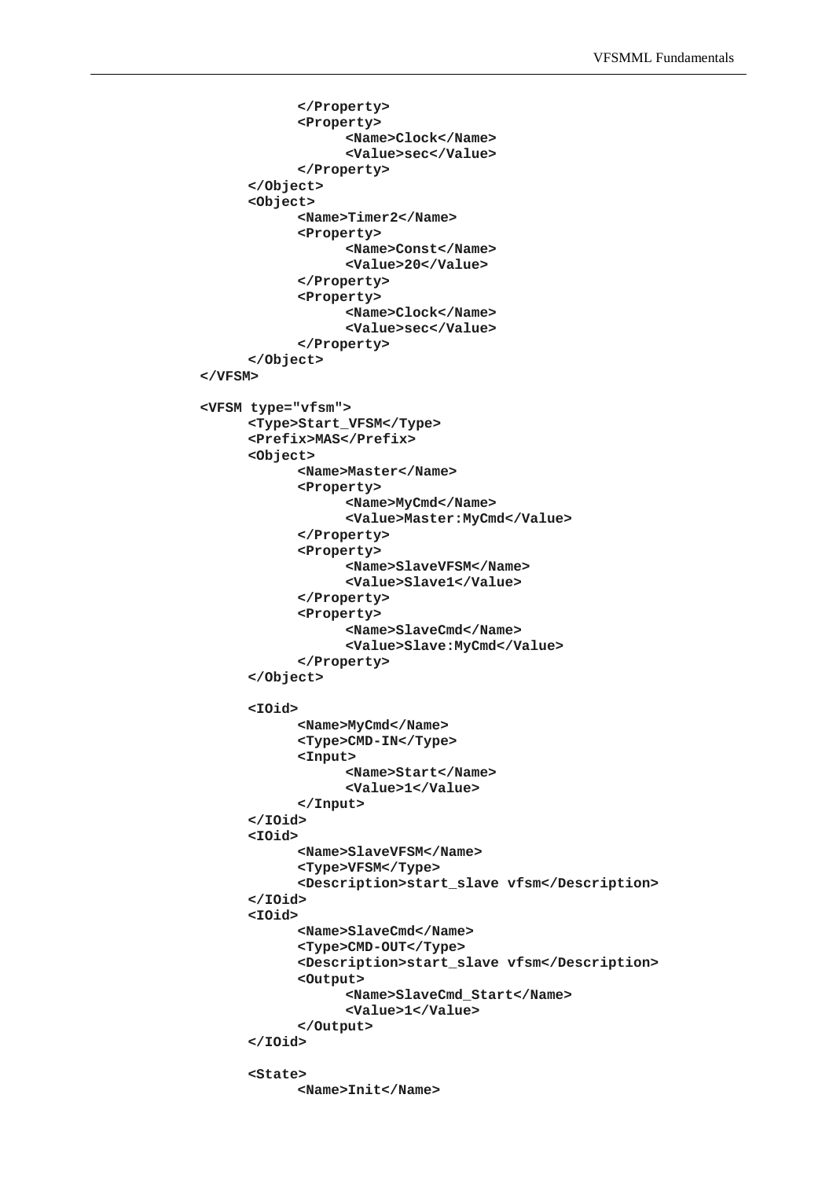```
            </Property>
            <Property>
                  <Name>Clock</Name>
                  <Value>sec</Value>
            </Property>
      </Object>
      <Object>
            <Name>Timer2</Name>
            <Property>
                  <Name>Const</Name>
                  <Value>20</Value>
            </Property>
            <Property>
                  <Name>Clock</Name>
                  <Value>sec</Value>
            </Property>
      </Object>
</VFSM>

<VFSM type="vfsm">
      <Type>Start_VFSM</Type>
      <Prefix>MAS</Prefix>
      <Object>
            <Name>Master</Name>
            <Property>
                  <Name>MyCmd</Name>
                  <Value>Master:MyCmd</Value>
            </Property>
            <Property>
                  <Name>SlaveVFSM</Name>
                  <Value>Slave1</Value>
            </Property>
            <Property>
                  <Name>SlaveCmd</Name>
                  <Value>Slave:MyCmd</Value>
            </Property>
      </Object>

      <IOid>
            <Name>MyCmd</Name>
            <Type>CMD-IN</Type>
            <Input>
                  <Name>Start</Name>
                  <Value>1</Value>
            </Input>
      </IOid>
      <IOid>
            <Name>SlaveVFSM</Name>
            <Type>VFSM</Type>
            <Description>start_slave vfsm</Description>
      </IOid>
      <IOid>
            <Name>SlaveCmd</Name>
            <Type>CMD-OUT</Type>
            <Description>start_slave vfsm</Description>
            <Output>
                  <Name>SlaveCmd_Start</Name>
                  <Value>1</Value>
            </Output>
      </IOid>

      <State>
            <Name>Init</Name>
```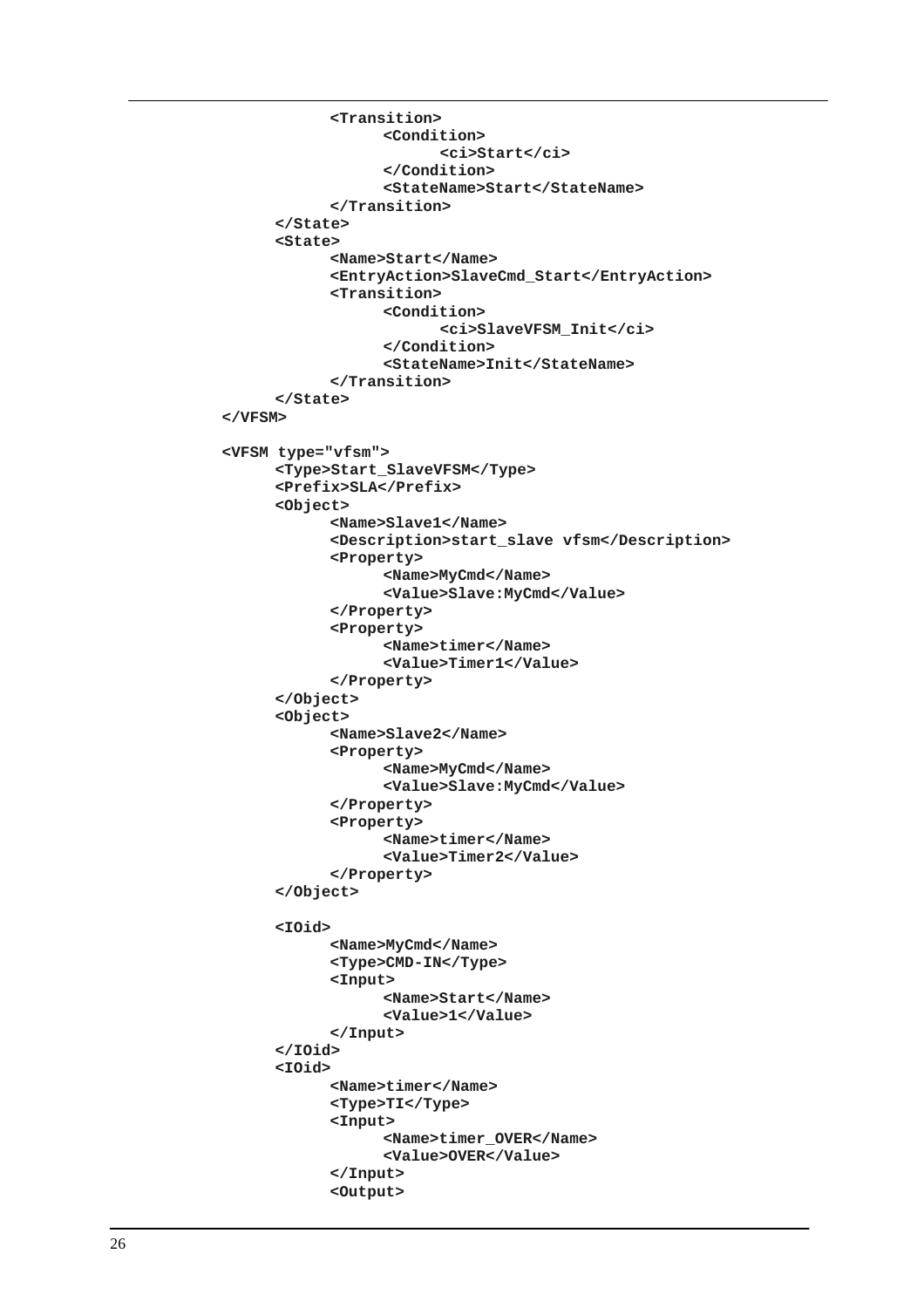```
			<Transition>
				<Condition>
					<ci>Start</ci>
				</Condition>
				<StateName>Start</StateName>
			</Transition>
		</State>
		<State>
			<Name>Start</Name>
			<EntryAction>SlaveCmd_Start</EntryAction>
			<Transition>
				<Condition>
					<ci>SlaveVFSM_Init</ci>
				</Condition>
				<StateName>Init</StateName>
			</Transition>
		</State>
	</VFSM>

	<VFSM type="vfsm">
		<Type>Start_SlaveVFSM</Type>
		<Prefix>SLA</Prefix>
		<Object>
			<Name>Slave1</Name>
			<Description>start_slave vfsm</Description>
			<Property>
				<Name>MyCmd</Name>
				<Value>Slave:MyCmd</Value>
			</Property>
			<Property>
				<Name>timer</Name>
				<Value>Timer1</Value>
			</Property>
		</Object>
		<Object>
			<Name>Slave2</Name>
			<Property>
				<Name>MyCmd</Name>
				<Value>Slave:MyCmd</Value>
			</Property>
			<Property>
				<Name>timer</Name>
				<Value>Timer2</Value>
			</Property>
		</Object>

		<IOid>
			<Name>MyCmd</Name>
			<Type>CMD-IN</Type>
			<Input>
				<Name>Start</Name>
				<Value>1</Value>
			</Input>
		</IOid>
		<IOid>
			<Name>timer</Name>
			<Type>TI</Type>
			<Input>
				<Name>timer_OVER</Name>
				<Value>OVER</Value>
			</Input>
			<Output>
```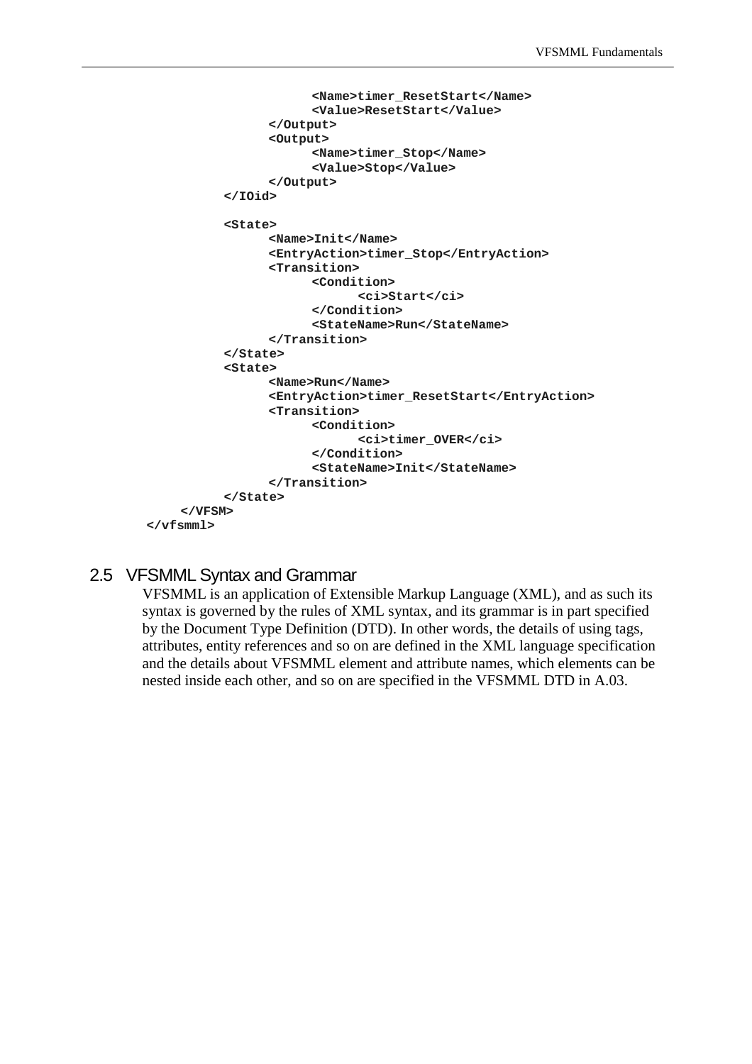```
                    <Name>timer_ResetStart</Name>
                    <Value>ResetStart</Value>
               </Output>
               <Output>
                    <Name>timer_Stop</Name>
                    <Value>Stop</Value>
               </Output>
          </IOid>

          <State>
               <Name>Init</Name>
               <EntryAction>timer_Stop</EntryAction>
               <Transition>
                    <Condition>
                         <ci>Start</ci>
                    </Condition>
                    <StateName>Run</StateName>
               </Transition>
          </State>
          <State>
               <Name>Run</Name>
               <EntryAction>timer_ResetStart</EntryAction>
               <Transition>
                    <Condition>
                         <ci>timer_OVER</ci>
                    </Condition>
                    <StateName>Init</StateName>
               </Transition>
          </State>
     </VFSM>
</vfsmml>
```

## 2.5 VFSMML Syntax and Grammar

VFSMML is an application of Extensible Markup Language (XML), and as such its syntax is governed by the rules of XML syntax, and its grammar is in part specified by the Document Type Definition (DTD). In other words, the details of using tags, attributes, entity references and so on are defined in the XML language specification and the details about VFSMML element and attribute names, which elements can be nested inside each other, and so on are specified in the VFSMML DTD in A.03.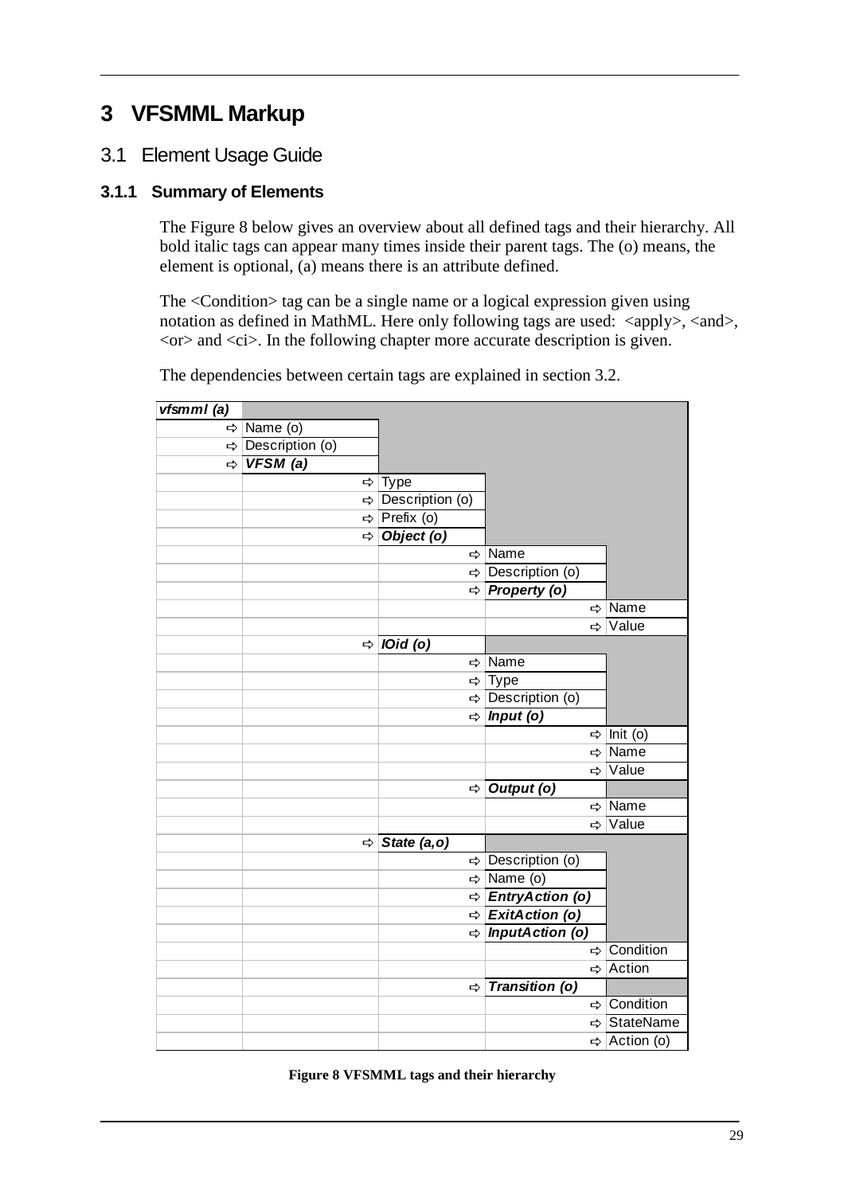# 3 VFSMML Markup

## 3.1 Element Usage Guide

### 3.1.1 Summary of Elements

The Figure 8 below gives an overview about all defined tags and their hierarchy. All bold italic tags can appear many times inside their parent tags. The (o) means, the element is optional, (a) means there is an attribute defined.

The <Condition> tag can be a single name or a logical expression given using notation as defined in MathML. Here only following tags are used: <apply>, <and>, <or> and <ci>. In the following chapter more accurate description is given.

The dependencies between certain tags are explained in section 3.2.

| ***vfsmml (a)*** | | | | |
|---|---|---|---|---|
| ⇨ | Name (o) | | | |
| ⇨ | Description (o) | | | |
| ⇨ | ***VFSM (a)*** | | | |
| | ⇨ | Type | | |
| | ⇨ | Description (o) | | |
| | ⇨ | Prefix (o) | | |
| | ⇨ | ***Object (o)*** | | |
| | | ⇨ | Name | |
| | | ⇨ | Description (o) | |
| | | ⇨ | ***Property (o)*** | |
| | | | ⇨ | Name |
| | | | ⇨ | Value |
| | ⇨ | ***IOid (o)*** | | |
| | | ⇨ | Name | |
| | | ⇨ | Type | |
| | | ⇨ | Description (o) | |
| | | ⇨ | ***Input (o)*** | |
| | | | ⇨ | Init (o) |
| | | | ⇨ | Name |
| | | | ⇨ | Value |
| | | ⇨ | ***Output (o)*** | |
| | | | ⇨ | Name |
| | | | ⇨ | Value |
| | ⇨ | ***State (a,o)*** | | |
| | | ⇨ | Description (o) | |
| | | ⇨ | Name (o) | |
| | | ⇨ | ***EntryAction (o)*** | |
| | | ⇨ | ***ExitAction (o)*** | |
| | | ⇨ | ***InputAction (o)*** | |
| | | | ⇨ | Condition |
| | | | ⇨ | Action |
| | | ⇨ | ***Transition (o)*** | |
| | | | ⇨ | Condition |
| | | | ⇨ | StateName |
| | | | ⇨ | Action (o) |

**Figure 8 VFSMML tags and their hierarchy**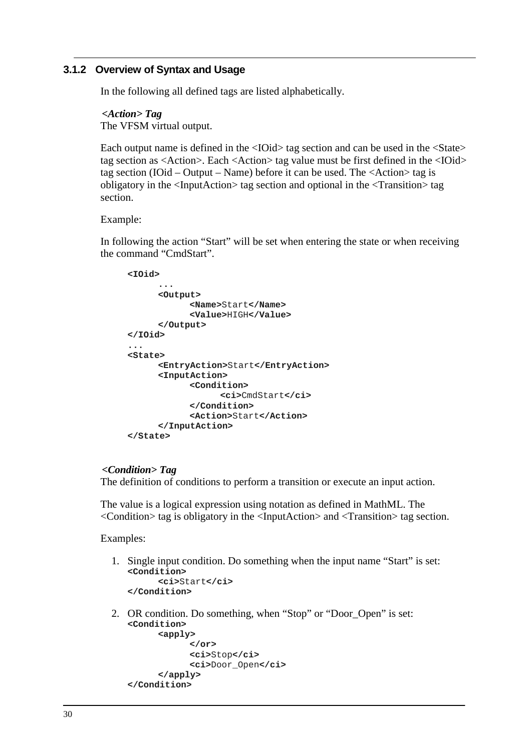### 3.1.2 Overview of Syntax and Usage

In the following all defined tags are listed alphabetically.

***<Action> Tag***
The VFSM virtual output.

Each output name is defined in the <IOid> tag section and can be used in the <State> tag section as <Action>. Each <Action> tag value must be first defined in the <IOid> tag section (IOid – Output – Name) before it can be used. The <Action> tag is obligatory in the <InputAction> tag section and optional in the <Transition> tag section.

Example:

In following the action “Start” will be set when entering the state or when receiving the command “CmdStart”.

```
<IOid>
      ...
      <Output>
            <Name>Start</Name>
            <Value>HIGH</Value>
      </Output>
</IOid>
...
<State>
      <EntryAction>Start</EntryAction>
      <InputAction>
            <Condition>
                  <ci>CmdStart</ci>
            </Condition>
            <Action>Start</Action>
      </InputAction>
</State>
```

***<Condition> Tag***
The definition of conditions to perform a transition or execute an input action.

The value is a logical expression using notation as defined in MathML. The <Condition> tag is obligatory in the <InputAction> and <Transition> tag section.

Examples:

1. Single input condition. Do something when the input name “Start” is set:
```
<Condition>
      <ci>Start</ci>
</Condition>
```

2. OR condition. Do something, when “Stop” or “Door_Open” is set:
```
<Condition>
      <apply>
            </or>
            <ci>Stop</ci>
            <ci>Door_Open</ci>
      </apply>
</Condition>
```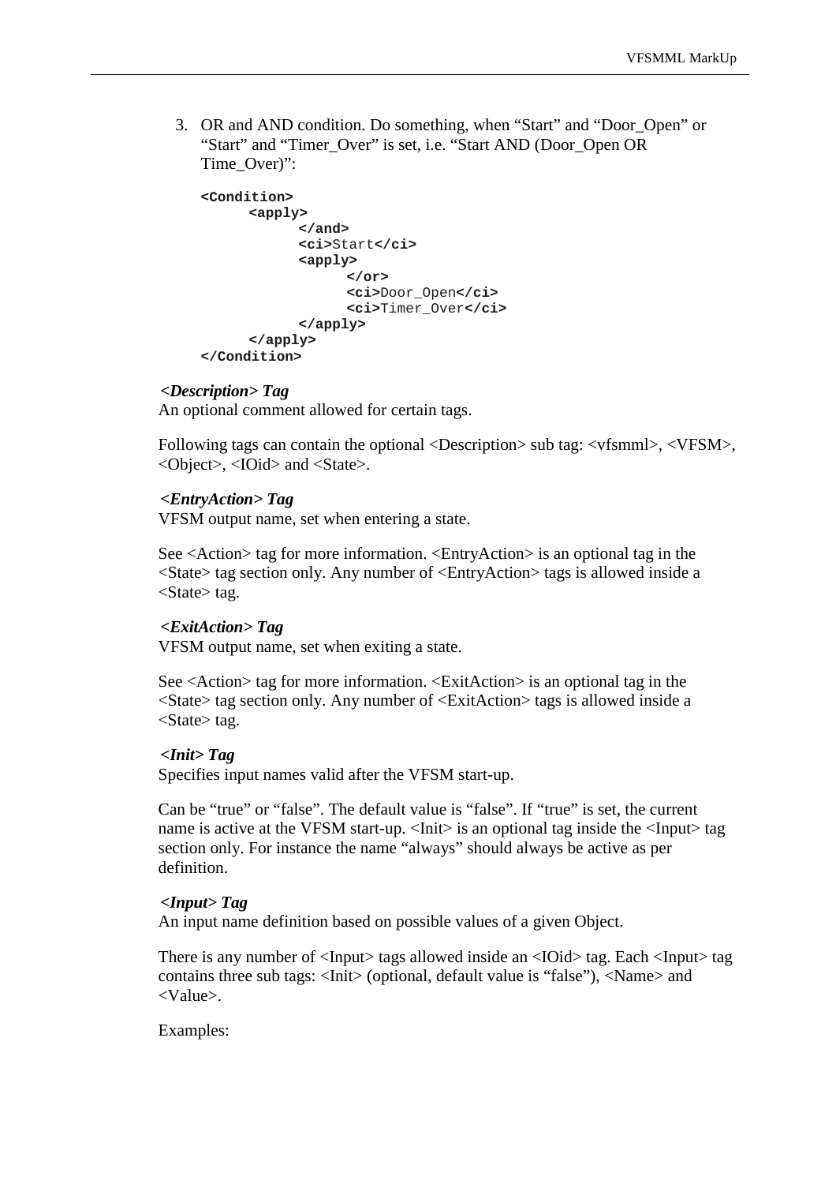3. OR and AND condition. Do something, when “Start” and “Door_Open” or “Start” and “Timer_Over” is set, i.e. “Start AND (Door_Open OR Time_Over)”:

```
<Condition>
      <apply>
            </and>
            <ci>Start</ci>
            <apply>
                  </or>
                  <ci>Door_Open</ci>
                  <ci>Timer_Over</ci>
            </apply>
      </apply>
</Condition>
```

***<Description> Tag***

An optional comment allowed for certain tags.

Following tags can contain the optional <Description> sub tag: <vfsmml>, <VFSM>, <Object>, <IOid> and <State>.

***<EntryAction> Tag***

VFSM output name, set when entering a state.

See <Action> tag for more information. <EntryAction> is an optional tag in the <State> tag section only. Any number of <EntryAction> tags is allowed inside a <State> tag.

***<ExitAction> Tag***

VFSM output name, set when exiting a state.

See <Action> tag for more information. <ExitAction> is an optional tag in the <State> tag section only. Any number of <ExitAction> tags is allowed inside a <State> tag.

***<Init> Tag***

Specifies input names valid after the VFSM start-up.

Can be “true” or “false”. The default value is “false”. If “true” is set, the current name is active at the VFSM start-up. <Init> is an optional tag inside the <Input> tag section only. For instance the name “always” should always be active as per definition.

***<Input> Tag***

An input name definition based on possible values of a given Object.

There is any number of <Input> tags allowed inside an <IOid> tag. Each <Input> tag contains three sub tags: <Init> (optional, default value is “false”), <Name> and <Value>.

Examples: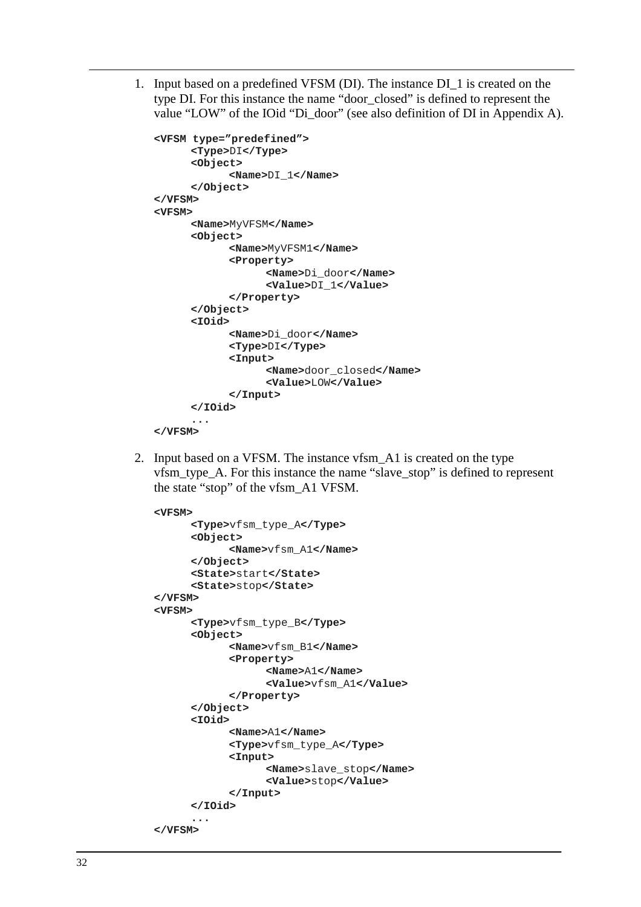1. Input based on a predefined VFSM (DI). The instance DI_1 is created on the type DI. For this instance the name “door_closed” is defined to represent the value “LOW” of the IOid “Di_door” (see also definition of DI in Appendix A).

```
<VFSM type=”predefined”>
      <Type>DI</Type>
      <Object>
            <Name>DI_1</Name>
      </Object>
</VFSM>
<VFSM>
      <Name>MyVFSM</Name>
      <Object>
            <Name>MyVFSM1</Name>
            <Property>
                  <Name>Di_door</Name>
                  <Value>DI_1</Value>
            </Property>
      </Object>
      <IOid>
            <Name>Di_door</Name>
            <Type>DI</Type>
            <Input>
                  <Name>door_closed</Name>
                  <Value>LOW</Value>
            </Input>
      </IOid>
      ...
</VFSM>
```

2. Input based on a VFSM. The instance vfsm_A1 is created on the type vfsm_type_A. For this instance the name “slave_stop” is defined to represent the state “stop” of the vfsm_A1 VFSM.

```
<VFSM>
      <Type>vfsm_type_A</Type>
      <Object>
            <Name>vfsm_A1</Name>
      </Object>
      <State>start</State>
      <State>stop</State>
</VFSM>
<VFSM>
      <Type>vfsm_type_B</Type>
      <Object>
            <Name>vfsm_B1</Name>
            <Property>
                  <Name>A1</Name>
                  <Value>vfsm_A1</Value>
            </Property>
      </Object>
      <IOid>
            <Name>A1</Name>
            <Type>vfsm_type_A</Type>
            <Input>
                  <Name>slave_stop</Name>
                  <Value>stop</Value>
            </Input>
      </IOid>
      ...
</VFSM>
```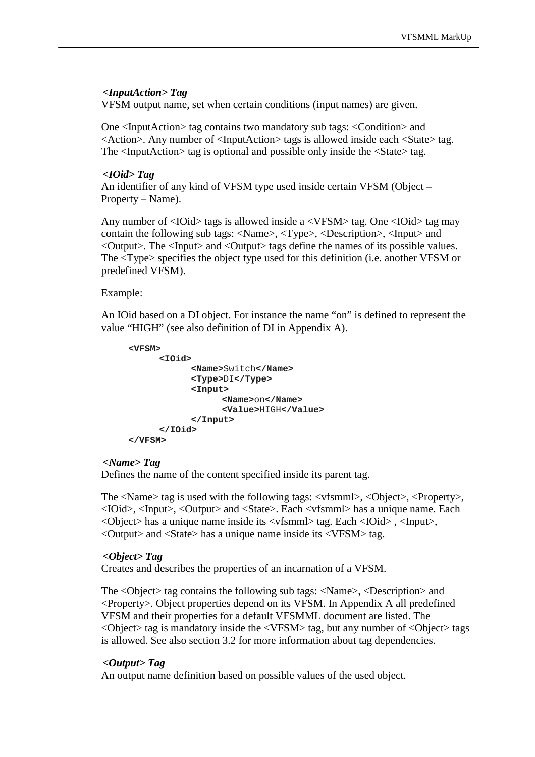***<InputAction> Tag***

VFSM output name, set when certain conditions (input names) are given.

One <InputAction> tag contains two mandatory sub tags: <Condition> and <Action>. Any number of <InputAction> tags is allowed inside each <State> tag. The <InputAction> tag is optional and possible only inside the <State> tag.

***<IOid> Tag***

An identifier of any kind of VFSM type used inside certain VFSM (Object – Property – Name).

Any number of <IOid> tags is allowed inside a <VFSM> tag. One <IOid> tag may contain the following sub tags: <Name>, <Type>, <Description>, <Input> and <Output>. The <Input> and <Output> tags define the names of its possible values. The <Type> specifies the object type used for this definition (i.e. another VFSM or predefined VFSM).

Example:

An IOid based on a DI object. For instance the name "on" is defined to represent the value "HIGH" (see also definition of DI in Appendix A).

```
<VFSM>
      <IOid>
            <Name>Switch</Name>
            <Type>DI</Type>
            <Input>
                  <Name>on</Name>
                  <Value>HIGH</Value>
            </Input>
      </IOid>
</VFSM>
```

***<Name> Tag***

Defines the name of the content specified inside its parent tag.

The <Name> tag is used with the following tags: <vfsmml>, <Object>, <Property>, <IOid>, <Input>, <Output> and <State>. Each <vfsmml> has a unique name. Each <Object> has a unique name inside its <vfsmml> tag. Each <IOid> , <Input>, <Output> and <State> has a unique name inside its <VFSM> tag.

***<Object> Tag***

Creates and describes the properties of an incarnation of a VFSM.

The <Object> tag contains the following sub tags: <Name>, <Description> and <Property>. Object properties depend on its VFSM. In Appendix A all predefined VFSM and their properties for a default VFSMML document are listed. The <Object> tag is mandatory inside the <VFSM> tag, but any number of <Object> tags is allowed. See also section 3.2 for more information about tag dependencies.

***<Output> Tag***

An output name definition based on possible values of the used object.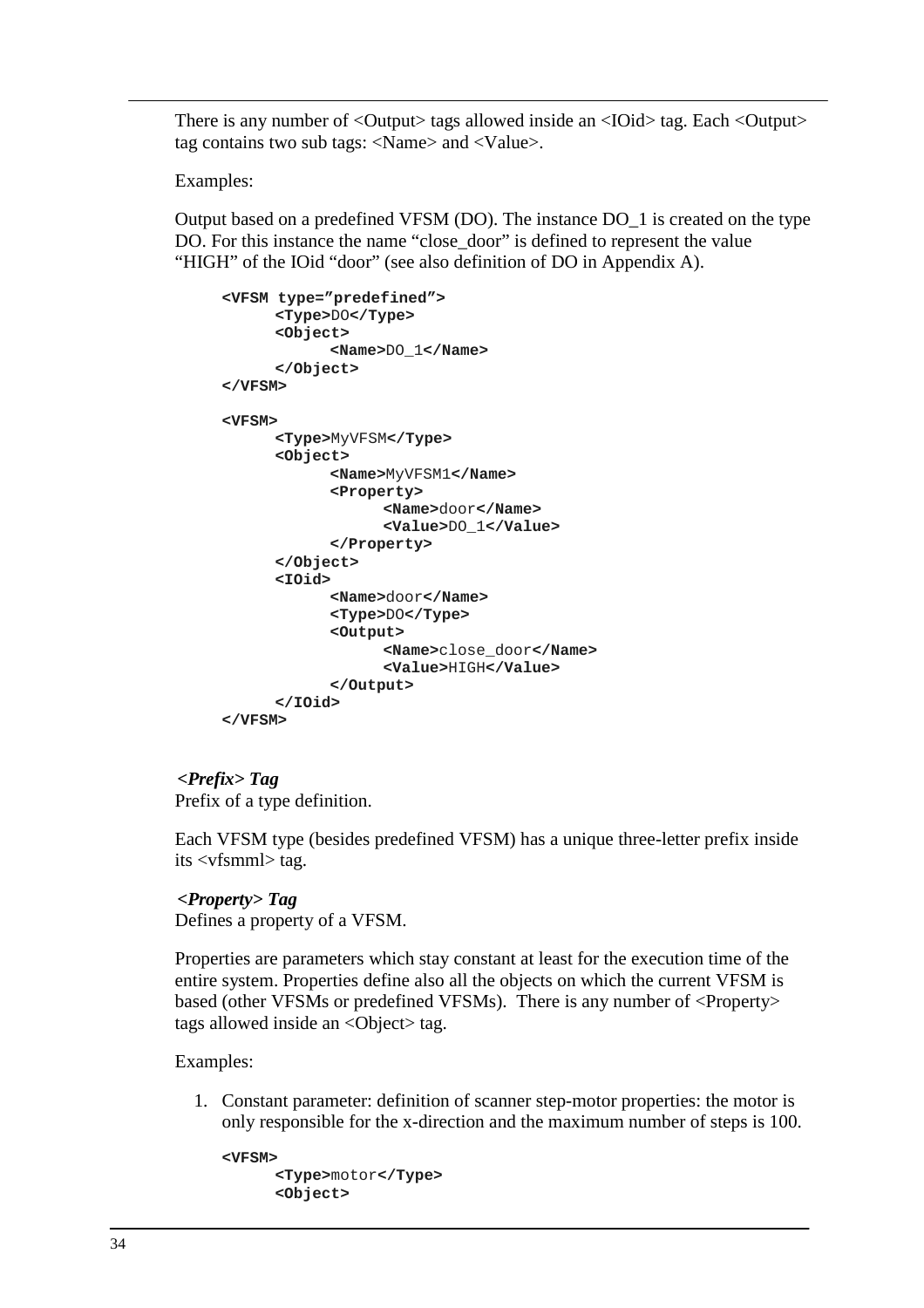There is any number of <Output> tags allowed inside an <IOid> tag. Each <Output> tag contains two sub tags: <Name> and <Value>.

Examples:

Output based on a predefined VFSM (DO). The instance DO_1 is created on the type DO. For this instance the name “close_door” is defined to represent the value “HIGH” of the IOid “door” (see also definition of DO in Appendix A).

```
<VFSM type=”predefined”>
      <Type>DO</Type>
      <Object>
            <Name>DO_1</Name>
      </Object>
</VFSM>

<VFSM>
      <Type>MyVFSM</Type>
      <Object>
            <Name>MyVFSM1</Name>
            <Property>
                  <Name>door</Name>
                  <Value>DO_1</Value>
            </Property>
      </Object>
      <IOid>
            <Name>door</Name>
            <Type>DO</Type>
            <Output>
                  <Name>close_door</Name>
                  <Value>HIGH</Value>
            </Output>
      </IOid>
</VFSM>
```

***<Prefix> Tag***
Prefix of a type definition.

Each VFSM type (besides predefined VFSM) has a unique three-letter prefix inside its <vfsmml> tag.

***<Property> Tag***
Defines a property of a VFSM.

Properties are parameters which stay constant at least for the execution time of the entire system. Properties define also all the objects on which the current VFSM is based (other VFSMs or predefined VFSMs). There is any number of <Property> tags allowed inside an <Object> tag.

Examples:

1. Constant parameter: definition of scanner step-motor properties: the motor is only responsible for the x-direction and the maximum number of steps is 100.

```
<VFSM>
      <Type>motor</Type>
      <Object>
```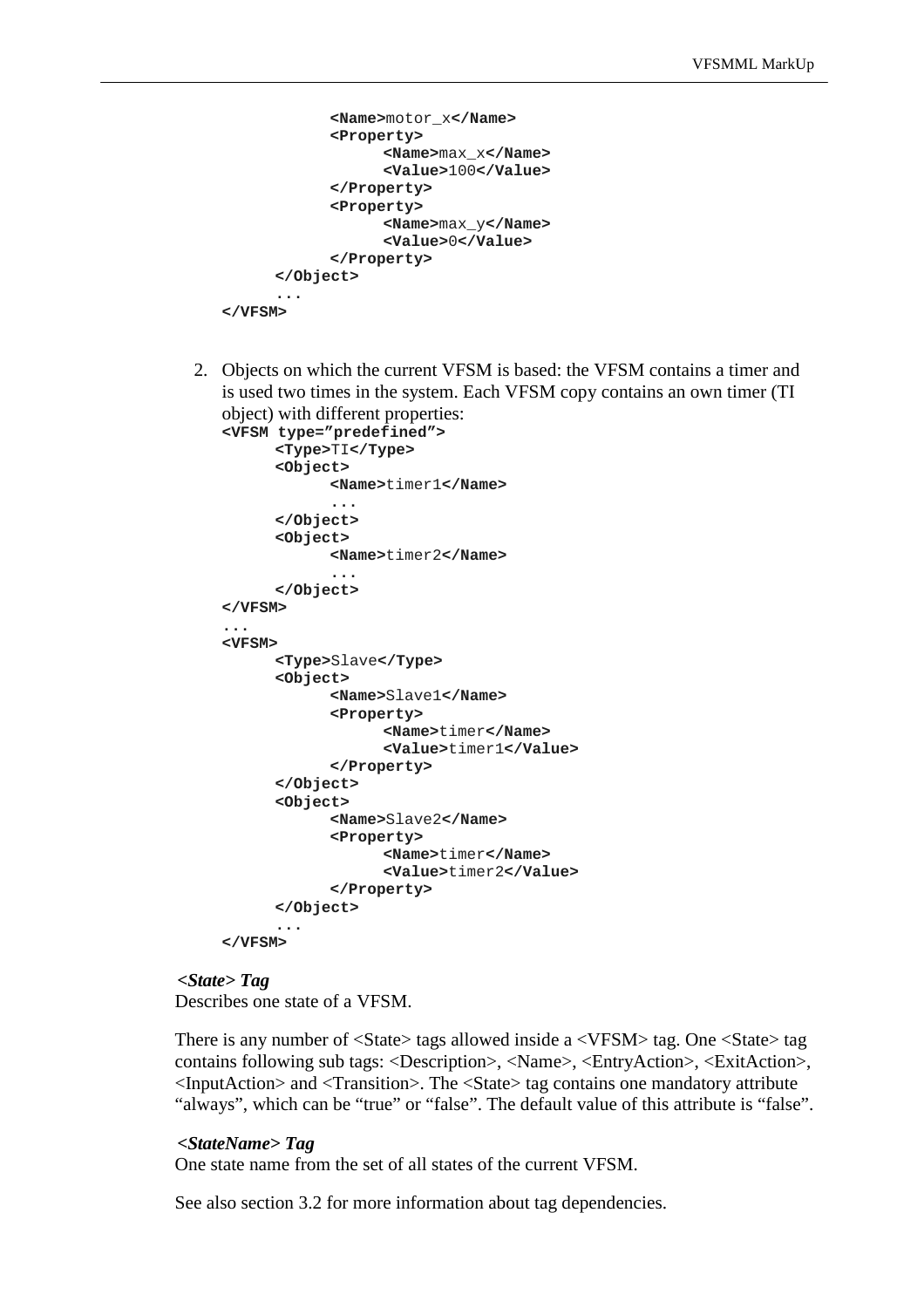```
            <Name>motor_x</Name>
            <Property>
                  <Name>max_x</Name>
                  <Value>100</Value>
            </Property>
            <Property>
                  <Name>max_y</Name>
                  <Value>0</Value>
            </Property>
      </Object>
      ...
</VFSM>
```

2. Objects on which the current VFSM is based: the VFSM contains a timer and is used two times in the system. Each VFSM copy contains an own timer (TI object) with different properties:

```
<VFSM type="predefined">
      <Type>TI</Type>
      <Object>
            <Name>timer1</Name>
            ...
      </Object>
      <Object>
            <Name>timer2</Name>
            ...
      </Object>
</VFSM>
...
<VFSM>
      <Type>Slave</Type>
      <Object>
            <Name>Slave1</Name>
            <Property>
                  <Name>timer</Name>
                  <Value>timer1</Value>
            </Property>
      </Object>
      <Object>
            <Name>Slave2</Name>
            <Property>
                  <Name>timer</Name>
                  <Value>timer2</Value>
            </Property>
      </Object>
      ...
</VFSM>
```

***<State> Tag***

Describes one state of a VFSM.

There is any number of <State> tags allowed inside a <VFSM> tag. One <State> tag contains following sub tags: <Description>, <Name>, <EntryAction>, <ExitAction>, <InputAction> and <Transition>. The <State> tag contains one mandatory attribute "always", which can be "true" or "false". The default value of this attribute is "false".

***<StateName> Tag***

One state name from the set of all states of the current VFSM.

See also section 3.2 for more information about tag dependencies.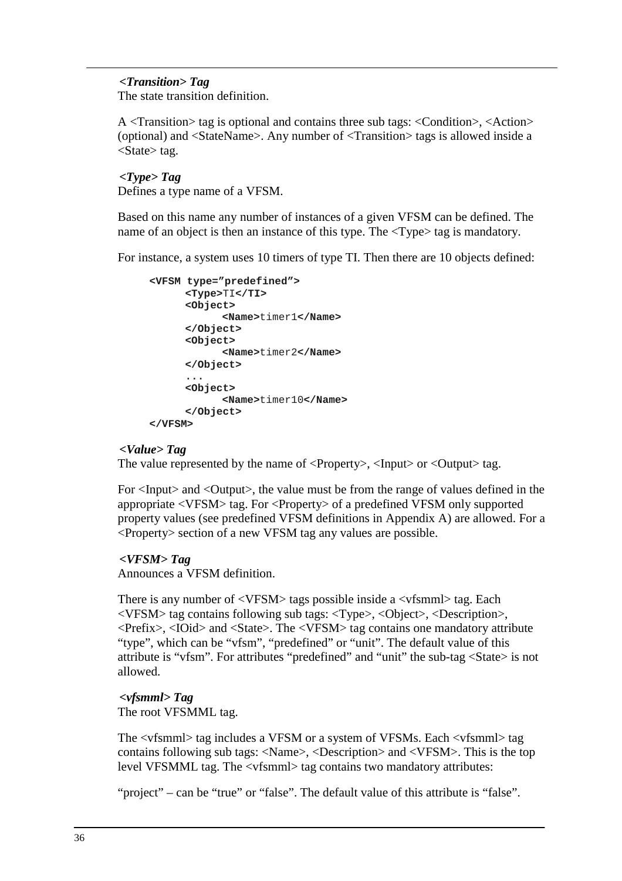*<Transition> Tag*
The state transition definition.

A <Transition> tag is optional and contains three sub tags: <Condition>, <Action> (optional) and <StateName>. Any number of <Transition> tags is allowed inside a <State> tag.

*<Type> Tag*
Defines a type name of a VFSM.

Based on this name any number of instances of a given VFSM can be defined. The name of an object is then an instance of this type. The <Type> tag is mandatory.

For instance, a system uses 10 timers of type TI. Then there are 10 objects defined:

```
<VFSM type="predefined">
      <Type>TI</TI>
      <Object>
            <Name>timer1</Name>
      </Object>
      <Object>
            <Name>timer2</Name>
      </Object>
      ...
      <Object>
            <Name>timer10</Name>
      </Object>
</VFSM>
```

*<Value> Tag*
The value represented by the name of <Property>, <Input> or <Output> tag.

For <Input> and <Output>, the value must be from the range of values defined in the appropriate <VFSM> tag. For <Property> of a predefined VFSM only supported property values (see predefined VFSM definitions in Appendix A) are allowed. For a <Property> section of a new VFSM tag any values are possible.

*<VFSM> Tag*
Announces a VFSM definition.

There is any number of <VFSM> tags possible inside a <vfsmml> tag. Each <VFSM> tag contains following sub tags: <Type>, <Object>, <Description>, <Prefix>, <IOid> and <State>. The <VFSM> tag contains one mandatory attribute "type", which can be "vfsm", "predefined" or "unit". The default value of this attribute is "vfsm". For attributes "predefined" and "unit" the sub-tag <State> is not allowed.

*<vfsmml> Tag*
The root VFSMML tag.

The <vfsmml> tag includes a VFSM or a system of VFSMs. Each <vfsmml> tag contains following sub tags: <Name>, <Description> and <VFSM>. This is the top level VFSMML tag. The <vfsmml> tag contains two mandatory attributes:

"project" – can be "true" or "false". The default value of this attribute is "false".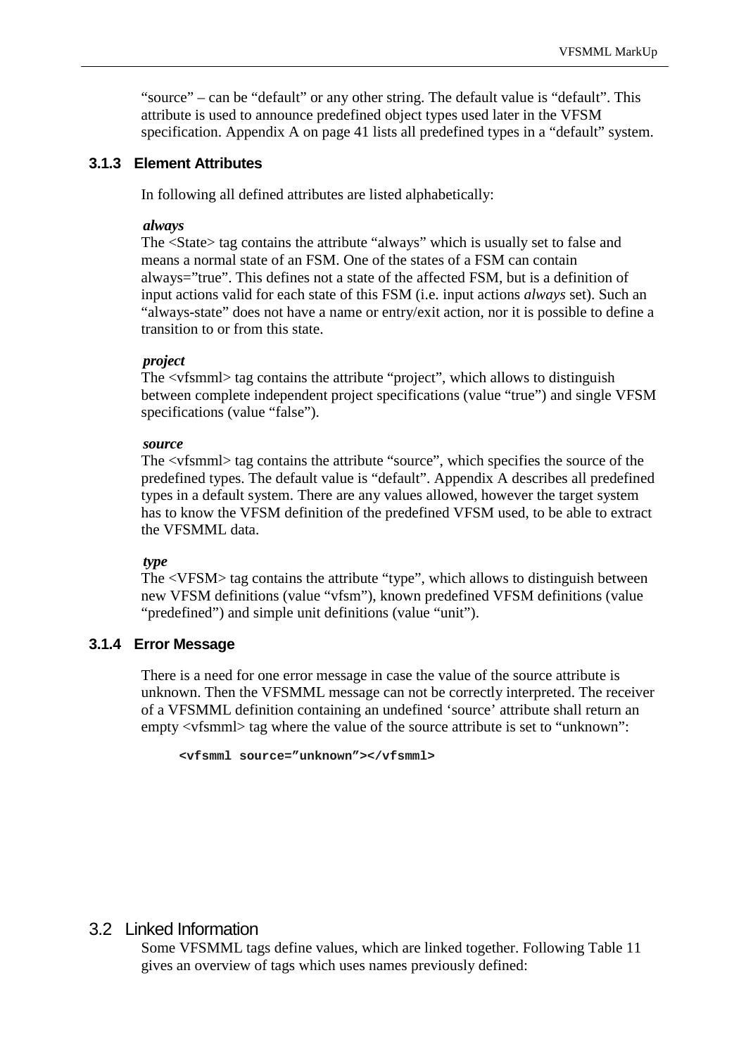"source" – can be "default" or any other string. The default value is "default". This attribute is used to announce predefined object types used later in the VFSM specification. Appendix A on page 41 lists all predefined types in a "default" system.

### 3.1.3 Element Attributes

In following all defined attributes are listed alphabetically:

***always***
The <State> tag contains the attribute "always" which is usually set to false and means a normal state of an FSM. One of the states of a FSM can contain always="true". This defines not a state of the affected FSM, but is a definition of input actions valid for each state of this FSM (i.e. input actions *always* set). Such an "always-state" does not have a name or entry/exit action, nor it is possible to define a transition to or from this state.

***project***
The <vfsmml> tag contains the attribute "project", which allows to distinguish between complete independent project specifications (value "true") and single VFSM specifications (value "false").

***source***
The <vfsmml> tag contains the attribute "source", which specifies the source of the predefined types. The default value is "default". Appendix A describes all predefined types in a default system. There are any values allowed, however the target system has to know the VFSM definition of the predefined VFSM used, to be able to extract the VFSMML data.

***type***
The <VFSM> tag contains the attribute "type", which allows to distinguish between new VFSM definitions (value "vfsm"), known predefined VFSM definitions (value "predefined") and simple unit definitions (value "unit").

### 3.1.4 Error Message

There is a need for one error message in case the value of the source attribute is unknown. Then the VFSMML message can not be correctly interpreted. The receiver of a VFSMML definition containing an undefined 'source' attribute shall return an empty <vfsmml> tag where the value of the source attribute is set to "unknown":

```
<vfsmml source="unknown"></vfsmml>
```

## 3.2 Linked Information

Some VFSMML tags define values, which are linked together. Following Table 11 gives an overview of tags which uses names previously defined: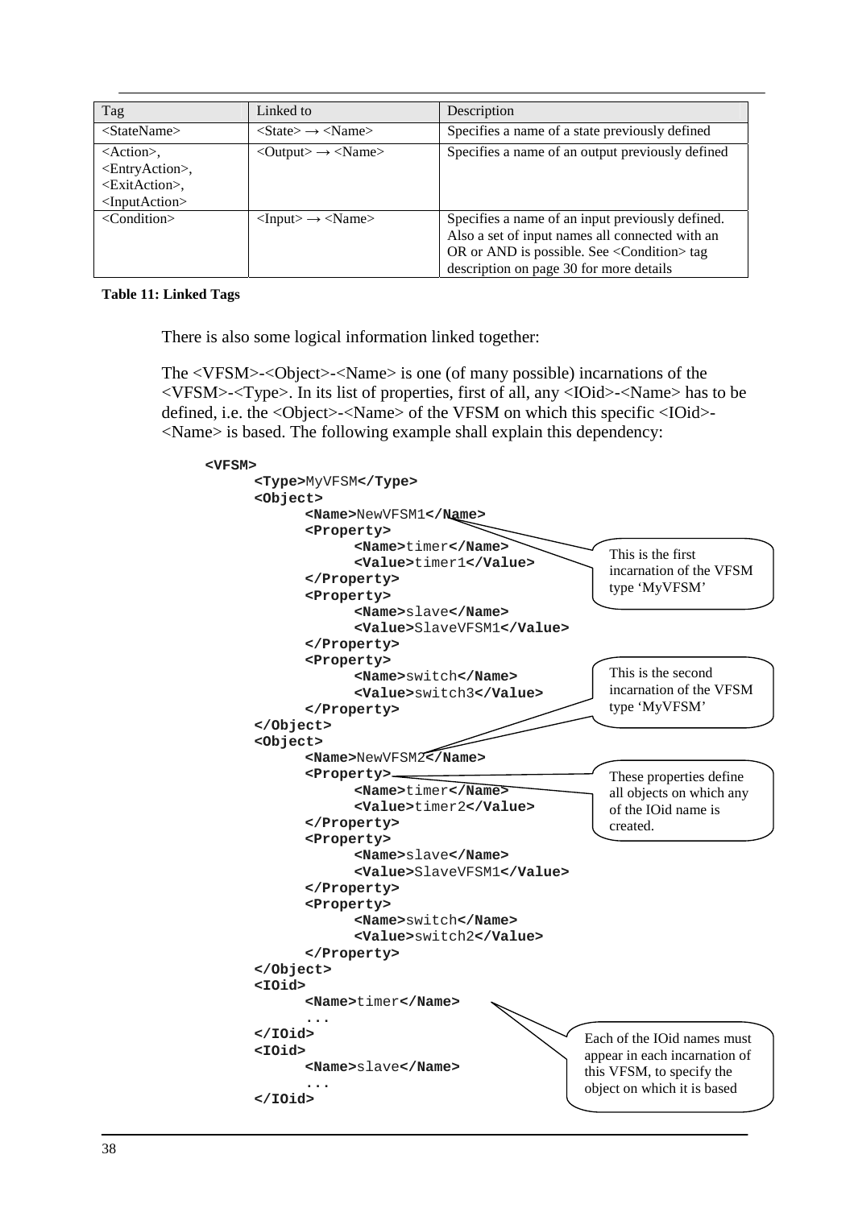| Tag | Linked to | Description |
|---|---|---|
| <StateName> | <State> → <Name> | Specifies a name of a state previously defined |
| <Action>, <EntryAction>, <ExitAction>, <InputAction> | <Output> → <Name> | Specifies a name of an output previously defined |
| <Condition> | <Input> → <Name> | Specifies a name of an input previously defined. Also a set of input names all connected with an OR or AND is possible. See <Condition> tag description on page 30 for more details |

**Table 11: Linked Tags**

There is also some logical information linked together:

The <VFSM>-<Object>-<Name> is one (of many possible) incarnations of the <VFSM>-<Type>. In its list of properties, first of all, any <IOid>-<Name> has to be defined, i.e. the <Object>-<Name> of the VFSM on which this specific <IOid>-<Name> is based. The following example shall explain this dependency:

```
<VFSM>
      <Type>MyVFSM</Type>
      <Object>
            <Name>NewVFSM1</Name>
            <Property>
                  <Name>timer</Name>
                  <Value>timer1</Value>
            </Property>
            <Property>
                  <Name>slave</Name>
                  <Value>SlaveVFSM1</Value>
            </Property>
            <Property>
                  <Name>switch</Name>
                  <Value>switch3</Value>
            </Property>
      </Object>
      <Object>
            <Name>NewVFSM2</Name>
            <Property>
                  <Name>timer</Name>
                  <Value>timer2</Value>
            </Property>
            <Property>
                  <Name>slave</Name>
                  <Value>SlaveVFSM1</Value>
            </Property>
            <Property>
                  <Name>switch</Name>
                  <Value>switch2</Value>
            </Property>
      </Object>
      <IOid>
            <Name>timer</Name>
            ...
      </IOid>
      <IOid>
            <Name>slave</Name>
            ...
      </IOid>
```

Callouts:
- This is the first incarnation of the VFSM type 'MyVFSM'
- This is the second incarnation of the VFSM type 'MyVFSM'
- These properties define all objects on which any of the IOid name is created.
- Each of the IOid names must appear in each incarnation of this VFSM, to specify the object on which it is based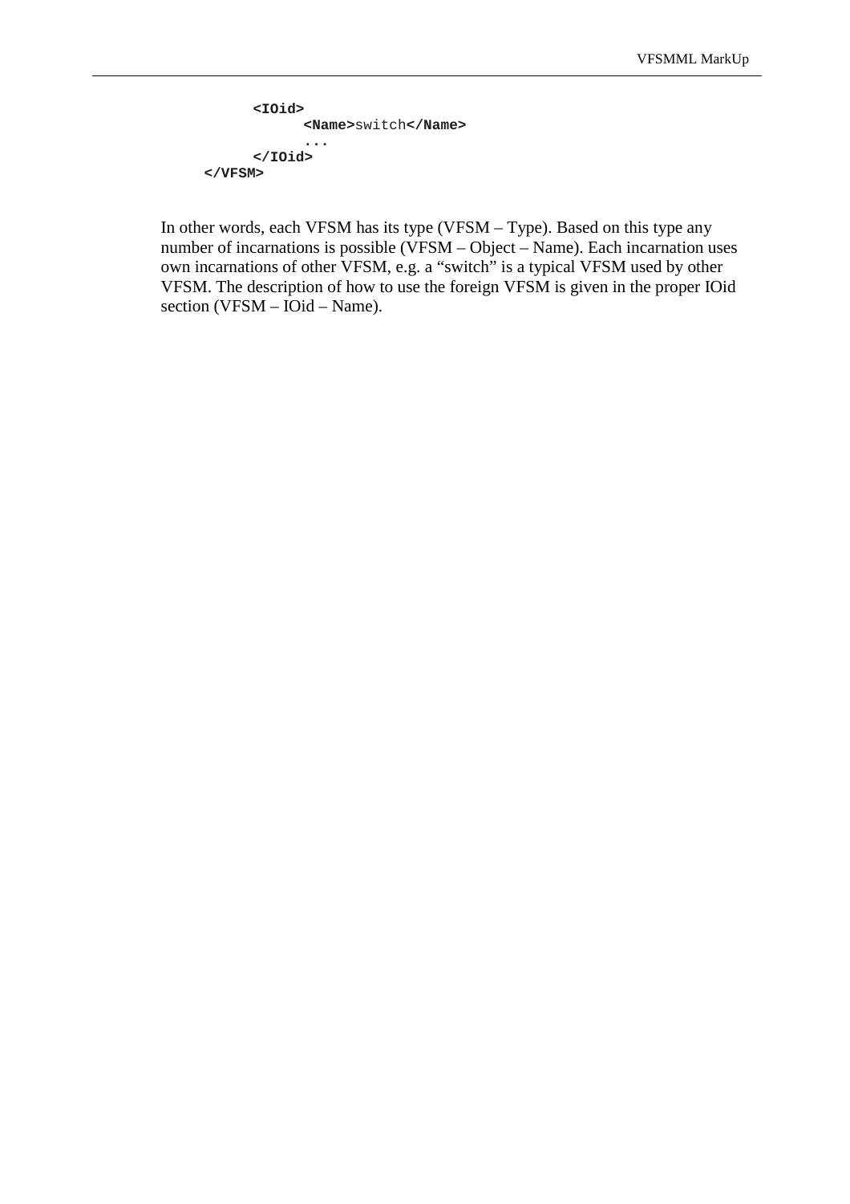```
    <IOid>
        <Name>switch</Name>
        ...
    </IOid>
</VFSM>
```

In other words, each VFSM has its type (VFSM – Type). Based on this type any number of incarnations is possible (VFSM – Object – Name). Each incarnation uses own incarnations of other VFSM, e.g. a “switch” is a typical VFSM used by other VFSM. The description of how to use the foreign VFSM is given in the proper IOid section (VFSM – IOid – Name).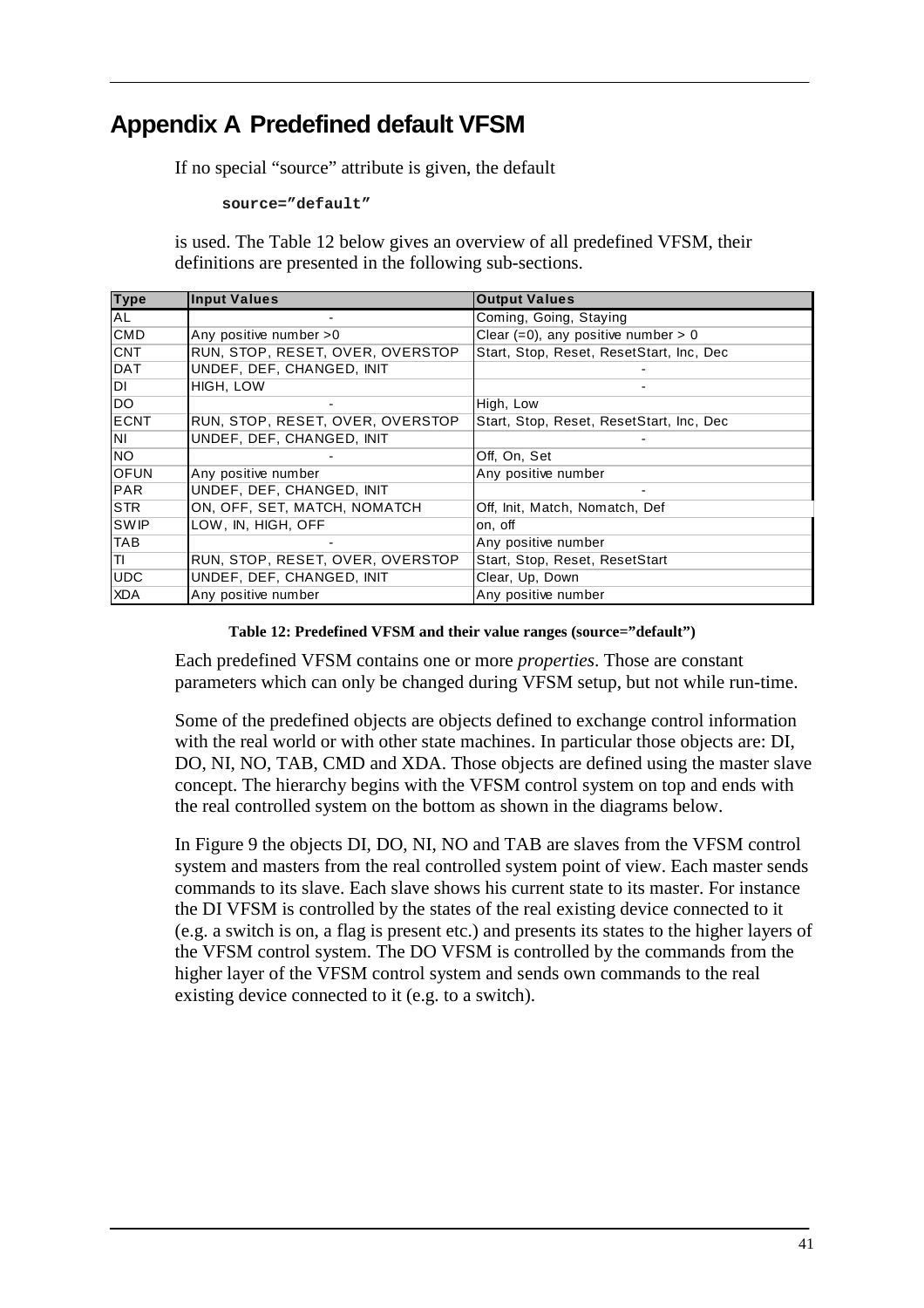# Appendix A Predefined default VFSM

If no special "source" attribute is given, the default

```
source="default"
```

is used. The Table 12 below gives an overview of all predefined VFSM, their definitions are presented in the following sub-sections.

| Type | Input Values | Output Values |
|---|---|---|
| AL | - | Coming, Going, Staying |
| CMD | Any positive number >0 | Clear (=0), any positive number > 0 |
| CNT | RUN, STOP, RESET, OVER, OVERSTOP | Start, Stop, Reset, ResetStart, Inc, Dec |
| DAT | UNDEF, DEF, CHANGED, INIT | - |
| DI | HIGH, LOW | - |
| DO | - | High, Low |
| ECNT | RUN, STOP, RESET, OVER, OVERSTOP | Start, Stop, Reset, ResetStart, Inc, Dec |
| NI | UNDEF, DEF, CHANGED, INIT | - |
| NO | - | Off, On, Set |
| OFUN | Any positive number | Any positive number |
| PAR | UNDEF, DEF, CHANGED, INIT | - |
| STR | ON, OFF, SET, MATCH, NOMATCH | Off, Init, Match, Nomatch, Def |
| SWIP | LOW, IN, HIGH, OFF | on, off |
| TAB | - | Any positive number |
| TI | RUN, STOP, RESET, OVER, OVERSTOP | Start, Stop, Reset, ResetStart |
| UDC | UNDEF, DEF, CHANGED, INIT | Clear, Up, Down |
| XDA | Any positive number | Any positive number |

**Table 12: Predefined VFSM and their value ranges (source="default")**

Each predefined VFSM contains one or more *properties*. Those are constant parameters which can only be changed during VFSM setup, but not while run-time.

Some of the predefined objects are objects defined to exchange control information with the real world or with other state machines. In particular those objects are: DI, DO, NI, NO, TAB, CMD and XDA. Those objects are defined using the master slave concept. The hierarchy begins with the VFSM control system on top and ends with the real controlled system on the bottom as shown in the diagrams below.

In Figure 9 the objects DI, DO, NI, NO and TAB are slaves from the VFSM control system and masters from the real controlled system point of view. Each master sends commands to its slave. Each slave shows his current state to its master. For instance the DI VFSM is controlled by the states of the real existing device connected to it (e.g. a switch is on, a flag is present etc.) and presents its states to the higher layers of the VFSM control system. The DO VFSM is controlled by the commands from the higher layer of the VFSM control system and sends own commands to the real existing device connected to it (e.g. to a switch).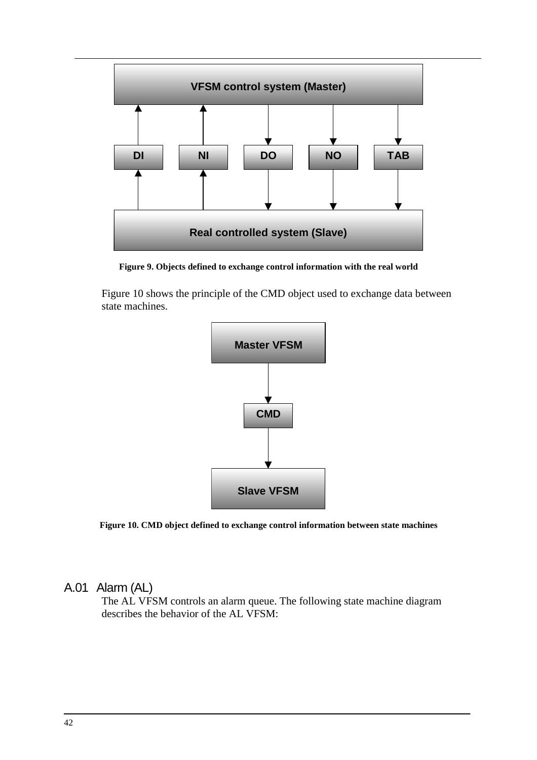**Figure 9. Objects defined to exchange control information with the real world**

Figure 10 shows the principle of the CMD object used to exchange data between state machines.

**Figure 10. CMD object defined to exchange control information between state machines**

## A.01 Alarm (AL)

The AL VFSM controls an alarm queue. The following state machine diagram describes the behavior of the AL VFSM: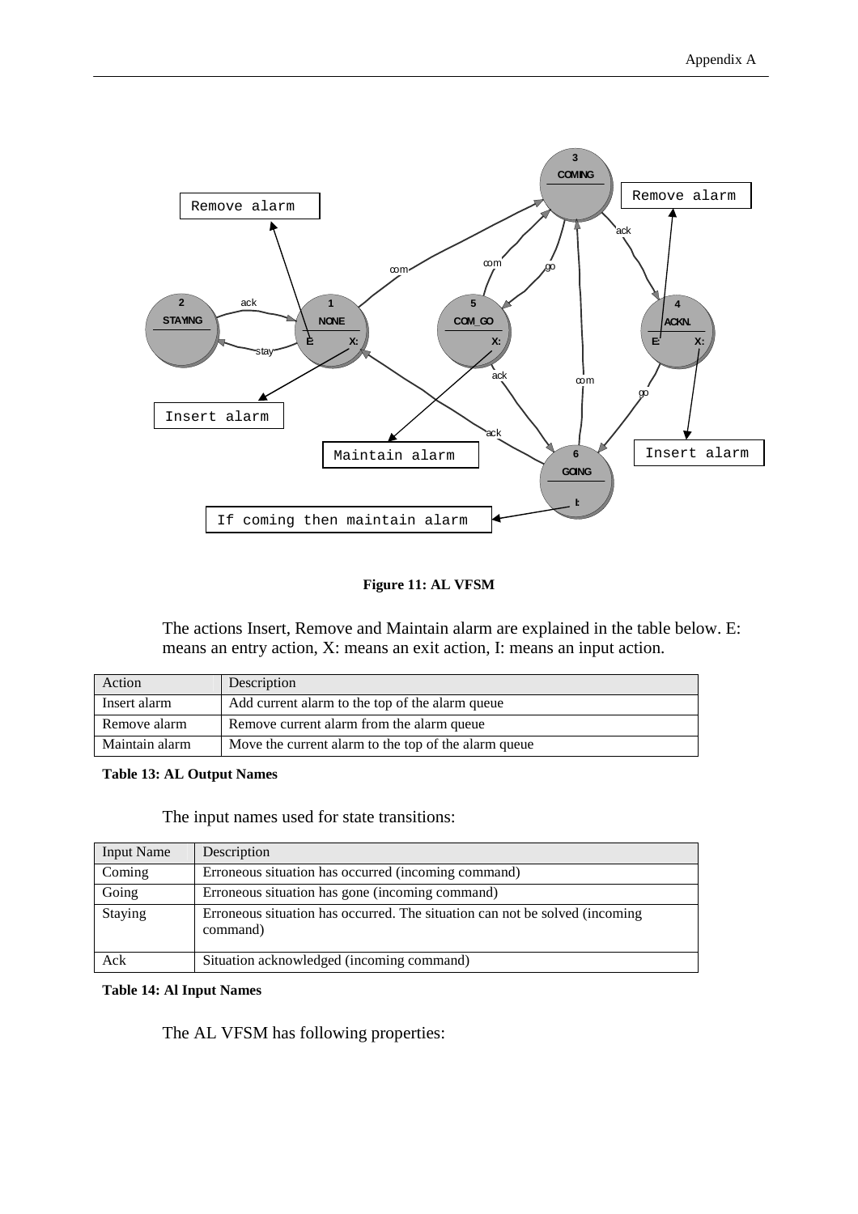Figure 11: AL VFSM

The actions Insert, Remove and Maintain alarm are explained in the table below. E: means an entry action, X: means an exit action, I: means an input action.

| Action | Description |
|---|---|
| Insert alarm | Add current alarm to the top of the alarm queue |
| Remove alarm | Remove current alarm from the alarm queue |
| Maintain alarm | Move the current alarm to the top of the alarm queue |

**Table 13: AL Output Names**

The input names used for state transitions:

| Input Name | Description |
|---|---|
| Coming | Erroneous situation has occurred (incoming command) |
| Going | Erroneous situation has gone (incoming command) |
| Staying | Erroneous situation has occurred. The situation can not be solved (incoming command) |
| Ack | Situation acknowledged (incoming command) |

**Table 14: Al Input Names**

The AL VFSM has following properties: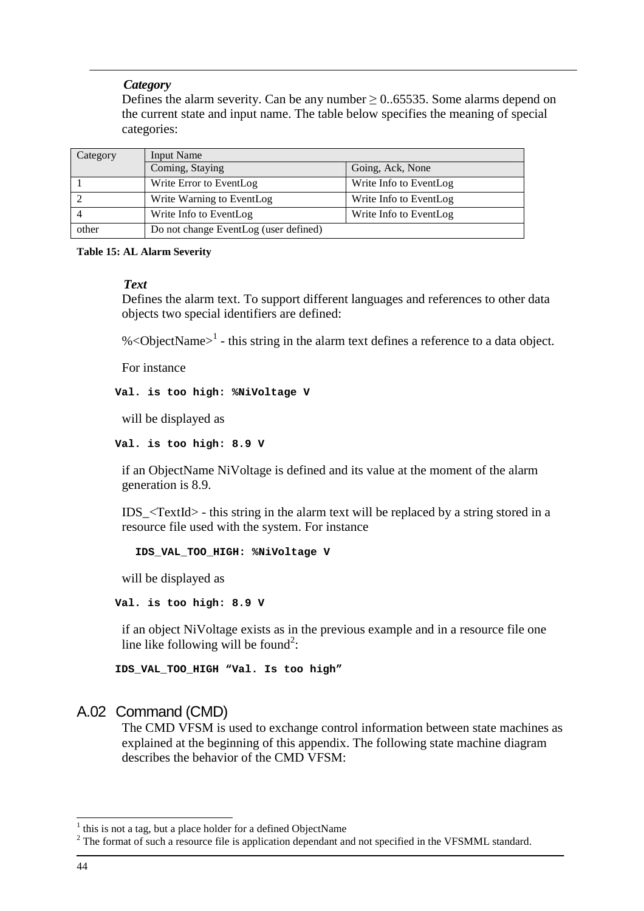***Category***

Defines the alarm severity. Can be any number ≥ 0..65535. Some alarms depend on the current state and input name. The table below specifies the meaning of special categories:

| Category | Input Name | |
|---|---|---|
| | Coming, Staying | Going, Ack, None |
| 1 | Write Error to EventLog | Write Info to EventLog |
| 2 | Write Warning to EventLog | Write Info to EventLog |
| 4 | Write Info to EventLog | Write Info to EventLog |
| other | Do not change EventLog (user defined) | |

**Table 15: AL Alarm Severity**

***Text***

Defines the alarm text. To support different languages and references to other data objects two special identifiers are defined:

%<ObjectName>[1] - this string in the alarm text defines a reference to a data object.

For instance

```
Val. is too high: %NiVoltage V
```

will be displayed as

```
Val. is too high: 8.9 V
```

if an ObjectName NiVoltage is defined and its value at the moment of the alarm generation is 8.9.

IDS_<TextId> - this string in the alarm text will be replaced by a string stored in a resource file used with the system. For instance

```
IDS_VAL_TOO_HIGH: %NiVoltage V
```

will be displayed as

```
Val. is too high: 8.9 V
```

if an object NiVoltage exists as in the previous example and in a resource file one line like following will be found[2]:

```
IDS_VAL_TOO_HIGH “Val. Is too high”
```

## A.02 Command (CMD)

The CMD VFSM is used to exchange control information between state machines as explained at the beginning of this appendix. The following state machine diagram describes the behavior of the CMD VFSM:

---

[1] this is not a tag, but a place holder for a defined ObjectName

[2] The format of such a resource file is application dependant and not specified in the VFSMML standard.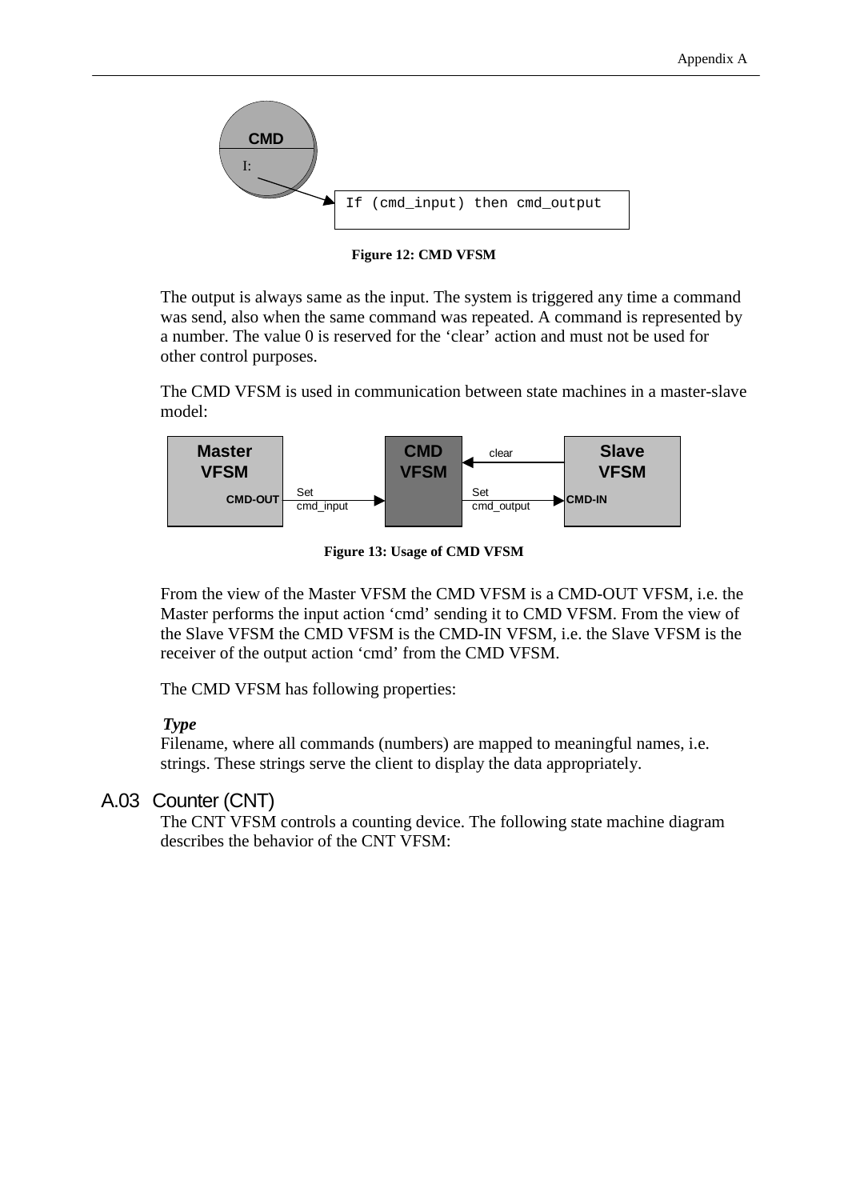```
If (cmd_input) then cmd_output
```

**Figure 12: CMD VFSM**

The output is always same as the input. The system is triggered any time a command was send, also when the same command was repeated. A command is represented by a number. The value 0 is reserved for the 'clear' action and must not be used for other control purposes.

The CMD VFSM is used in communication between state machines in a master-slave model:

**Figure 13: Usage of CMD VFSM**

From the view of the Master VFSM the CMD VFSM is a CMD-OUT VFSM, i.e. the Master performs the input action 'cmd' sending it to CMD VFSM. From the view of the Slave VFSM the CMD VFSM is the CMD-IN VFSM, i.e. the Slave VFSM is the receiver of the output action 'cmd' from the CMD VFSM.

The CMD VFSM has following properties:

***Type***
Filename, where all commands (numbers) are mapped to meaningful names, i.e. strings. These strings serve the client to display the data appropriately.

## A.03 Counter (CNT)

The CNT VFSM controls a counting device. The following state machine diagram describes the behavior of the CNT VFSM: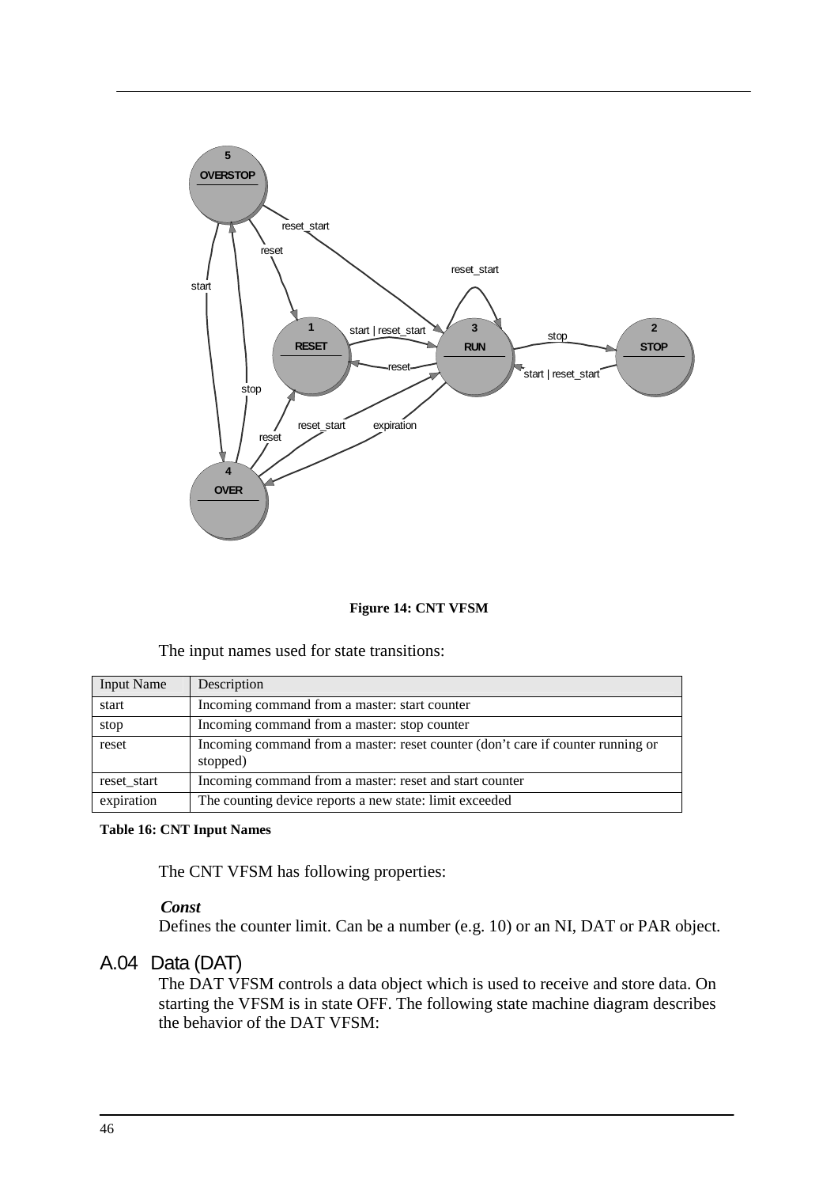**Figure 14: CNT VFSM**

The input names used for state transitions:

| Input Name | Description |
|---|---|
| start | Incoming command from a master: start counter |
| stop | Incoming command from a master: stop counter |
| reset | Incoming command from a master: reset counter (don't care if counter running or stopped) |
| reset_start | Incoming command from a master: reset and start counter |
| expiration | The counting device reports a new state: limit exceeded |

**Table 16: CNT Input Names**

The CNT VFSM has following properties:

***Const***
Defines the counter limit. Can be a number (e.g. 10) or an NI, DAT or PAR object.

## A.04 Data (DAT)

The DAT VFSM controls a data object which is used to receive and store data. On starting the VFSM is in state OFF. The following state machine diagram describes the behavior of the DAT VFSM: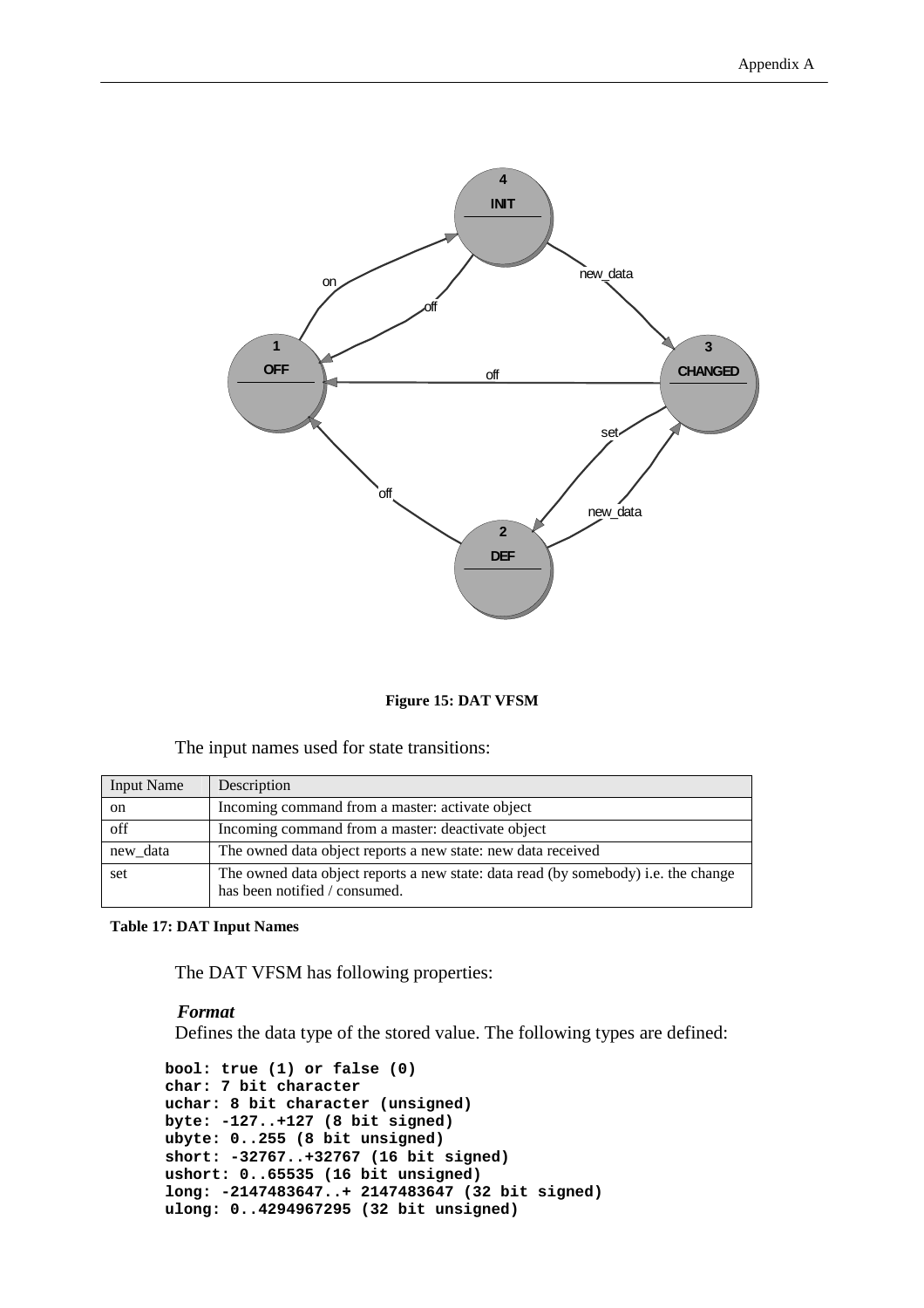**Figure 15: DAT VFSM**

The input names used for state transitions:

| Input Name | Description |
|---|---|
| on | Incoming command from a master: activate object |
| off | Incoming command from a master: deactivate object |
| new_data | The owned data object reports a new state: new data received |
| set | The owned data object reports a new state: data read (by somebody) i.e. the change has been notified / consumed. |

**Table 17: DAT Input Names**

The DAT VFSM has following properties:

***Format***

Defines the data type of the stored value. The following types are defined:

```
bool: true (1) or false (0)
char: 7 bit character
uchar: 8 bit character (unsigned)
byte: -127..+127 (8 bit signed)
ubyte: 0..255 (8 bit unsigned)
short: -32767..+32767 (16 bit signed)
ushort: 0..65535 (16 bit unsigned)
long: -2147483647..+ 2147483647 (32 bit signed)
ulong: 0..4294967295 (32 bit unsigned)
```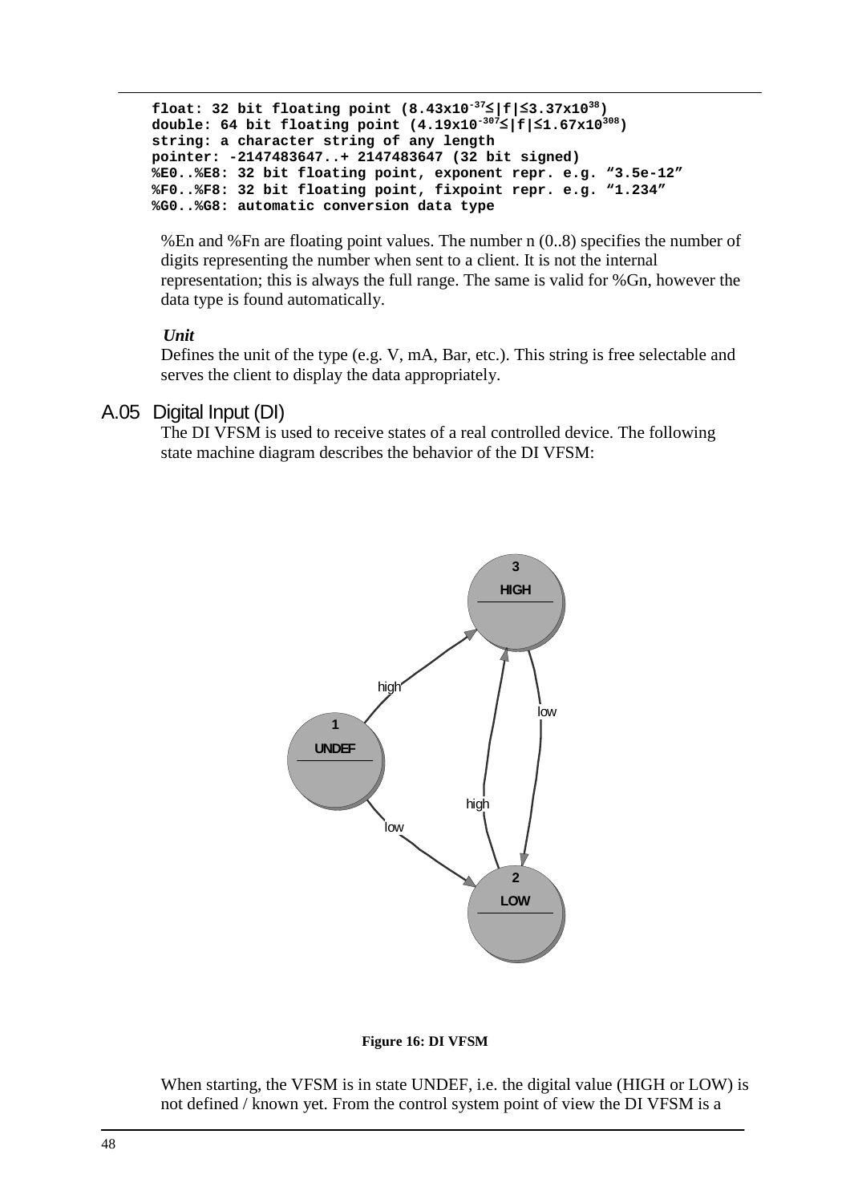```
float: 32 bit floating point (8.43x10-37≤|f|≤3.37x1038)
double: 64 bit floating point (4.19x10-307≤|f|≤1.67x10308)
string: a character string of any length
pointer: -2147483647..+ 2147483647 (32 bit signed)
%E0..%E8: 32 bit floating point, exponent repr. e.g. "3.5e-12"
%F0..%F8: 32 bit floating point, fixpoint repr. e.g. "1.234"
%G0..%G8: automatic conversion data type
```

%En and %Fn are floating point values. The number n (0..8) specifies the number of digits representing the number when sent to a client. It is not the internal representation; this is always the full range. The same is valid for %Gn, however the data type is found automatically.

***Unit***

Defines the unit of the type (e.g. V, mA, Bar, etc.). This string is free selectable and serves the client to display the data appropriately.

## A.05 Digital Input (DI)

The DI VFSM is used to receive states of a real controlled device. The following state machine diagram describes the behavior of the DI VFSM:

**Figure 16: DI VFSM**

When starting, the VFSM is in state UNDEF, i.e. the digital value (HIGH or LOW) is not defined / known yet. From the control system point of view the DI VFSM is a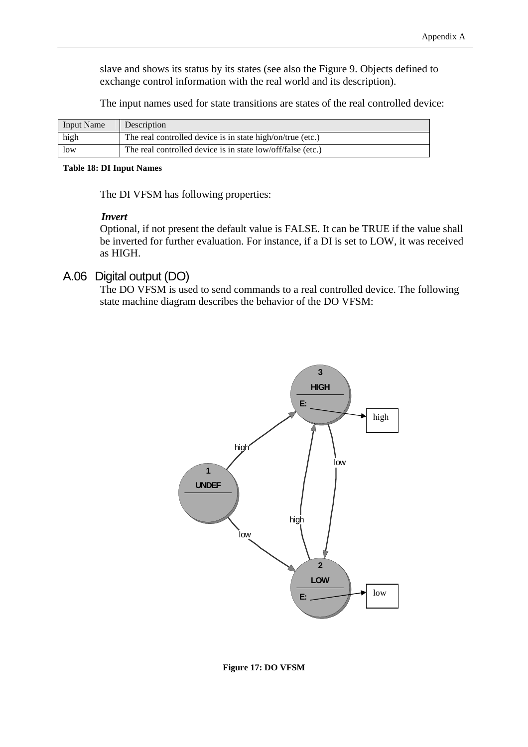slave and shows its status by its states (see also the Figure 9. Objects defined to exchange control information with the real world and its description).

The input names used for state transitions are states of the real controlled device:

| Input Name | Description |
| --- | --- |
| high | The real controlled device is in state high/on/true (etc.) |
| low | The real controlled device is in state low/off/false (etc.) |

**Table 18: DI Input Names**

The DI VFSM has following properties:

***Invert***
Optional, if not present the default value is FALSE. It can be TRUE if the value shall be inverted for further evaluation. For instance, if a DI is set to LOW, it was received as HIGH.

## A.06 Digital output (DO)

The DO VFSM is used to send commands to a real controlled device. The following state machine diagram describes the behavior of the DO VFSM:

**Figure 17: DO VFSM**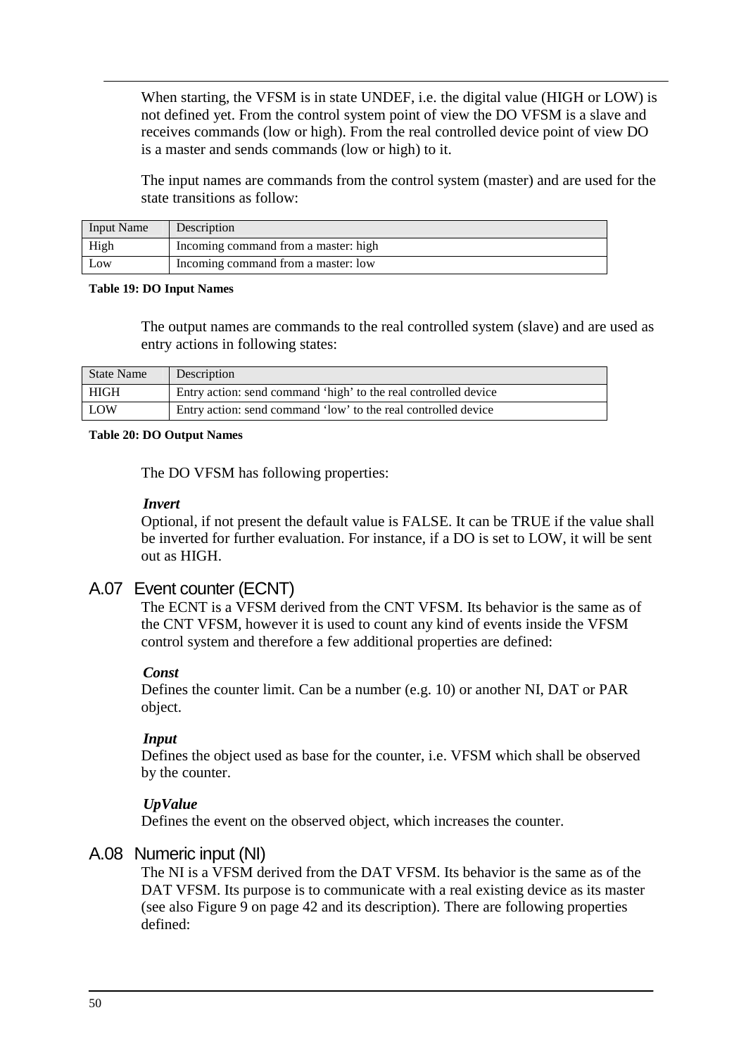When starting, the VFSM is in state UNDEF, i.e. the digital value (HIGH or LOW) is not defined yet. From the control system point of view the DO VFSM is a slave and receives commands (low or high). From the real controlled device point of view DO is a master and sends commands (low or high) to it.

The input names are commands from the control system (master) and are used for the state transitions as follow:

| Input Name | Description |
|---|---|
| High | Incoming command from a master: high |
| Low | Incoming command from a master: low |

**Table 19: DO Input Names**

The output names are commands to the real controlled system (slave) and are used as entry actions in following states:

| State Name | Description |
|---|---|
| HIGH | Entry action: send command ‘high’ to the real controlled device |
| LOW | Entry action: send command ‘low’ to the real controlled device |

**Table 20: DO Output Names**

The DO VFSM has following properties:

***Invert***
Optional, if not present the default value is FALSE. It can be TRUE if the value shall be inverted for further evaluation. For instance, if a DO is set to LOW, it will be sent out as HIGH.

## A.07 Event counter (ECNT)

The ECNT is a VFSM derived from the CNT VFSM. Its behavior is the same as of the CNT VFSM, however it is used to count any kind of events inside the VFSM control system and therefore a few additional properties are defined:

***Const***
Defines the counter limit. Can be a number (e.g. 10) or another NI, DAT or PAR object.

***Input***
Defines the object used as base for the counter, i.e. VFSM which shall be observed by the counter.

***UpValue***
Defines the event on the observed object, which increases the counter.

## A.08 Numeric input (NI)

The NI is a VFSM derived from the DAT VFSM. Its behavior is the same as of the DAT VFSM. Its purpose is to communicate with a real existing device as its master (see also Figure 9 on page 42 and its description). There are following properties defined: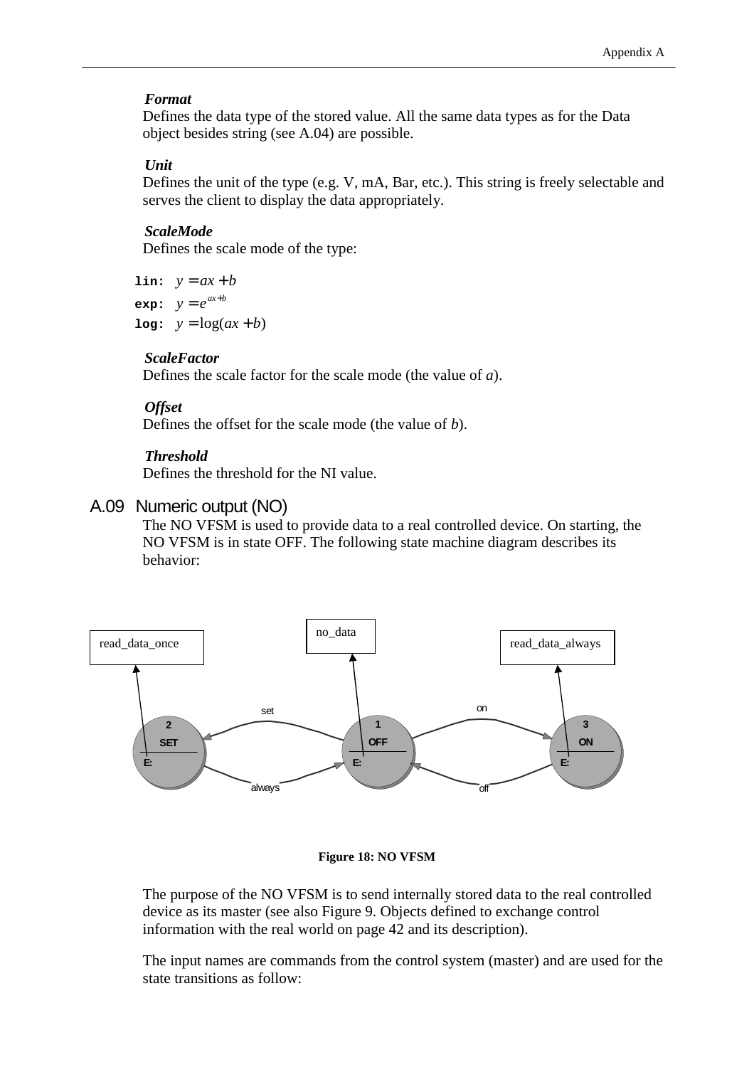***Format***

Defines the data type of the stored value. All the same data types as for the Data object besides string (see A.04) are possible.

***Unit***

Defines the unit of the type (e.g. V, mA, Bar, etc.). This string is freely selectable and serves the client to display the data appropriately.

***ScaleMode***

Defines the scale mode of the type:

`lin:` $y = ax + b$

`exp:` $y = e^{ax+b}$

`log:` $y = \log(ax + b)$

***ScaleFactor***

Defines the scale factor for the scale mode (the value of *a*).

***Offset***

Defines the offset for the scale mode (the value of *b*).

***Threshold***

Defines the threshold for the NI value.

## A.09 Numeric output (NO)

The NO VFSM is used to provide data to a real controlled device. On starting, the NO VFSM is in state OFF. The following state machine diagram describes its behavior:

**Figure 18: NO VFSM**

The purpose of the NO VFSM is to send internally stored data to the real controlled device as its master (see also Figure 9. Objects defined to exchange control information with the real world on page 42 and its description).

The input names are commands from the control system (master) and are used for the state transitions as follow: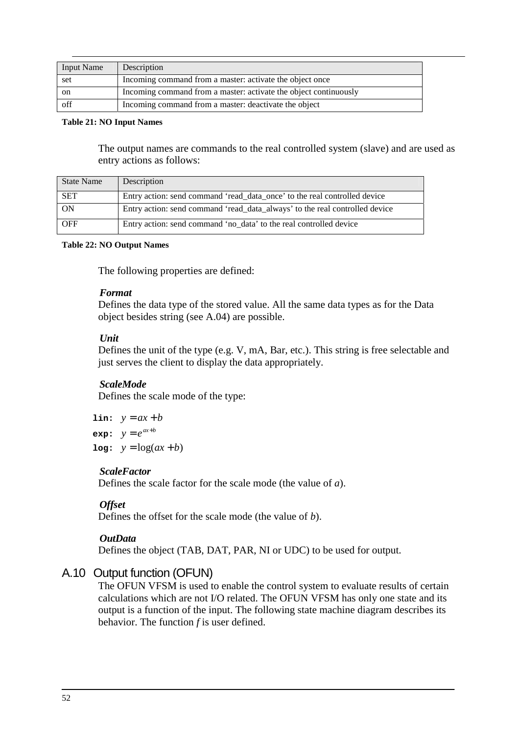| Input Name | Description |
|---|---|
| set | Incoming command from a master: activate the object once |
| on | Incoming command from a master: activate the object continuously |
| off | Incoming command from a master: deactivate the object |

**Table 21: NO Input Names**

The output names are commands to the real controlled system (slave) and are used as entry actions as follows:

| State Name | Description |
|---|---|
| SET | Entry action: send command ‘read_data_once’ to the real controlled device |
| ON | Entry action: send command ‘read_data_always’ to the real controlled device |
| OFF | Entry action: send command ‘no_data’ to the real controlled device |

**Table 22: NO Output Names**

The following properties are defined:

***Format***
Defines the data type of the stored value. All the same data types as for the Data object besides string (see A.04) are possible.

***Unit***
Defines the unit of the type (e.g. V, mA, Bar, etc.). This string is free selectable and just serves the client to display the data appropriately.

***ScaleMode***
Defines the scale mode of the type:

**lin:** $y = ax + b$

**exp:** $y = e^{ax+b}$

**log:** $y = \log(ax + b)$

***ScaleFactor***
Defines the scale factor for the scale mode (the value of *a*).

***Offset***
Defines the offset for the scale mode (the value of *b*).

***OutData***
Defines the object (TAB, DAT, PAR, NI or UDC) to be used for output.

## A.10 Output function (OFUN)

The OFUN VFSM is used to enable the control system to evaluate results of certain calculations which are not I/O related. The OFUN VFSM has only one state and its output is a function of the input. The following state machine diagram describes its behavior. The function *f* is user defined.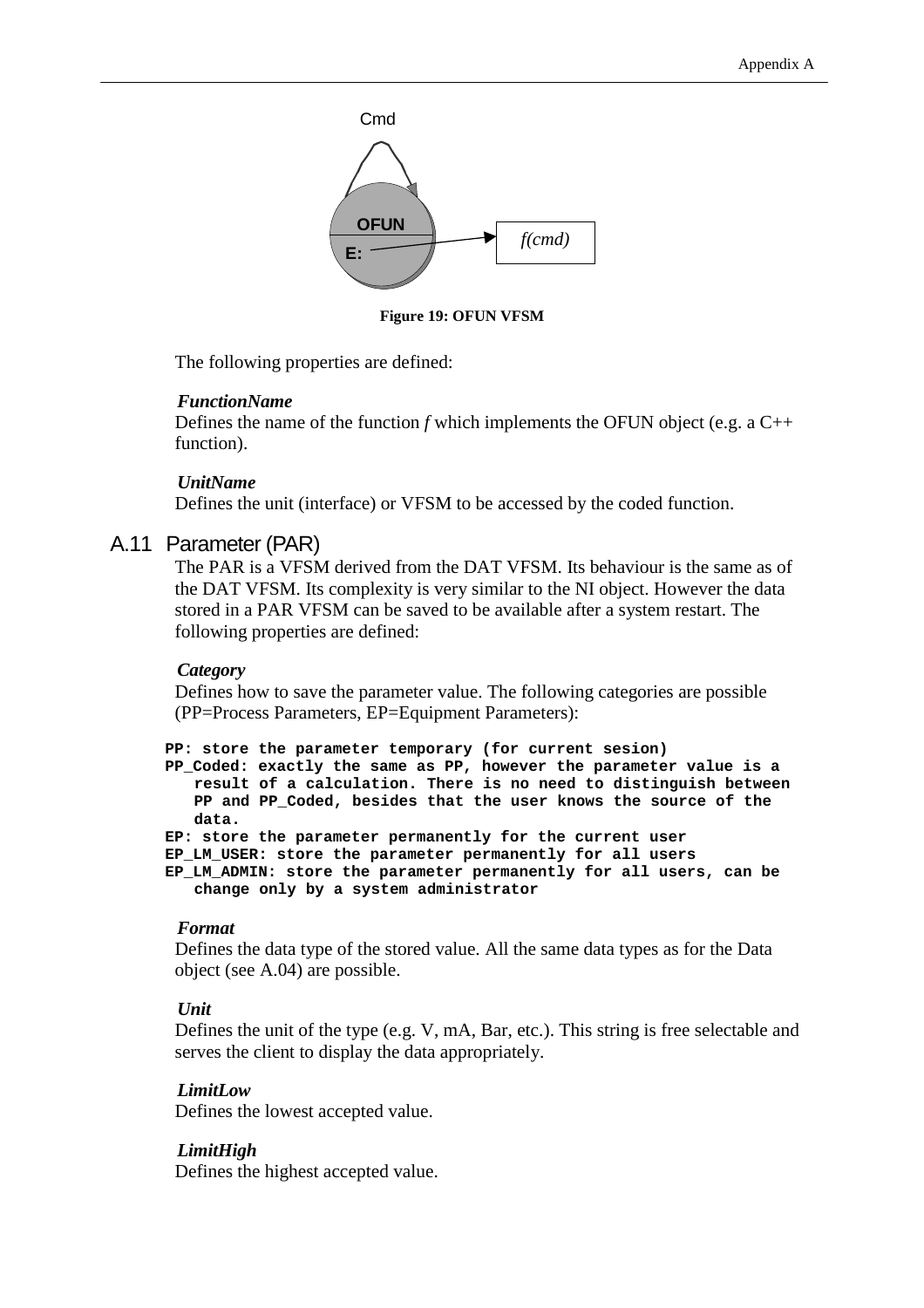Figure 19: OFUN VFSM

The following properties are defined:

***FunctionName***
Defines the name of the function *f* which implements the OFUN object (e.g. a C++ function).

***UnitName***
Defines the unit (interface) or VFSM to be accessed by the coded function.

## A.11 Parameter (PAR)

The PAR is a VFSM derived from the DAT VFSM. Its behaviour is the same as of the DAT VFSM. Its complexity is very similar to the NI object. However the data stored in a PAR VFSM can be saved to be available after a system restart. The following properties are defined:

***Category***
Defines how to save the parameter value. The following categories are possible (PP=Process Parameters, EP=Equipment Parameters):

```
PP: store the parameter temporary (for current sesion)
PP_Coded: exactly the same as PP, however the parameter value is a
   result of a calculation. There is no need to distinguish between
   PP and PP_Coded, besides that the user knows the source of the
   data.
EP: store the parameter permanently for the current user
EP_LM_USER: store the parameter permanently for all users
EP_LM_ADMIN: store the parameter permanently for all users, can be
   change only by a system administrator
```

***Format***
Defines the data type of the stored value. All the same data types as for the Data object (see A.04) are possible.

***Unit***
Defines the unit of the type (e.g. V, mA, Bar, etc.). This string is free selectable and serves the client to display the data appropriately.

***LimitLow***
Defines the lowest accepted value.

***LimitHigh***
Defines the highest accepted value.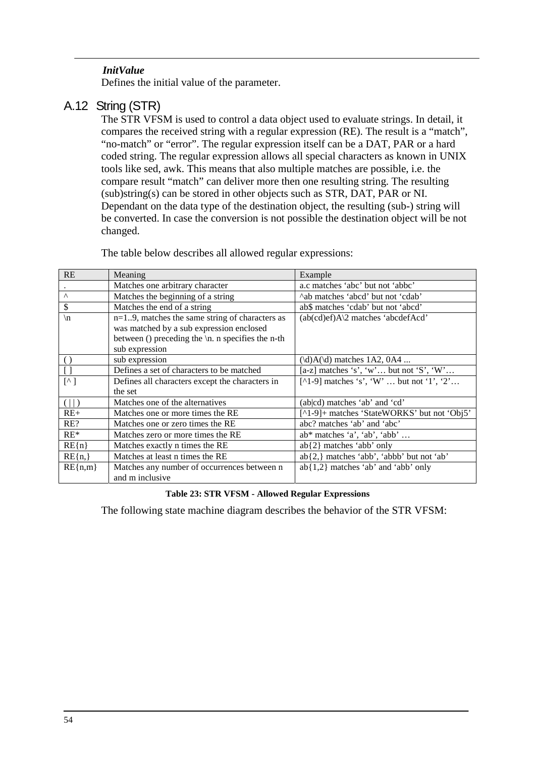*InitValue*

Defines the initial value of the parameter.

## A.12 String (STR)

The STR VFSM is used to control a data object used to evaluate strings. In detail, it compares the received string with a regular expression (RE). The result is a "match", "no-match" or "error". The regular expression itself can be a DAT, PAR or a hard coded string. The regular expression allows all special characters as known in UNIX tools like sed, awk. This means that also multiple matches are possible, i.e. the compare result "match" can deliver more then one resulting string. The resulting (sub)string(s) can be stored in other objects such as STR, DAT, PAR or NI. Dependant on the data type of the destination object, the resulting (sub-) string will be converted. In case the conversion is not possible the destination object will be not changed.

The table below describes all allowed regular expressions:

| RE | Meaning | Example |
|---|---|---|
| . | Matches one arbitrary character | a.c matches 'abc' but not 'abbc' |
| ^ | Matches the beginning of a string | ^ab matches 'abcd' but not 'cdab' |
| $ | Matches the end of a string | ab$ matches 'cdab' but not 'abcd' |
| \n | n=1..9, matches the same string of characters as was matched by a sub expression enclosed between () preceding the \n. n specifies the n-th sub expression | (ab(cd)ef)A\2 matches 'abcdefAcd' |
| ( ) | sub expression | (\d)A(\d) matches 1A2, 0A4 ... |
| [ ] | Defines a set of characters to be matched | [a-z] matches 's', 'w'… but not 'S', 'W'… |
| [^ ] | Defines all characters except the characters in the set | [^1-9] matches 's', 'W' … but not '1', '2'… |
| ( \| \| ) | Matches one of the alternatives | (ab\|cd) matches 'ab' and 'cd' |
| RE+ | Matches one or more times the RE | [^1-9]+ matches 'StateWORKS' but not 'Obj5' |
| RE? | Matches one or zero times the RE | abc? matches 'ab' and 'abc' |
| RE* | Matches zero or more times the RE | ab* matches 'a', 'ab', 'abb' … |
| RE{n} | Matches exactly n times the RE | ab{2} matches 'abb' only |
| RE{n,} | Matches at least n times the RE | ab{2,} matches 'abb', 'abbb' but not 'ab' |
| RE{n,m} | Matches any number of occurrences between n and m inclusive | ab{1,2} matches 'ab' and 'abb' only |

**Table 23: STR VFSM - Allowed Regular Expressions**

The following state machine diagram describes the behavior of the STR VFSM: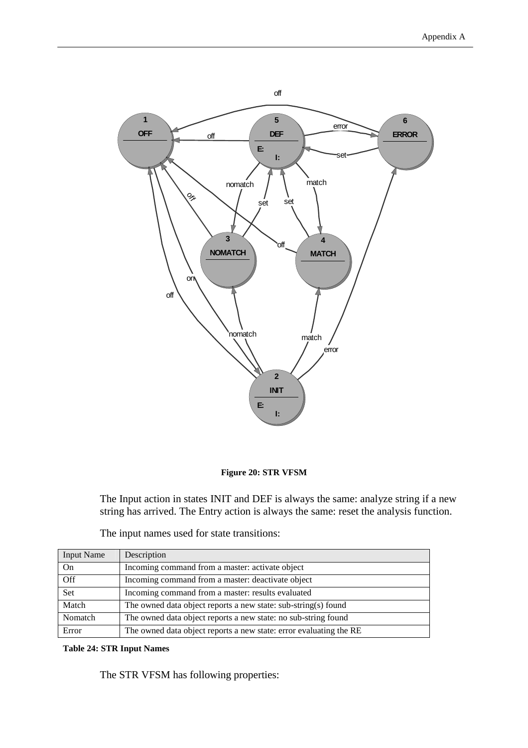Figure 20: STR VFSM

The Input action in states INIT and DEF is always the same: analyze string if a new string has arrived. The Entry action is always the same: reset the analysis function.

The input names used for state transitions:

| Input Name | Description |
|---|---|
| On | Incoming command from a master: activate object |
| Off | Incoming command from a master: deactivate object |
| Set | Incoming command from a master: results evaluated |
| Match | The owned data object reports a new state: sub-string(s) found |
| Nomatch | The owned data object reports a new state: no sub-string found |
| Error | The owned data object reports a new state: error evaluating the RE |

**Table 24: STR Input Names**

The STR VFSM has following properties: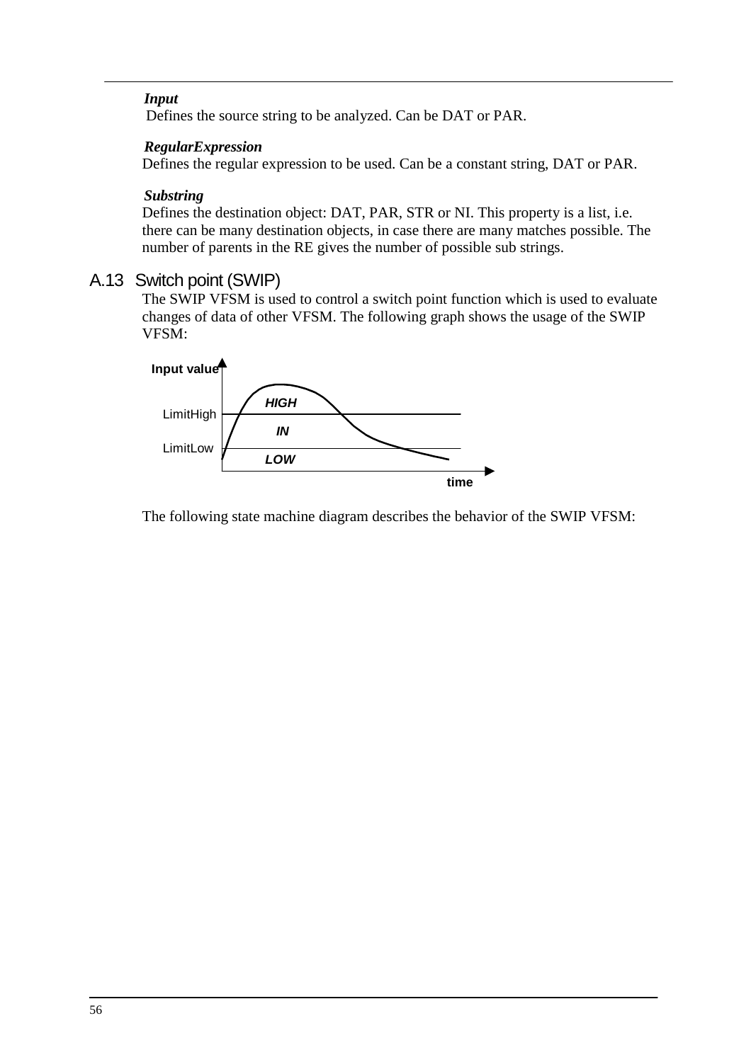***Input***

Defines the source string to be analyzed. Can be DAT or PAR.

***RegularExpression***

Defines the regular expression to be used. Can be a constant string, DAT or PAR.

***Substring***

Defines the destination object: DAT, PAR, STR or NI. This property is a list, i.e. there can be many destination objects, in case there are many matches possible. The number of parents in the RE gives the number of possible sub strings.

## A.13 Switch point (SWIP)

The SWIP VFSM is used to control a switch point function which is used to evaluate changes of data of other VFSM. The following graph shows the usage of the SWIP VFSM:

Input value

HIGH

LimitHigh

IN

LimitLow

LOW

time

The following state machine diagram describes the behavior of the SWIP VFSM: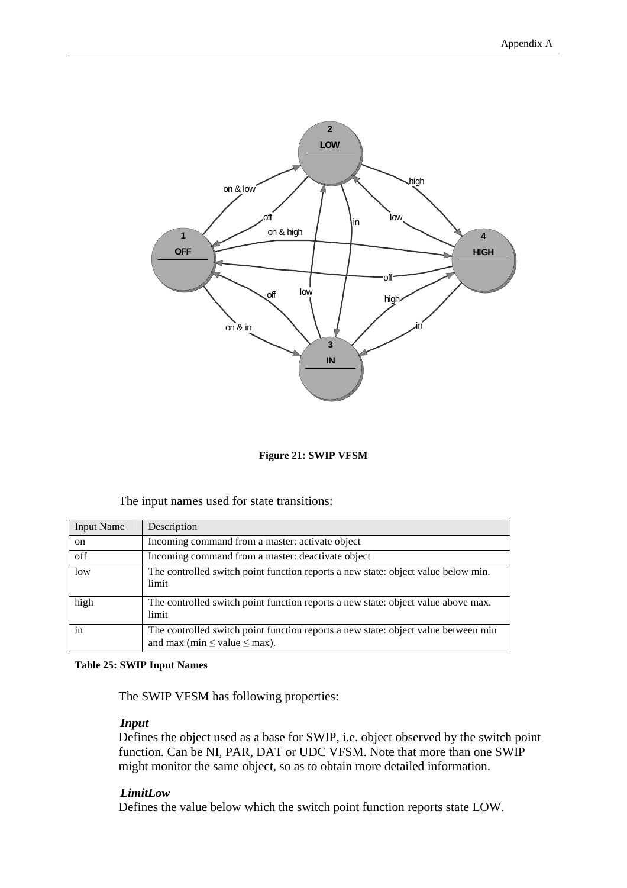**Figure 21: SWIP VFSM**

The input names used for state transitions:

| Input Name | Description |
|---|---|
| on | Incoming command from a master: activate object |
| off | Incoming command from a master: deactivate object |
| low | The controlled switch point function reports a new state: object value below min. limit |
| high | The controlled switch point function reports a new state: object value above max. limit |
| in | The controlled switch point function reports a new state: object value between min and max (min ≤ value ≤ max). |

**Table 25: SWIP Input Names**

The SWIP VFSM has following properties:

***Input***

Defines the object used as a base for SWIP, i.e. object observed by the switch point function. Can be NI, PAR, DAT or UDC VFSM. Note that more than one SWIP might monitor the same object, so as to obtain more detailed information.

***LimitLow***

Defines the value below which the switch point function reports state LOW.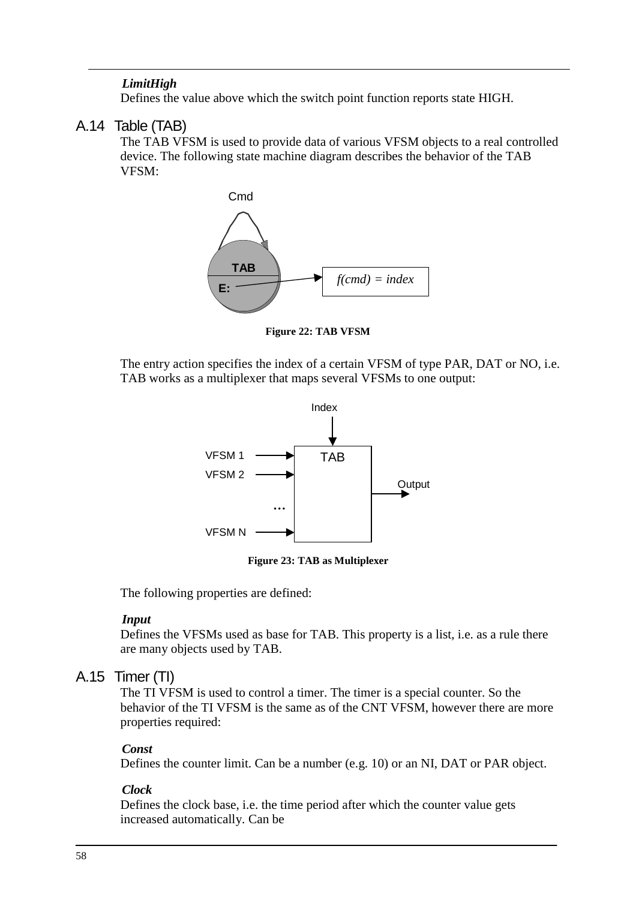***LimitHigh***
Defines the value above which the switch point function reports state HIGH.

## A.14 Table (TAB)

The TAB VFSM is used to provide data of various VFSM objects to a real controlled device. The following state machine diagram describes the behavior of the TAB VFSM:

**Figure 22: TAB VFSM**

The entry action specifies the index of a certain VFSM of type PAR, DAT or NO, i.e. TAB works as a multiplexer that maps several VFSMs to one output:

**Figure 23: TAB as Multiplexer**

The following properties are defined:

***Input***
Defines the VFSMs used as base for TAB. This property is a list, i.e. as a rule there are many objects used by TAB.

## A.15 Timer (TI)

The TI VFSM is used to control a timer. The timer is a special counter. So the behavior of the TI VFSM is the same as of the CNT VFSM, however there are more properties required:

***Const***
Defines the counter limit. Can be a number (e.g. 10) or an NI, DAT or PAR object.

***Clock***
Defines the clock base, i.e. the time period after which the counter value gets increased automatically. Can be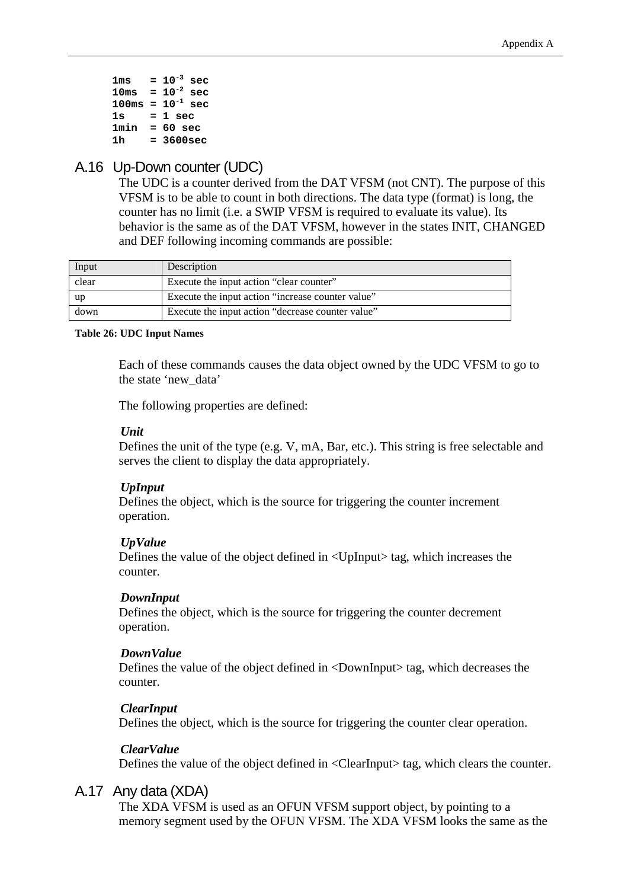```
1ms   = 10^-3 sec
10ms  = 10^-2 sec
100ms = 10^-1 sec
1s    = 1 sec
1min  = 60 sec
1h    = 3600sec
```

## A.16 Up-Down counter (UDC)

The UDC is a counter derived from the DAT VFSM (not CNT). The purpose of this VFSM is to be able to count in both directions. The data type (format) is long, the counter has no limit (i.e. a SWIP VFSM is required to evaluate its value). Its behavior is the same as of the DAT VFSM, however in the states INIT, CHANGED and DEF following incoming commands are possible:

| Input | Description |
|---|---|
| clear | Execute the input action “clear counter” |
| up | Execute the input action “increase counter value” |
| down | Execute the input action “decrease counter value” |

**Table 26: UDC Input Names**

Each of these commands causes the data object owned by the UDC VFSM to go to the state ‘new_data’

The following properties are defined:

***Unit***
Defines the unit of the type (e.g. V, mA, Bar, etc.). This string is free selectable and serves the client to display the data appropriately.

***UpInput***
Defines the object, which is the source for triggering the counter increment operation.

***UpValue***
Defines the value of the object defined in <UpInput> tag, which increases the counter.

***DownInput***
Defines the object, which is the source for triggering the counter decrement operation.

***DownValue***
Defines the value of the object defined in <DownInput> tag, which decreases the counter.

***ClearInput***
Defines the object, which is the source for triggering the counter clear operation.

***ClearValue***
Defines the value of the object defined in <ClearInput> tag, which clears the counter.

## A.17 Any data (XDA)

The XDA VFSM is used as an OFUN VFSM support object, by pointing to a memory segment used by the OFUN VFSM. The XDA VFSM looks the same as the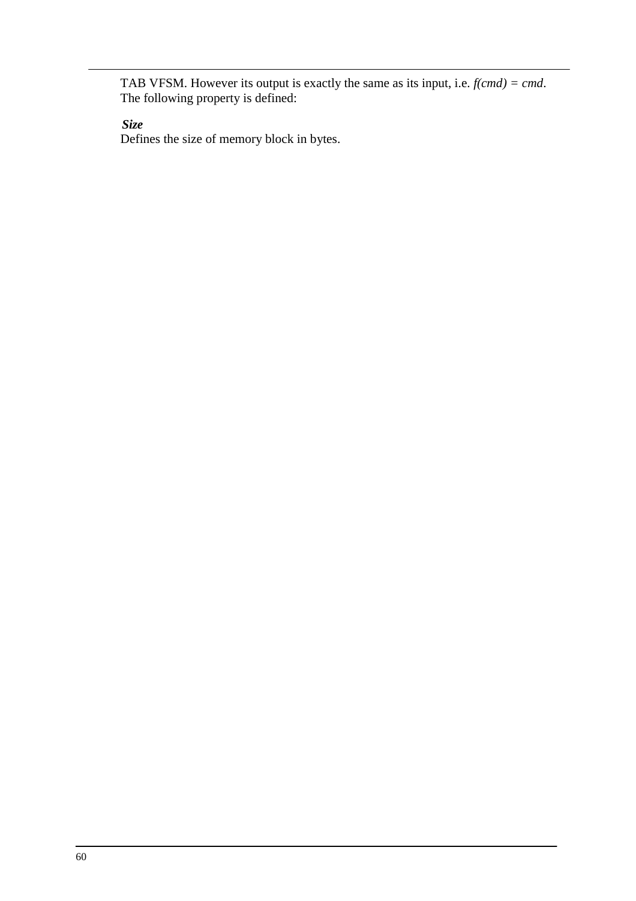TAB VFSM. However its output is exactly the same as its input, i.e. $f(cmd) = cmd$. The following property is defined:

***Size***

Defines the size of memory block in bytes.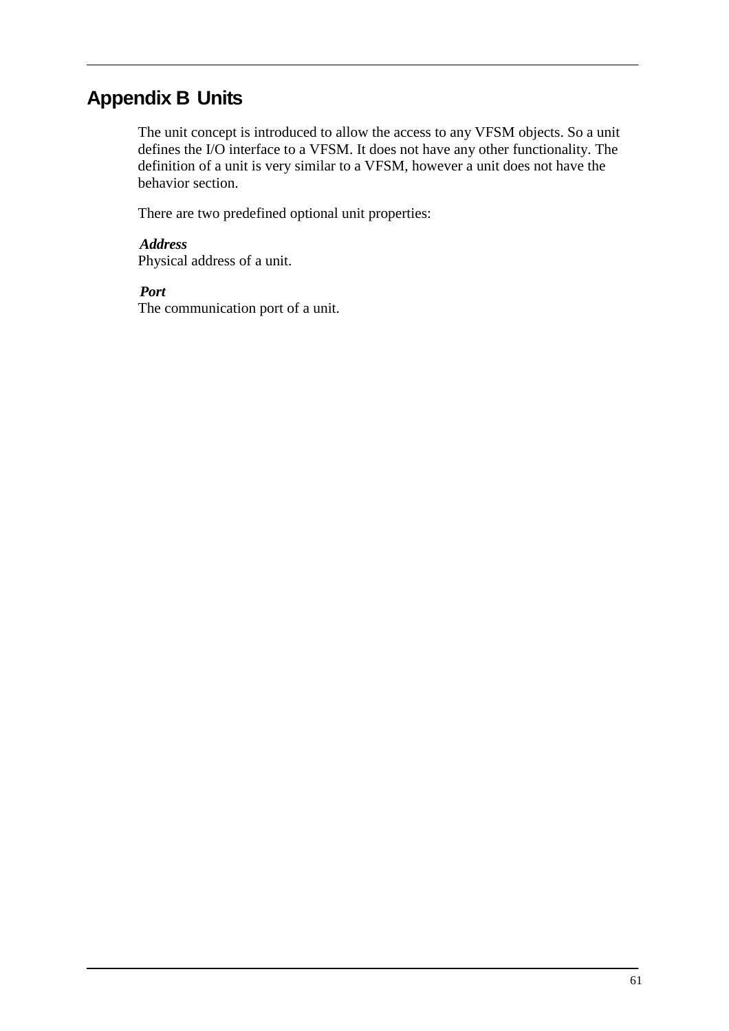# Appendix B Units

The unit concept is introduced to allow the access to any VFSM objects. So a unit defines the I/O interface to a VFSM. It does not have any other functionality. The definition of a unit is very similar to a VFSM, however a unit does not have the behavior section.

There are two predefined optional unit properties:

***Address***
Physical address of a unit.

***Port***
The communication port of a unit.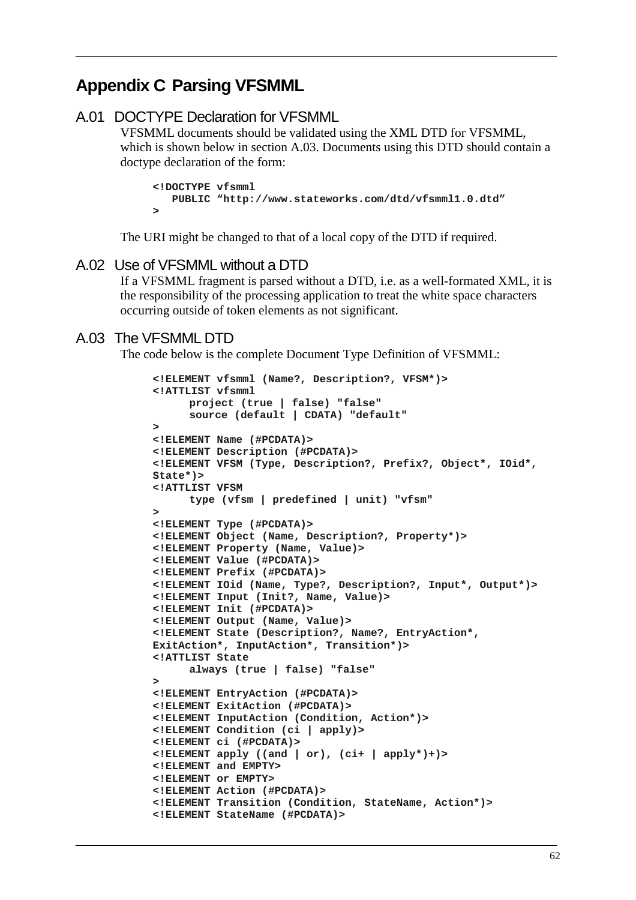# Appendix C Parsing VFSMML

## A.01 DOCTYPE Declaration for VFSMML

VFSMML documents should be validated using the XML DTD for VFSMML, which is shown below in section A.03. Documents using this DTD should contain a doctype declaration of the form:

```
<!DOCTYPE vfsmml
   PUBLIC "http://www.stateworks.com/dtd/vfsmml1.0.dtd"
>
```

The URI might be changed to that of a local copy of the DTD if required.

## A.02 Use of VFSMML without a DTD

If a VFSMML fragment is parsed without a DTD, i.e. as a well-formated XML, it is the responsibility of the processing application to treat the white space characters occurring outside of token elements as not significant.

## A.03 The VFSMML DTD

The code below is the complete Document Type Definition of VFSMML:

```
<!ELEMENT vfsmml (Name?, Description?, VFSM*)>
<!ATTLIST vfsmml
      project (true | false) "false"
      source (default | CDATA) "default"
>
<!ELEMENT Name (#PCDATA)>
<!ELEMENT Description (#PCDATA)>
<!ELEMENT VFSM (Type, Description?, Prefix?, Object*, IOid*,
State*)>
<!ATTLIST VFSM
      type (vfsm | predefined | unit) "vfsm"
>
<!ELEMENT Type (#PCDATA)>
<!ELEMENT Object (Name, Description?, Property*)>
<!ELEMENT Property (Name, Value)>
<!ELEMENT Value (#PCDATA)>
<!ELEMENT Prefix (#PCDATA)>
<!ELEMENT IOid (Name, Type?, Description?, Input*, Output*)>
<!ELEMENT Input (Init?, Name, Value)>
<!ELEMENT Init (#PCDATA)>
<!ELEMENT Output (Name, Value)>
<!ELEMENT State (Description?, Name?, EntryAction*,
ExitAction*, InputAction*, Transition*)>
<!ATTLIST State
      always (true | false) "false"
>
<!ELEMENT EntryAction (#PCDATA)>
<!ELEMENT ExitAction (#PCDATA)>
<!ELEMENT InputAction (Condition, Action*)>
<!ELEMENT Condition (ci | apply)>
<!ELEMENT ci (#PCDATA)>
<!ELEMENT apply ((and | or), (ci+ | apply*)+)>
<!ELEMENT and EMPTY>
<!ELEMENT or EMPTY>
<!ELEMENT Action (#PCDATA)>
<!ELEMENT Transition (Condition, StateName, Action*)>
<!ELEMENT StateName (#PCDATA)>
```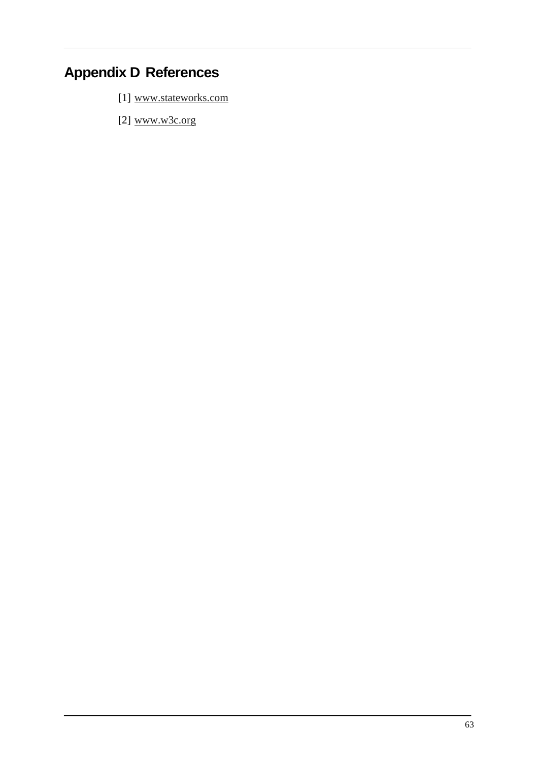# Appendix D References

[1] www.stateworks.com

[2] www.w3c.org